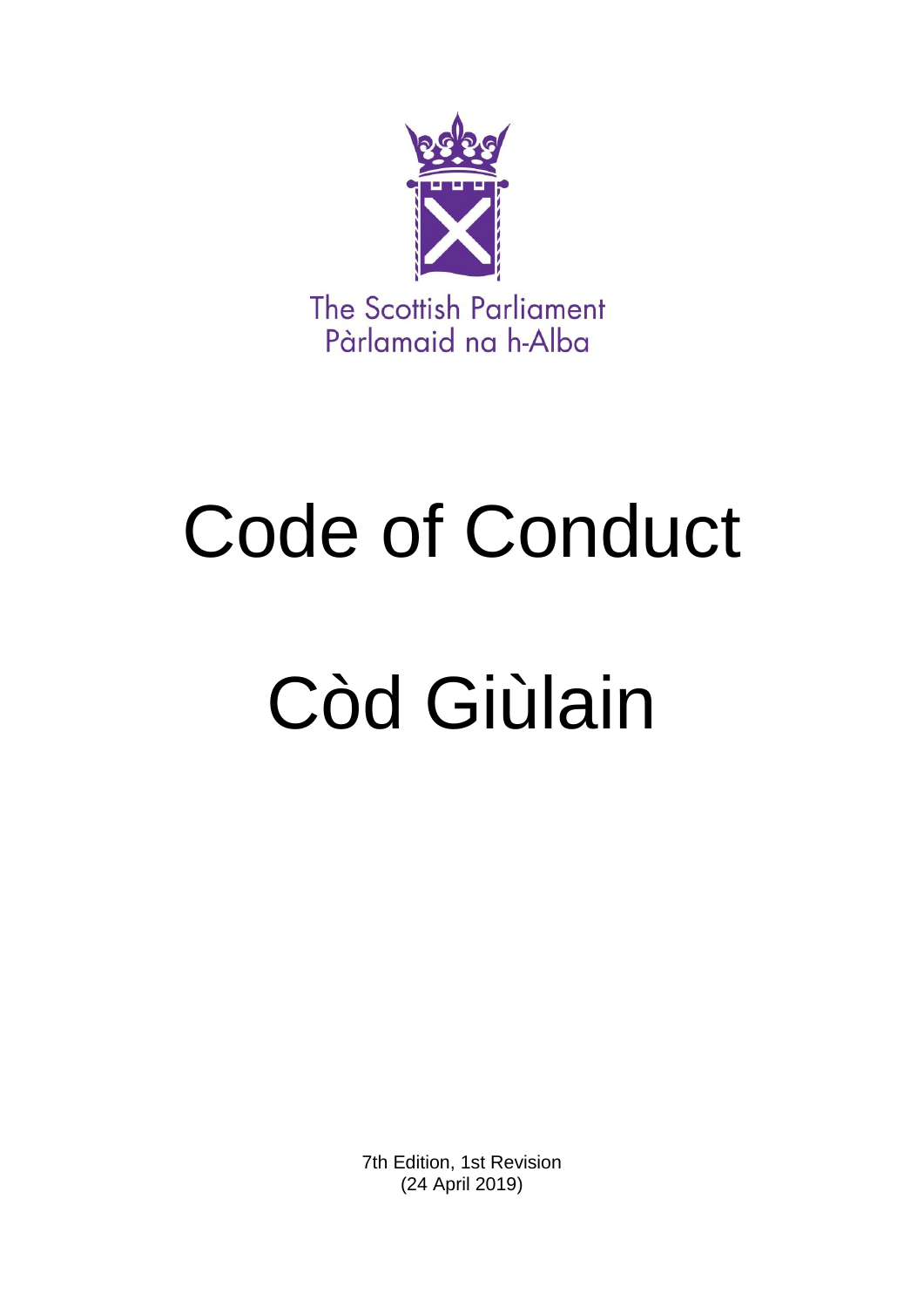The Scottish Parliament
Pàrlamaid na h-Alba

# Code of Conduct

# Còd Giùlain

7th Edition, 1st Revision
(24 April 2019)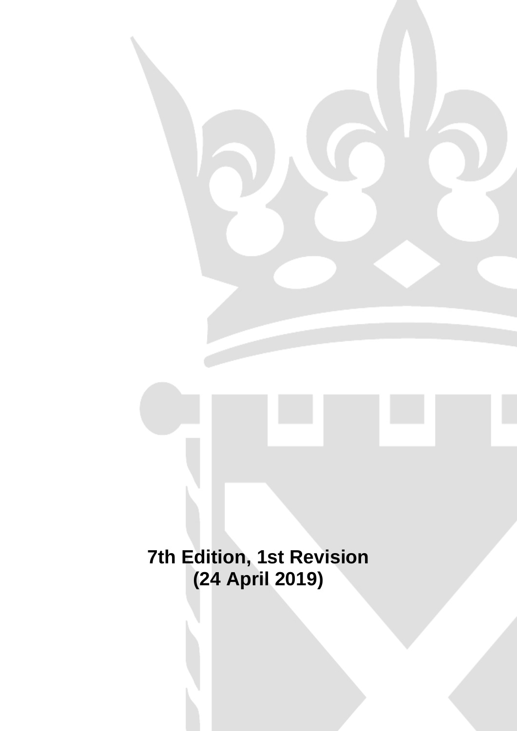**7th Edition, 1st Revision**
**(24 April 2019)**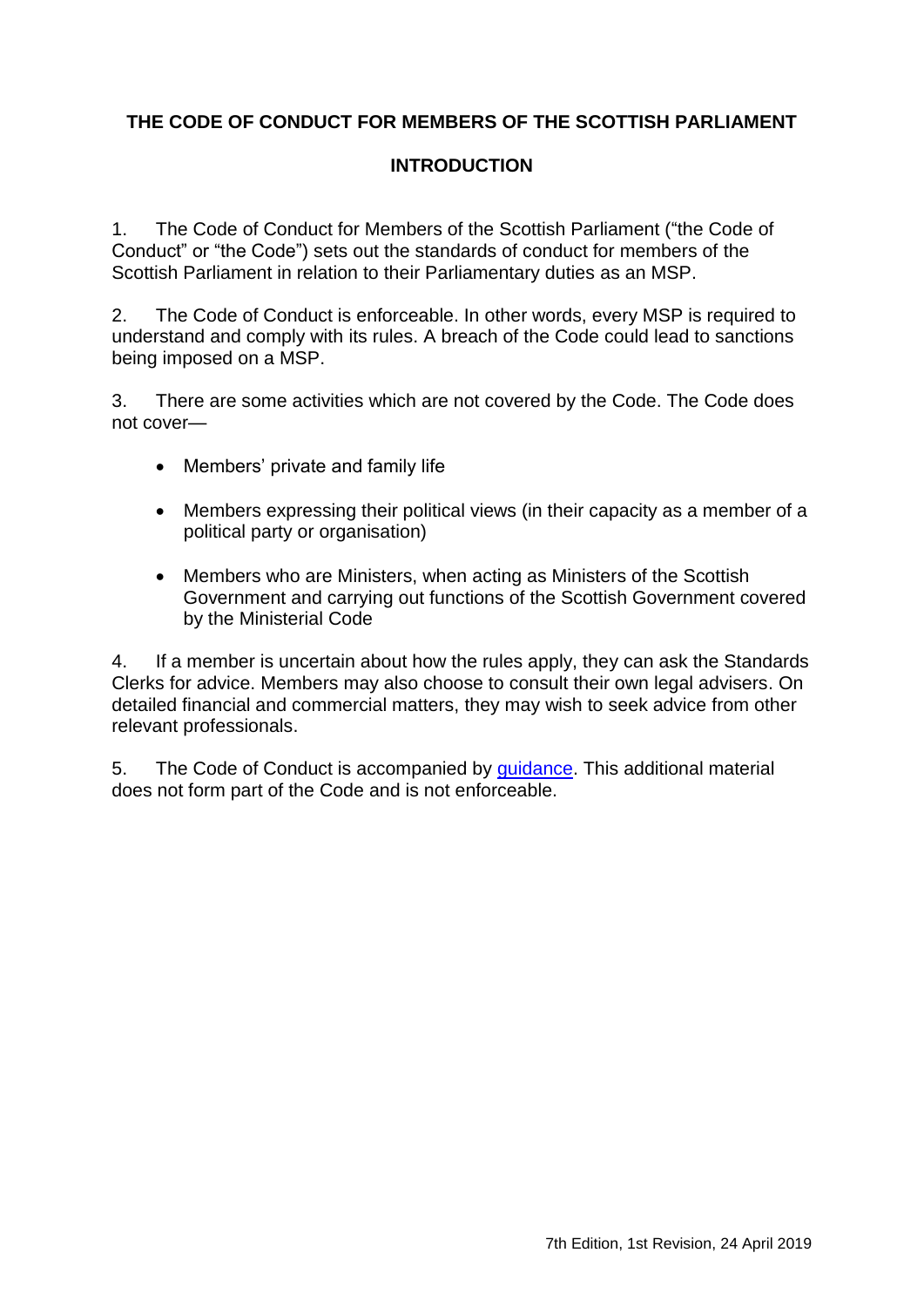# THE CODE OF CONDUCT FOR MEMBERS OF THE SCOTTISH PARLIAMENT

## INTRODUCTION

1. The Code of Conduct for Members of the Scottish Parliament ("the Code of Conduct" or "the Code") sets out the standards of conduct for members of the Scottish Parliament in relation to their Parliamentary duties as an MSP.

2. The Code of Conduct is enforceable. In other words, every MSP is required to understand and comply with its rules. A breach of the Code could lead to sanctions being imposed on a MSP.

3. There are some activities which are not covered by the Code. The Code does not cover—

- Members' private and family life
- Members expressing their political views (in their capacity as a member of a political party or organisation)
- Members who are Ministers, when acting as Ministers of the Scottish Government and carrying out functions of the Scottish Government covered by the Ministerial Code

4. If a member is uncertain about how the rules apply, they can ask the Standards Clerks for advice. Members may also choose to consult their own legal advisers. On detailed financial and commercial matters, they may wish to seek advice from other relevant professionals.

5. The Code of Conduct is accompanied by guidance. This additional material does not form part of the Code and is not enforceable.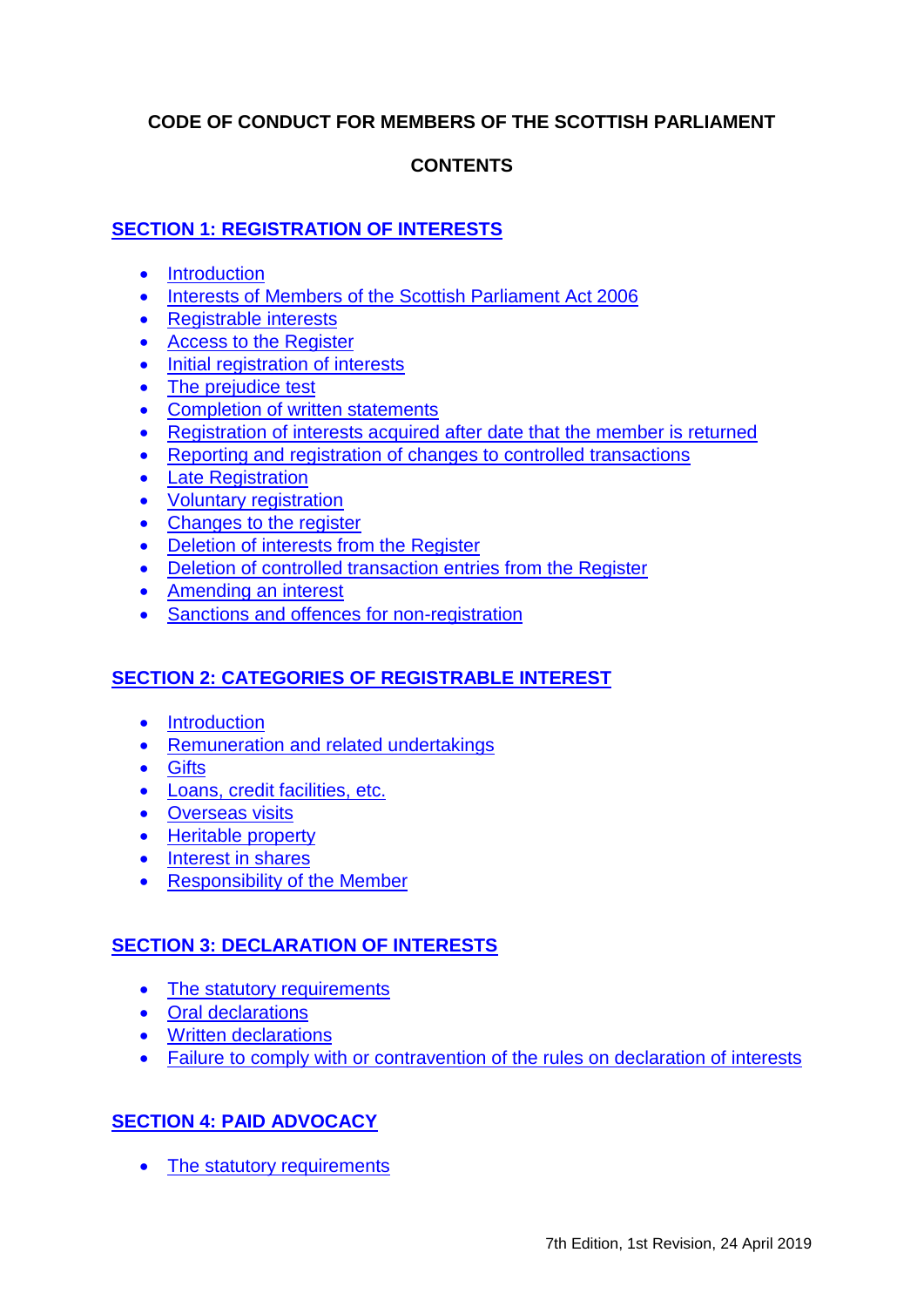**CODE OF CONDUCT FOR MEMBERS OF THE SCOTTISH PARLIAMENT**

**CONTENTS**

## SECTION 1: REGISTRATION OF INTERESTS

- Introduction
- Interests of Members of the Scottish Parliament Act 2006
- Registrable interests
- Access to the Register
- Initial registration of interests
- The prejudice test
- Completion of written statements
- Registration of interests acquired after date that the member is returned
- Reporting and registration of changes to controlled transactions
- Late Registration
- Voluntary registration
- Changes to the register
- Deletion of interests from the Register
- Deletion of controlled transaction entries from the Register
- Amending an interest
- Sanctions and offences for non-registration

## SECTION 2: CATEGORIES OF REGISTRABLE INTEREST

- Introduction
- Remuneration and related undertakings
- Gifts
- Loans, credit facilities, etc.
- Overseas visits
- Heritable property
- Interest in shares
- Responsibility of the Member

## SECTION 3: DECLARATION OF INTERESTS

- The statutory requirements
- Oral declarations
- Written declarations
- Failure to comply with or contravention of the rules on declaration of interests

## SECTION 4: PAID ADVOCACY

- The statutory requirements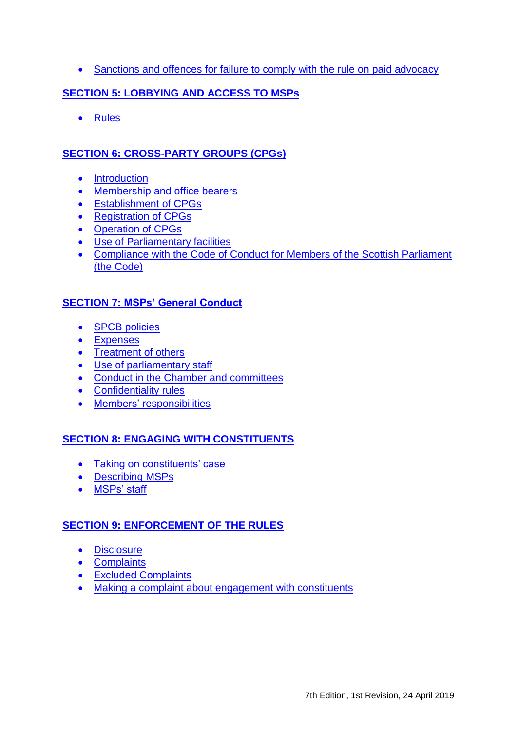- Sanctions and offences for failure to comply with the rule on paid advocacy

## SECTION 5: LOBBYING AND ACCESS TO MSPs

- Rules

## SECTION 6: CROSS-PARTY GROUPS (CPGs)

- Introduction
- Membership and office bearers
- Establishment of CPGs
- Registration of CPGs
- Operation of CPGs
- Use of Parliamentary facilities
- Compliance with the Code of Conduct for Members of the Scottish Parliament (the Code)

## SECTION 7: MSPs' General Conduct

- SPCB policies
- Expenses
- Treatment of others
- Use of parliamentary staff
- Conduct in the Chamber and committees
- Confidentiality rules
- Members' responsibilities

## SECTION 8: ENGAGING WITH CONSTITUENTS

- Taking on constituents' case
- Describing MSPs
- MSPs' staff

## SECTION 9: ENFORCEMENT OF THE RULES

- Disclosure
- Complaints
- Excluded Complaints
- Making a complaint about engagement with constituents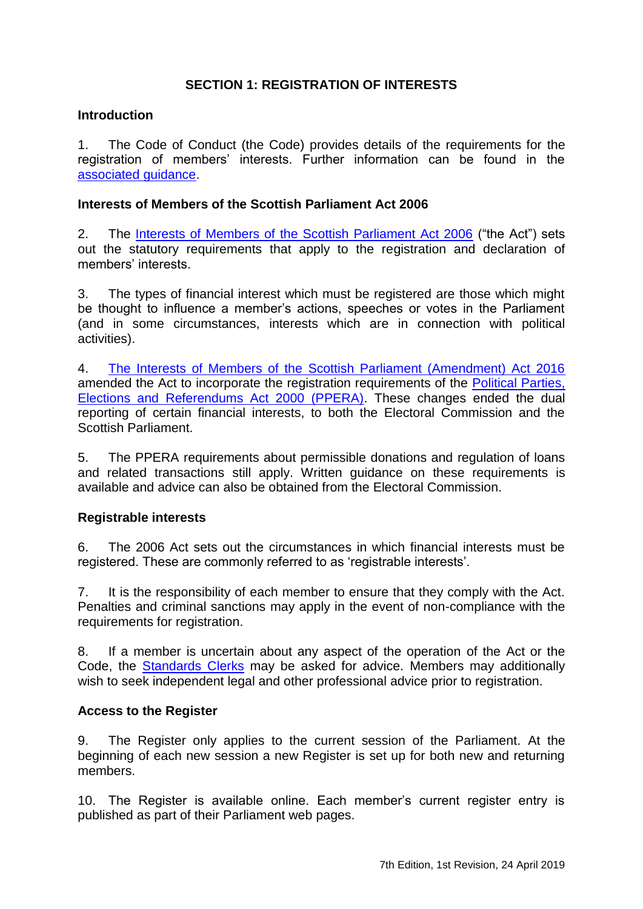## SECTION 1: REGISTRATION OF INTERESTS

### Introduction

1. The Code of Conduct (the Code) provides details of the requirements for the registration of members' interests. Further information can be found in the associated guidance.

### Interests of Members of the Scottish Parliament Act 2006

2. The Interests of Members of the Scottish Parliament Act 2006 ("the Act") sets out the statutory requirements that apply to the registration and declaration of members' interests.

3. The types of financial interest which must be registered are those which might be thought to influence a member's actions, speeches or votes in the Parliament (and in some circumstances, interests which are in connection with political activities).

4. The Interests of Members of the Scottish Parliament (Amendment) Act 2016 amended the Act to incorporate the registration requirements of the Political Parties, Elections and Referendums Act 2000 (PPERA). These changes ended the dual reporting of certain financial interests, to both the Electoral Commission and the Scottish Parliament.

5. The PPERA requirements about permissible donations and regulation of loans and related transactions still apply. Written guidance on these requirements is available and advice can also be obtained from the Electoral Commission.

### Registrable interests

6. The 2006 Act sets out the circumstances in which financial interests must be registered. These are commonly referred to as 'registrable interests'.

7. It is the responsibility of each member to ensure that they comply with the Act. Penalties and criminal sanctions may apply in the event of non-compliance with the requirements for registration.

8. If a member is uncertain about any aspect of the operation of the Act or the Code, the Standards Clerks may be asked for advice. Members may additionally wish to seek independent legal and other professional advice prior to registration.

### Access to the Register

9. The Register only applies to the current session of the Parliament. At the beginning of each new session a new Register is set up for both new and returning members.

10. The Register is available online. Each member's current register entry is published as part of their Parliament web pages.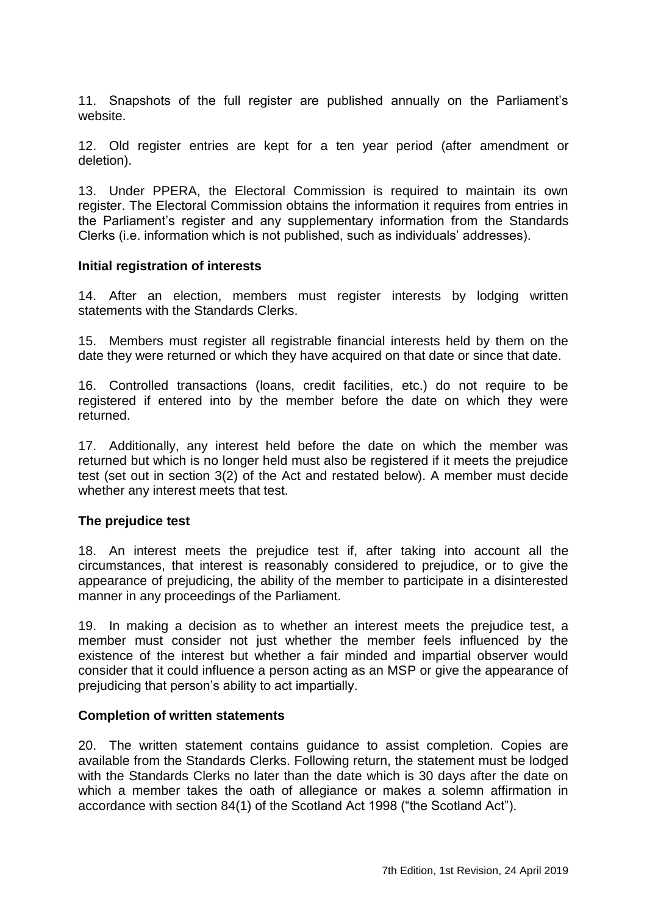11. Snapshots of the full register are published annually on the Parliament's website.

12. Old register entries are kept for a ten year period (after amendment or deletion).

13. Under PPERA, the Electoral Commission is required to maintain its own register. The Electoral Commission obtains the information it requires from entries in the Parliament's register and any supplementary information from the Standards Clerks (i.e. information which is not published, such as individuals' addresses).

**Initial registration of interests**

14. After an election, members must register interests by lodging written statements with the Standards Clerks.

15. Members must register all registrable financial interests held by them on the date they were returned or which they have acquired on that date or since that date.

16. Controlled transactions (loans, credit facilities, etc.) do not require to be registered if entered into by the member before the date on which they were returned.

17. Additionally, any interest held before the date on which the member was returned but which is no longer held must also be registered if it meets the prejudice test (set out in section 3(2) of the Act and restated below). A member must decide whether any interest meets that test.

**The prejudice test**

18. An interest meets the prejudice test if, after taking into account all the circumstances, that interest is reasonably considered to prejudice, or to give the appearance of prejudicing, the ability of the member to participate in a disinterested manner in any proceedings of the Parliament.

19. In making a decision as to whether an interest meets the prejudice test, a member must consider not just whether the member feels influenced by the existence of the interest but whether a fair minded and impartial observer would consider that it could influence a person acting as an MSP or give the appearance of prejudicing that person's ability to act impartially.

**Completion of written statements**

20. The written statement contains guidance to assist completion. Copies are available from the Standards Clerks. Following return, the statement must be lodged with the Standards Clerks no later than the date which is 30 days after the date on which a member takes the oath of allegiance or makes a solemn affirmation in accordance with section 84(1) of the Scotland Act 1998 ("the Scotland Act").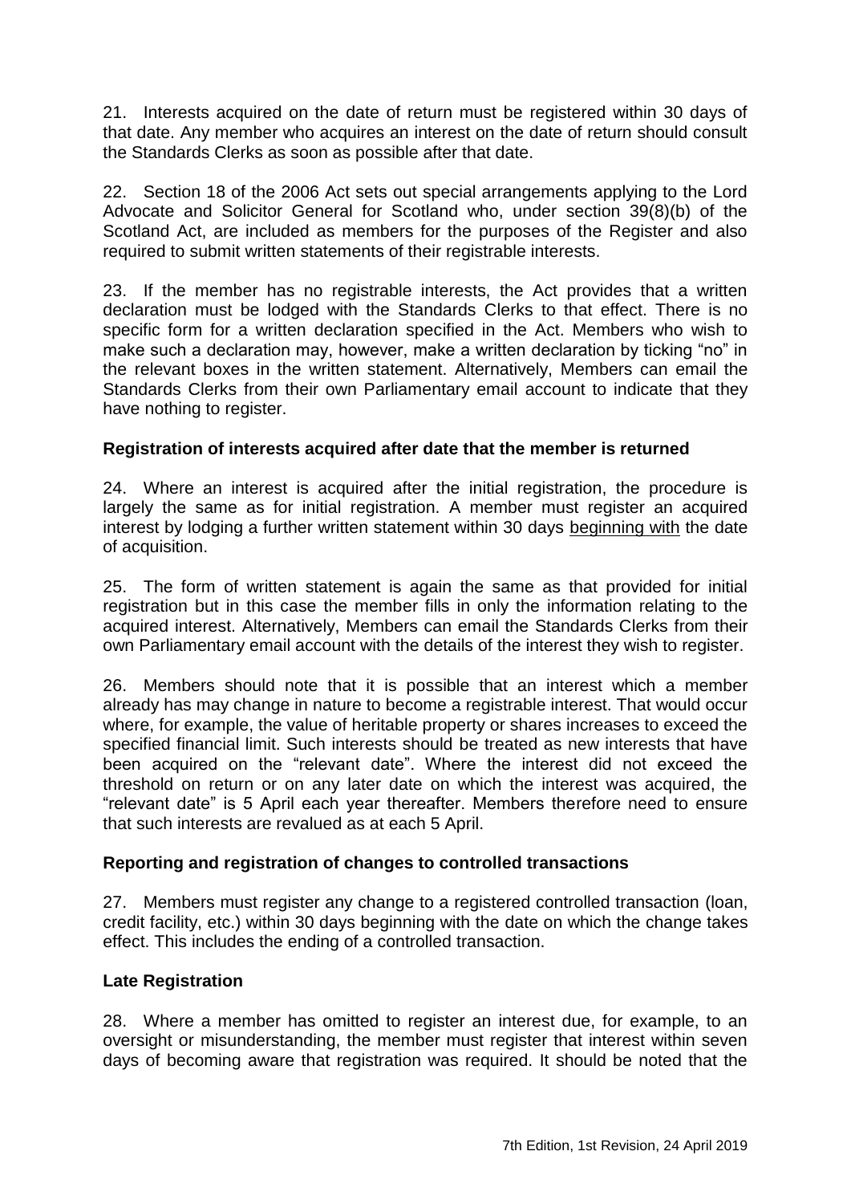21. Interests acquired on the date of return must be registered within 30 days of that date. Any member who acquires an interest on the date of return should consult the Standards Clerks as soon as possible after that date.

22. Section 18 of the 2006 Act sets out special arrangements applying to the Lord Advocate and Solicitor General for Scotland who, under section 39(8)(b) of the Scotland Act, are included as members for the purposes of the Register and also required to submit written statements of their registrable interests.

23. If the member has no registrable interests, the Act provides that a written declaration must be lodged with the Standards Clerks to that effect. There is no specific form for a written declaration specified in the Act. Members who wish to make such a declaration may, however, make a written declaration by ticking "no" in the relevant boxes in the written statement. Alternatively, Members can email the Standards Clerks from their own Parliamentary email account to indicate that they have nothing to register.

**Registration of interests acquired after date that the member is returned**

24. Where an interest is acquired after the initial registration, the procedure is largely the same as for initial registration. A member must register an acquired interest by lodging a further written statement within 30 days beginning with the date of acquisition.

25. The form of written statement is again the same as that provided for initial registration but in this case the member fills in only the information relating to the acquired interest. Alternatively, Members can email the Standards Clerks from their own Parliamentary email account with the details of the interest they wish to register.

26. Members should note that it is possible that an interest which a member already has may change in nature to become a registrable interest. That would occur where, for example, the value of heritable property or shares increases to exceed the specified financial limit. Such interests should be treated as new interests that have been acquired on the "relevant date". Where the interest did not exceed the threshold on return or on any later date on which the interest was acquired, the "relevant date" is 5 April each year thereafter. Members therefore need to ensure that such interests are revalued as at each 5 April.

**Reporting and registration of changes to controlled transactions**

27. Members must register any change to a registered controlled transaction (loan, credit facility, etc.) within 30 days beginning with the date on which the change takes effect. This includes the ending of a controlled transaction.

**Late Registration**

28. Where a member has omitted to register an interest due, for example, to an oversight or misunderstanding, the member must register that interest within seven days of becoming aware that registration was required. It should be noted that the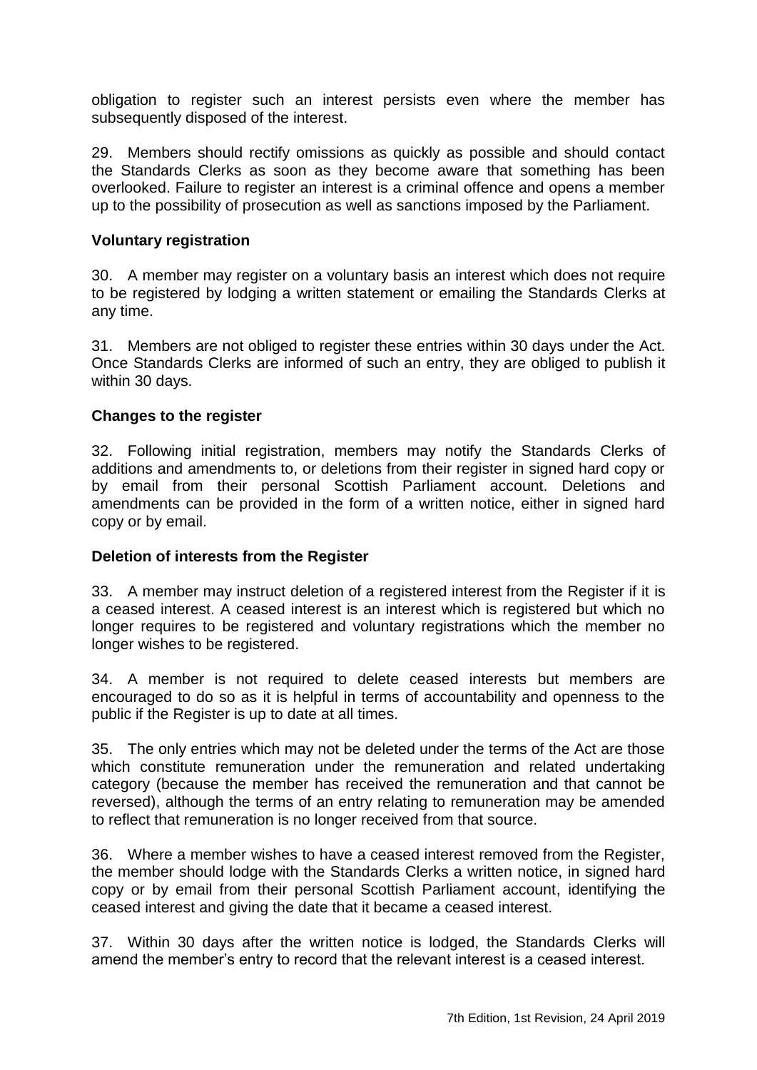obligation to register such an interest persists even where the member has subsequently disposed of the interest.

29. Members should rectify omissions as quickly as possible and should contact the Standards Clerks as soon as they become aware that something has been overlooked. Failure to register an interest is a criminal offence and opens a member up to the possibility of prosecution as well as sanctions imposed by the Parliament.

**Voluntary registration**

30. A member may register on a voluntary basis an interest which does not require to be registered by lodging a written statement or emailing the Standards Clerks at any time.

31. Members are not obliged to register these entries within 30 days under the Act. Once Standards Clerks are informed of such an entry, they are obliged to publish it within 30 days.

**Changes to the register**

32. Following initial registration, members may notify the Standards Clerks of additions and amendments to, or deletions from their register in signed hard copy or by email from their personal Scottish Parliament account. Deletions and amendments can be provided in the form of a written notice, either in signed hard copy or by email.

**Deletion of interests from the Register**

33. A member may instruct deletion of a registered interest from the Register if it is a ceased interest. A ceased interest is an interest which is registered but which no longer requires to be registered and voluntary registrations which the member no longer wishes to be registered.

34. A member is not required to delete ceased interests but members are encouraged to do so as it is helpful in terms of accountability and openness to the public if the Register is up to date at all times.

35. The only entries which may not be deleted under the terms of the Act are those which constitute remuneration under the remuneration and related undertaking category (because the member has received the remuneration and that cannot be reversed), although the terms of an entry relating to remuneration may be amended to reflect that remuneration is no longer received from that source.

36. Where a member wishes to have a ceased interest removed from the Register, the member should lodge with the Standards Clerks a written notice, in signed hard copy or by email from their personal Scottish Parliament account, identifying the ceased interest and giving the date that it became a ceased interest.

37. Within 30 days after the written notice is lodged, the Standards Clerks will amend the member's entry to record that the relevant interest is a ceased interest.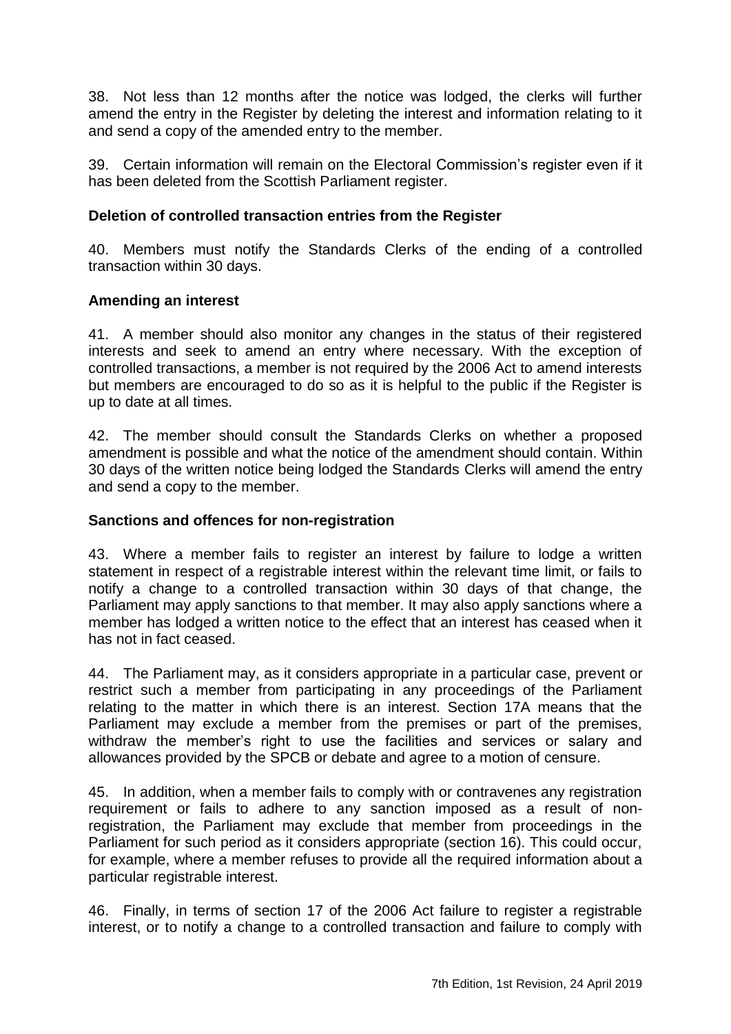38. Not less than 12 months after the notice was lodged, the clerks will further amend the entry in the Register by deleting the interest and information relating to it and send a copy of the amended entry to the member.

39. Certain information will remain on the Electoral Commission's register even if it has been deleted from the Scottish Parliament register.

**Deletion of controlled transaction entries from the Register**

40. Members must notify the Standards Clerks of the ending of a controlled transaction within 30 days.

**Amending an interest**

41. A member should also monitor any changes in the status of their registered interests and seek to amend an entry where necessary. With the exception of controlled transactions, a member is not required by the 2006 Act to amend interests but members are encouraged to do so as it is helpful to the public if the Register is up to date at all times.

42. The member should consult the Standards Clerks on whether a proposed amendment is possible and what the notice of the amendment should contain. Within 30 days of the written notice being lodged the Standards Clerks will amend the entry and send a copy to the member.

**Sanctions and offences for non-registration**

43. Where a member fails to register an interest by failure to lodge a written statement in respect of a registrable interest within the relevant time limit, or fails to notify a change to a controlled transaction within 30 days of that change, the Parliament may apply sanctions to that member. It may also apply sanctions where a member has lodged a written notice to the effect that an interest has ceased when it has not in fact ceased.

44. The Parliament may, as it considers appropriate in a particular case, prevent or restrict such a member from participating in any proceedings of the Parliament relating to the matter in which there is an interest. Section 17A means that the Parliament may exclude a member from the premises or part of the premises, withdraw the member's right to use the facilities and services or salary and allowances provided by the SPCB or debate and agree to a motion of censure.

45. In addition, when a member fails to comply with or contravenes any registration requirement or fails to adhere to any sanction imposed as a result of non-registration, the Parliament may exclude that member from proceedings in the Parliament for such period as it considers appropriate (section 16). This could occur, for example, where a member refuses to provide all the required information about a particular registrable interest.

46. Finally, in terms of section 17 of the 2006 Act failure to register a registrable interest, or to notify a change to a controlled transaction and failure to comply with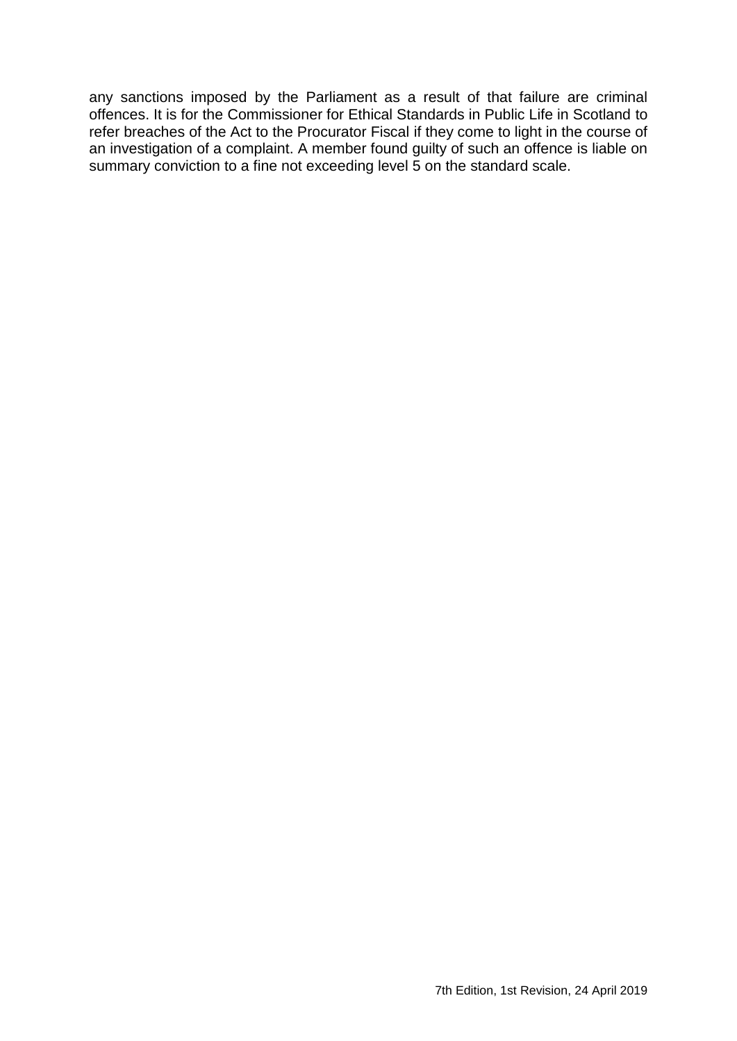any sanctions imposed by the Parliament as a result of that failure are criminal offences. It is for the Commissioner for Ethical Standards in Public Life in Scotland to refer breaches of the Act to the Procurator Fiscal if they come to light in the course of an investigation of a complaint. A member found guilty of such an offence is liable on summary conviction to a fine not exceeding level 5 on the standard scale.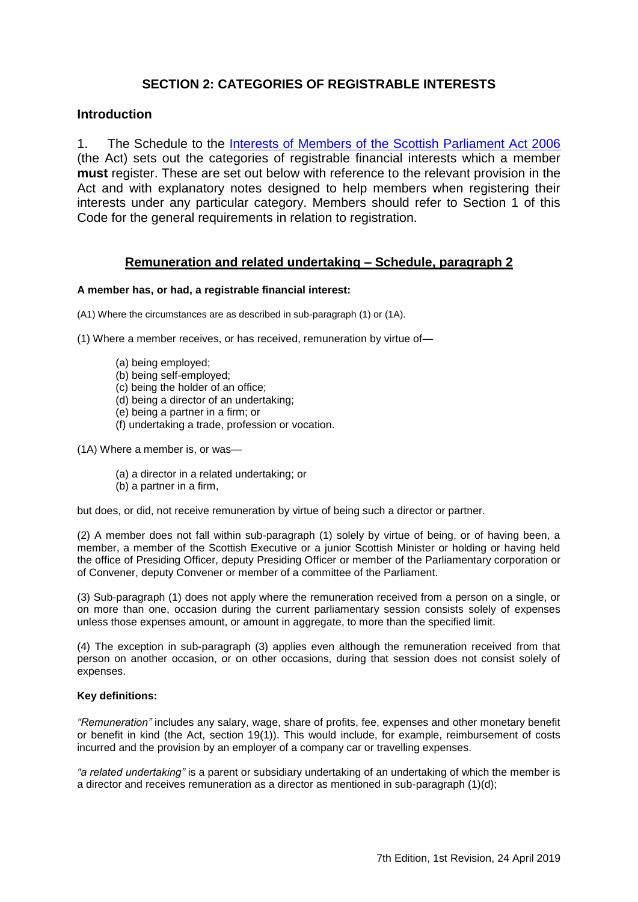# SECTION 2: CATEGORIES OF REGISTRABLE INTERESTS

## Introduction

1. The Schedule to the [Interests of Members of the Scottish Parliament Act 2006](#) (the Act) sets out the categories of registrable financial interests which a member **must** register. These are set out below with reference to the relevant provision in the Act and with explanatory notes designed to help members when registering their interests under any particular category. Members should refer to Section 1 of this Code for the general requirements in relation to registration.

## Remuneration and related undertaking – Schedule, paragraph 2

**A member has, or had, a registrable financial interest:**

(A1) Where the circumstances are as described in sub-paragraph (1) or (1A).

(1) Where a member receives, or has received, remuneration by virtue of—

(a) being employed;
(b) being self-employed;
(c) being the holder of an office;
(d) being a director of an undertaking;
(e) being a partner in a firm; or
(f) undertaking a trade, profession or vocation.

(1A) Where a member is, or was—

(a) a director in a related undertaking; or
(b) a partner in a firm,

but does, or did, not receive remuneration by virtue of being such a director or partner.

(2) A member does not fall within sub-paragraph (1) solely by virtue of being, or of having been, a member, a member of the Scottish Executive or a junior Scottish Minister or holding or having held the office of Presiding Officer, deputy Presiding Officer or member of the Parliamentary corporation or of Convener, deputy Convener or member of a committee of the Parliament.

(3) Sub-paragraph (1) does not apply where the remuneration received from a person on a single, or on more than one, occasion during the current parliamentary session consists solely of expenses unless those expenses amount, or amount in aggregate, to more than the specified limit.

(4) The exception in sub-paragraph (3) applies even although the remuneration received from that person on another occasion, or on other occasions, during that session does not consist solely of expenses.

**Key definitions:**

*"Remuneration"* includes any salary, wage, share of profits, fee, expenses and other monetary benefit or benefit in kind (the Act, section 19(1)). This would include, for example, reimbursement of costs incurred and the provision by an employer of a company car or travelling expenses.

*"a related undertaking"* is a parent or subsidiary undertaking of an undertaking of which the member is a director and receives remuneration as a director as mentioned in sub-paragraph (1)(d);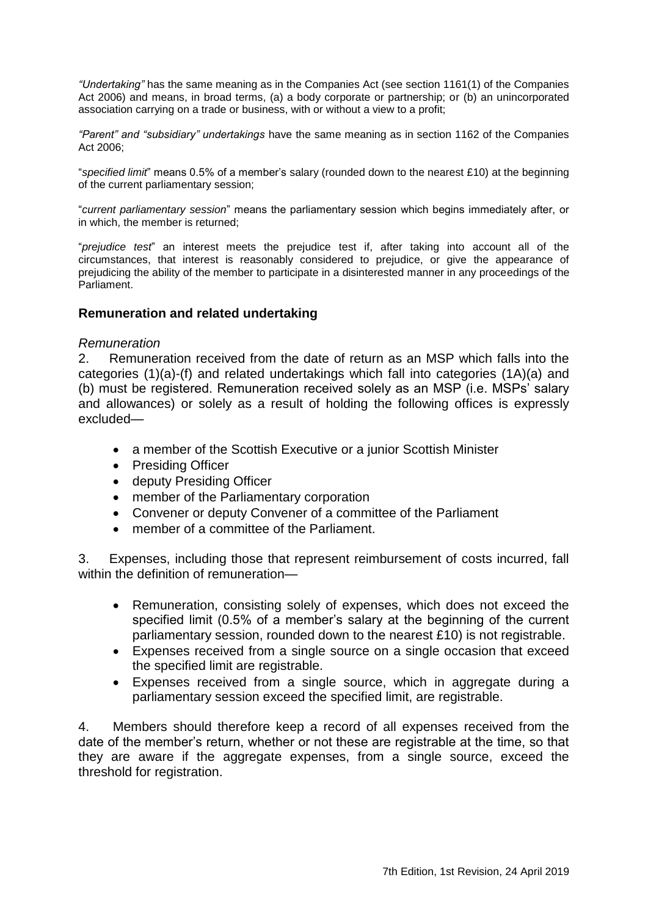*"Undertaking"* has the same meaning as in the Companies Act (see section 1161(1) of the Companies Act 2006) and means, in broad terms, (a) a body corporate or partnership; or (b) an unincorporated association carrying on a trade or business, with or without a view to a profit;

*"Parent" and "subsidiary" undertakings* have the same meaning as in section 1162 of the Companies Act 2006;

"*specified limit*" means 0.5% of a member's salary (rounded down to the nearest £10) at the beginning of the current parliamentary session;

"*current parliamentary session*" means the parliamentary session which begins immediately after, or in which, the member is returned;

"*prejudice test*" an interest meets the prejudice test if, after taking into account all of the circumstances, that interest is reasonably considered to prejudice, or give the appearance of prejudicing the ability of the member to participate in a disinterested manner in any proceedings of the Parliament.

## Remuneration and related undertaking

### *Remuneration*

2. Remuneration received from the date of return as an MSP which falls into the categories (1)(a)-(f) and related undertakings which fall into categories (1A)(a) and (b) must be registered. Remuneration received solely as an MSP (i.e. MSPs' salary and allowances) or solely as a result of holding the following offices is expressly excluded—

- a member of the Scottish Executive or a junior Scottish Minister
- Presiding Officer
- deputy Presiding Officer
- member of the Parliamentary corporation
- Convener or deputy Convener of a committee of the Parliament
- member of a committee of the Parliament.

3. Expenses, including those that represent reimbursement of costs incurred, fall within the definition of remuneration—

- Remuneration, consisting solely of expenses, which does not exceed the specified limit (0.5% of a member's salary at the beginning of the current parliamentary session, rounded down to the nearest £10) is not registrable.
- Expenses received from a single source on a single occasion that exceed the specified limit are registrable.
- Expenses received from a single source, which in aggregate during a parliamentary session exceed the specified limit, are registrable.

4. Members should therefore keep a record of all expenses received from the date of the member's return, whether or not these are registrable at the time, so that they are aware if the aggregate expenses, from a single source, exceed the threshold for registration.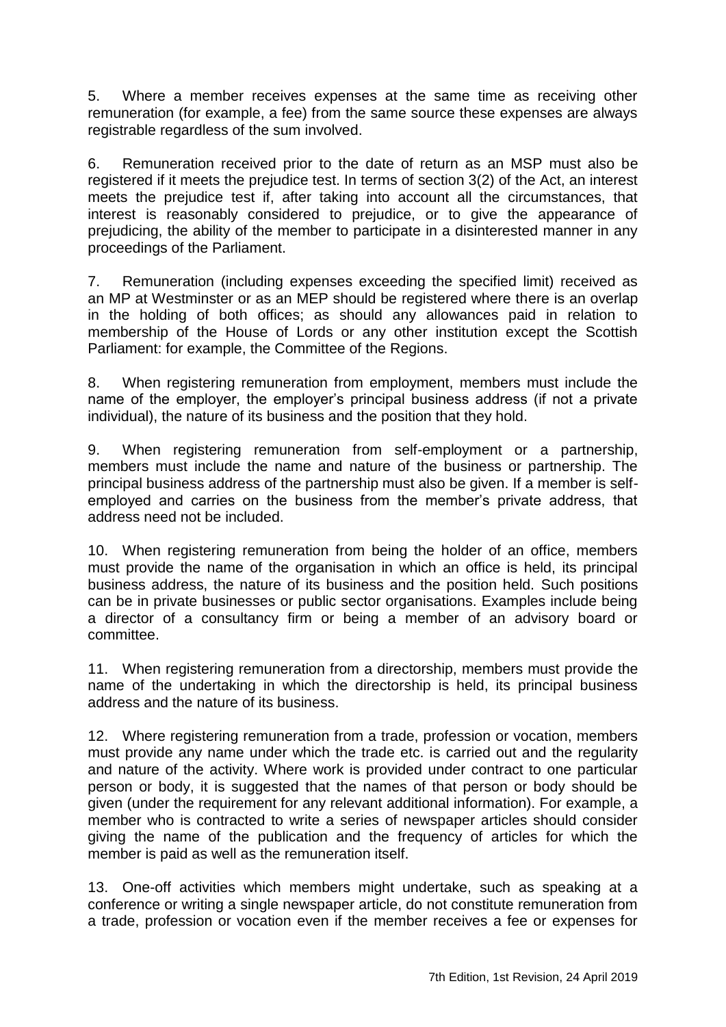5. Where a member receives expenses at the same time as receiving other remuneration (for example, a fee) from the same source these expenses are always registrable regardless of the sum involved.

6. Remuneration received prior to the date of return as an MSP must also be registered if it meets the prejudice test. In terms of section 3(2) of the Act, an interest meets the prejudice test if, after taking into account all the circumstances, that interest is reasonably considered to prejudice, or to give the appearance of prejudicing, the ability of the member to participate in a disinterested manner in any proceedings of the Parliament.

7. Remuneration (including expenses exceeding the specified limit) received as an MP at Westminster or as an MEP should be registered where there is an overlap in the holding of both offices; as should any allowances paid in relation to membership of the House of Lords or any other institution except the Scottish Parliament: for example, the Committee of the Regions.

8. When registering remuneration from employment, members must include the name of the employer, the employer's principal business address (if not a private individual), the nature of its business and the position that they hold.

9. When registering remuneration from self-employment or a partnership, members must include the name and nature of the business or partnership. The principal business address of the partnership must also be given. If a member is self-employed and carries on the business from the member's private address, that address need not be included.

10. When registering remuneration from being the holder of an office, members must provide the name of the organisation in which an office is held, its principal business address, the nature of its business and the position held. Such positions can be in private businesses or public sector organisations. Examples include being a director of a consultancy firm or being a member of an advisory board or committee.

11. When registering remuneration from a directorship, members must provide the name of the undertaking in which the directorship is held, its principal business address and the nature of its business.

12. Where registering remuneration from a trade, profession or vocation, members must provide any name under which the trade etc. is carried out and the regularity and nature of the activity. Where work is provided under contract to one particular person or body, it is suggested that the names of that person or body should be given (under the requirement for any relevant additional information). For example, a member who is contracted to write a series of newspaper articles should consider giving the name of the publication and the frequency of articles for which the member is paid as well as the remuneration itself.

13. One-off activities which members might undertake, such as speaking at a conference or writing a single newspaper article, do not constitute remuneration from a trade, profession or vocation even if the member receives a fee or expenses for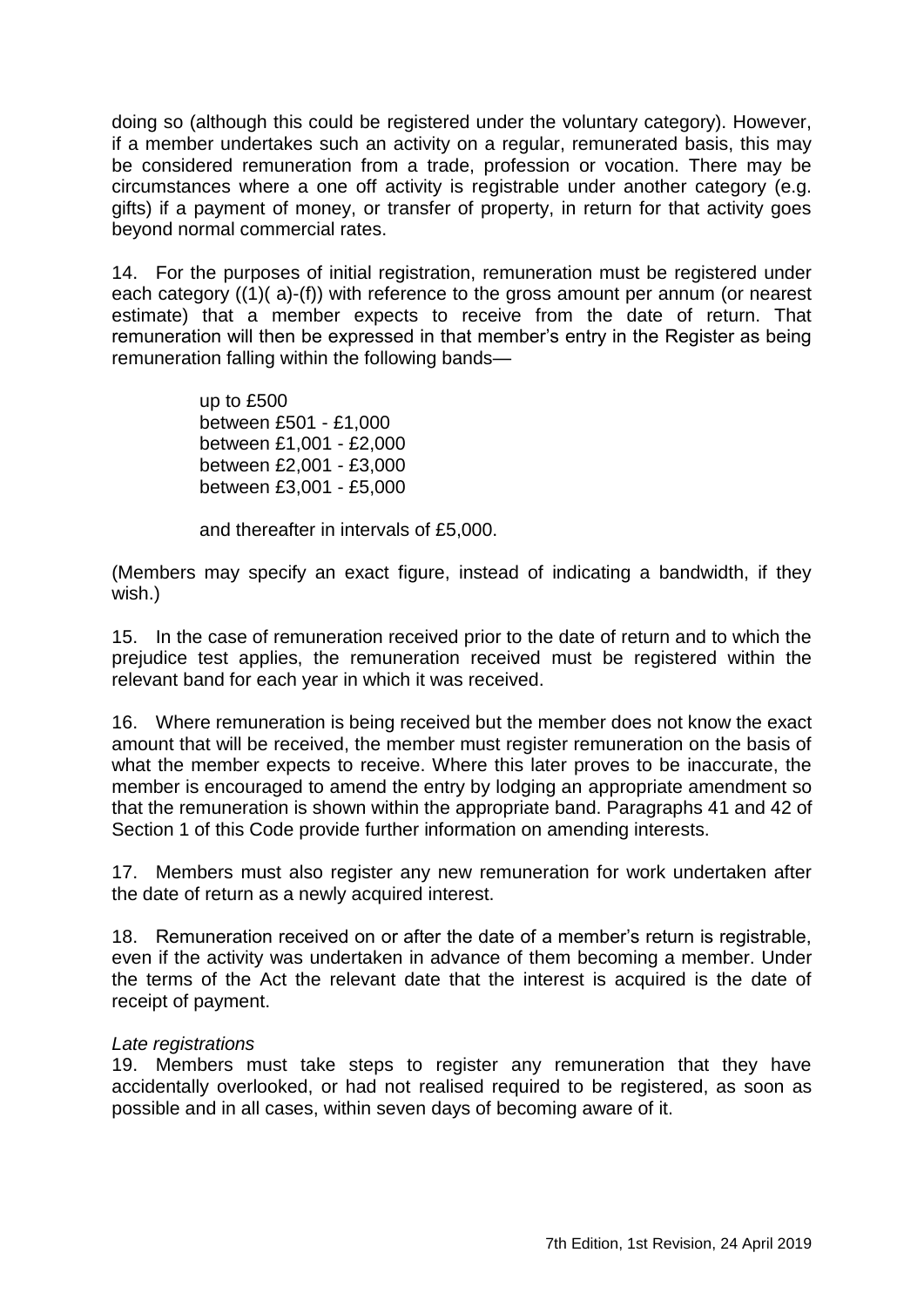doing so (although this could be registered under the voluntary category). However, if a member undertakes such an activity on a regular, remunerated basis, this may be considered remuneration from a trade, profession or vocation. There may be circumstances where a one off activity is registrable under another category (e.g. gifts) if a payment of money, or transfer of property, in return for that activity goes beyond normal commercial rates.

14. For the purposes of initial registration, remuneration must be registered under each category ((1)( a)-(f)) with reference to the gross amount per annum (or nearest estimate) that a member expects to receive from the date of return. That remuneration will then be expressed in that member's entry in the Register as being remuneration falling within the following bands—

> up to £500
> between £501 - £1,000
> between £1,001 - £2,000
> between £2,001 - £3,000
> between £3,001 - £5,000
>
> and thereafter in intervals of £5,000.

(Members may specify an exact figure, instead of indicating a bandwidth, if they wish.)

15. In the case of remuneration received prior to the date of return and to which the prejudice test applies, the remuneration received must be registered within the relevant band for each year in which it was received.

16. Where remuneration is being received but the member does not know the exact amount that will be received, the member must register remuneration on the basis of what the member expects to receive. Where this later proves to be inaccurate, the member is encouraged to amend the entry by lodging an appropriate amendment so that the remuneration is shown within the appropriate band. Paragraphs 41 and 42 of Section 1 of this Code provide further information on amending interests.

17. Members must also register any new remuneration for work undertaken after the date of return as a newly acquired interest.

18. Remuneration received on or after the date of a member's return is registrable, even if the activity was undertaken in advance of them becoming a member. Under the terms of the Act the relevant date that the interest is acquired is the date of receipt of payment.

*Late registrations*

19. Members must take steps to register any remuneration that they have accidentally overlooked, or had not realised required to be registered, as soon as possible and in all cases, within seven days of becoming aware of it.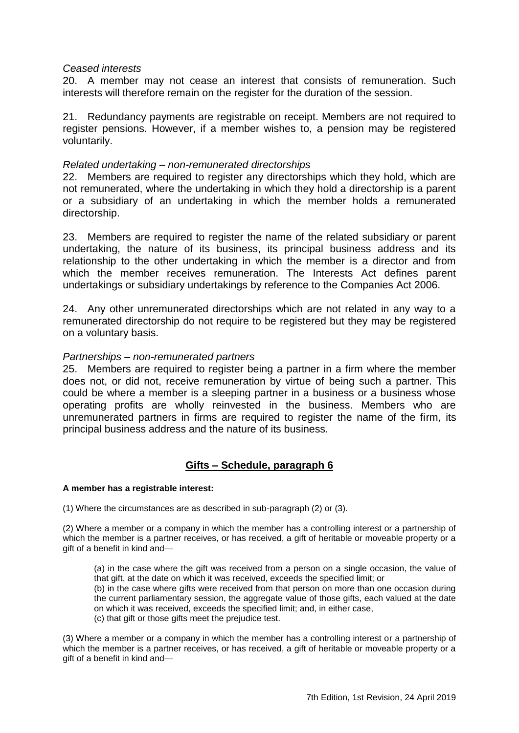*Ceased interests*

20. A member may not cease an interest that consists of remuneration. Such interests will therefore remain on the register for the duration of the session.

21. Redundancy payments are registrable on receipt. Members are not required to register pensions. However, if a member wishes to, a pension may be registered voluntarily.

*Related undertaking – non-remunerated directorships*

22. Members are required to register any directorships which they hold, which are not remunerated, where the undertaking in which they hold a directorship is a parent or a subsidiary of an undertaking in which the member holds a remunerated directorship.

23. Members are required to register the name of the related subsidiary or parent undertaking, the nature of its business, its principal business address and its relationship to the other undertaking in which the member is a director and from which the member receives remuneration. The Interests Act defines parent undertakings or subsidiary undertakings by reference to the Companies Act 2006.

24. Any other unremunerated directorships which are not related in any way to a remunerated directorship do not require to be registered but they may be registered on a voluntary basis.

*Partnerships – non-remunerated partners*

25. Members are required to register being a partner in a firm where the member does not, or did not, receive remuneration by virtue of being such a partner. This could be where a member is a sleeping partner in a business or a business whose operating profits are wholly reinvested in the business. Members who are unremunerated partners in firms are required to register the name of the firm, its principal business address and the nature of its business.

## Gifts – Schedule, paragraph 6

**A member has a registrable interest:**

(1) Where the circumstances are as described in sub-paragraph (2) or (3).

(2) Where a member or a company in which the member has a controlling interest or a partnership of which the member is a partner receives, or has received, a gift of heritable or moveable property or a gift of a benefit in kind and—

> (a) in the case where the gift was received from a person on a single occasion, the value of that gift, at the date on which it was received, exceeds the specified limit; or
> (b) in the case where gifts were received from that person on more than one occasion during the current parliamentary session, the aggregate value of those gifts, each valued at the date on which it was received, exceeds the specified limit; and, in either case,
> (c) that gift or those gifts meet the prejudice test.

(3) Where a member or a company in which the member has a controlling interest or a partnership of which the member is a partner receives, or has received, a gift of heritable or moveable property or a gift of a benefit in kind and—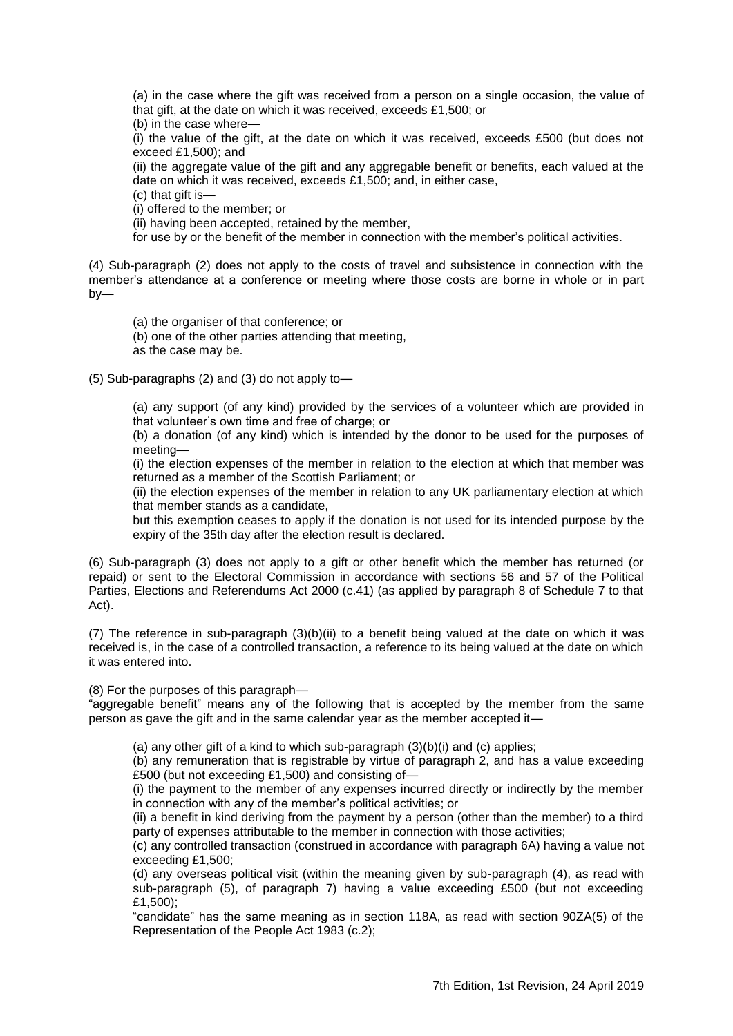(a) in the case where the gift was received from a person on a single occasion, the value of that gift, at the date on which it was received, exceeds £1,500; or

(b) in the case where—

(i) the value of the gift, at the date on which it was received, exceeds £500 (but does not exceed £1,500); and

(ii) the aggregate value of the gift and any aggregable benefit or benefits, each valued at the date on which it was received, exceeds £1,500; and, in either case,

(c) that gift is—

(i) offered to the member; or

(ii) having been accepted, retained by the member,

for use by or the benefit of the member in connection with the member's political activities.

(4) Sub-paragraph (2) does not apply to the costs of travel and subsistence in connection with the member's attendance at a conference or meeting where those costs are borne in whole or in part by—

(a) the organiser of that conference; or

(b) one of the other parties attending that meeting,

as the case may be.

(5) Sub-paragraphs (2) and (3) do not apply to—

(a) any support (of any kind) provided by the services of a volunteer which are provided in that volunteer's own time and free of charge; or

(b) a donation (of any kind) which is intended by the donor to be used for the purposes of meeting—

(i) the election expenses of the member in relation to the election at which that member was returned as a member of the Scottish Parliament; or

(ii) the election expenses of the member in relation to any UK parliamentary election at which that member stands as a candidate,

but this exemption ceases to apply if the donation is not used for its intended purpose by the expiry of the 35th day after the election result is declared.

(6) Sub-paragraph (3) does not apply to a gift or other benefit which the member has returned (or repaid) or sent to the Electoral Commission in accordance with sections 56 and 57 of the Political Parties, Elections and Referendums Act 2000 (c.41) (as applied by paragraph 8 of Schedule 7 to that Act).

(7) The reference in sub-paragraph (3)(b)(ii) to a benefit being valued at the date on which it was received is, in the case of a controlled transaction, a reference to its being valued at the date on which it was entered into.

(8) For the purposes of this paragraph—

"aggregable benefit" means any of the following that is accepted by the member from the same person as gave the gift and in the same calendar year as the member accepted it—

(a) any other gift of a kind to which sub-paragraph (3)(b)(i) and (c) applies;

(b) any remuneration that is registrable by virtue of paragraph 2, and has a value exceeding £500 (but not exceeding £1,500) and consisting of—

(i) the payment to the member of any expenses incurred directly or indirectly by the member in connection with any of the member's political activities; or

(ii) a benefit in kind deriving from the payment by a person (other than the member) to a third party of expenses attributable to the member in connection with those activities;

(c) any controlled transaction (construed in accordance with paragraph 6A) having a value not exceeding £1,500;

(d) any overseas political visit (within the meaning given by sub-paragraph (4), as read with sub-paragraph (5), of paragraph 7) having a value exceeding £500 (but not exceeding £1,500);

"candidate" has the same meaning as in section 118A, as read with section 90ZA(5) of the Representation of the People Act 1983 (c.2);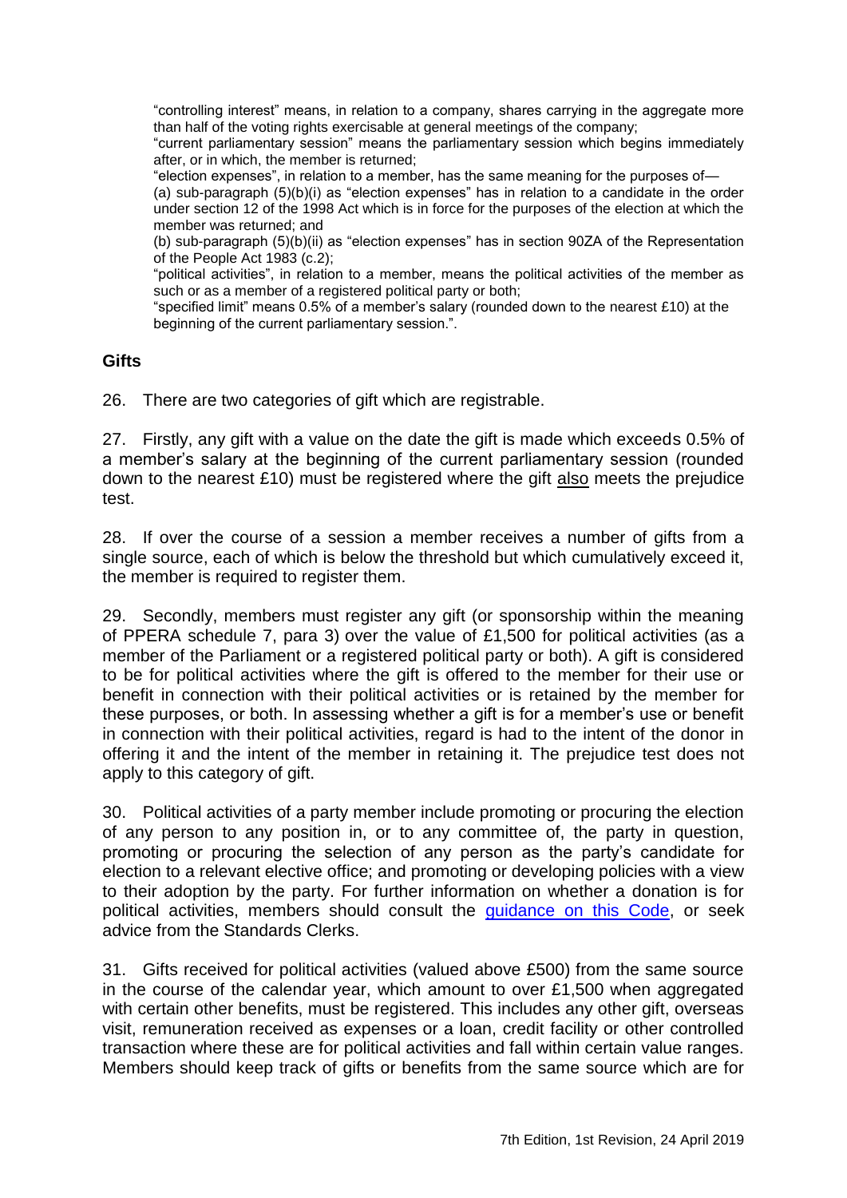"controlling interest" means, in relation to a company, shares carrying in the aggregate more than half of the voting rights exercisable at general meetings of the company;

"current parliamentary session" means the parliamentary session which begins immediately after, or in which, the member is returned;

"election expenses", in relation to a member, has the same meaning for the purposes of—

(a) sub-paragraph (5)(b)(i) as "election expenses" has in relation to a candidate in the order under section 12 of the 1998 Act which is in force for the purposes of the election at which the member was returned; and

(b) sub-paragraph (5)(b)(ii) as "election expenses" has in section 90ZA of the Representation of the People Act 1983 (c.2);

"political activities", in relation to a member, means the political activities of the member as such or as a member of a registered political party or both;

"specified limit" means 0.5% of a member's salary (rounded down to the nearest £10) at the beginning of the current parliamentary session.".

## Gifts

26. There are two categories of gift which are registrable.

27. Firstly, any gift with a value on the date the gift is made which exceeds 0.5% of a member's salary at the beginning of the current parliamentary session (rounded down to the nearest £10) must be registered where the gift also meets the prejudice test.

28. If over the course of a session a member receives a number of gifts from a single source, each of which is below the threshold but which cumulatively exceed it, the member is required to register them.

29. Secondly, members must register any gift (or sponsorship within the meaning of PPERA schedule 7, para 3) over the value of £1,500 for political activities (as a member of the Parliament or a registered political party or both). A gift is considered to be for political activities where the gift is offered to the member for their use or benefit in connection with their political activities or is retained by the member for these purposes, or both. In assessing whether a gift is for a member's use or benefit in connection with their political activities, regard is had to the intent of the donor in offering it and the intent of the member in retaining it. The prejudice test does not apply to this category of gift.

30. Political activities of a party member include promoting or procuring the election of any person to any position in, or to any committee of, the party in question, promoting or procuring the selection of any person as the party's candidate for election to a relevant elective office; and promoting or developing policies with a view to their adoption by the party. For further information on whether a donation is for political activities, members should consult the guidance on this Code, or seek advice from the Standards Clerks.

31. Gifts received for political activities (valued above £500) from the same source in the course of the calendar year, which amount to over £1,500 when aggregated with certain other benefits, must be registered. This includes any other gift, overseas visit, remuneration received as expenses or a loan, credit facility or other controlled transaction where these are for political activities and fall within certain value ranges. Members should keep track of gifts or benefits from the same source which are for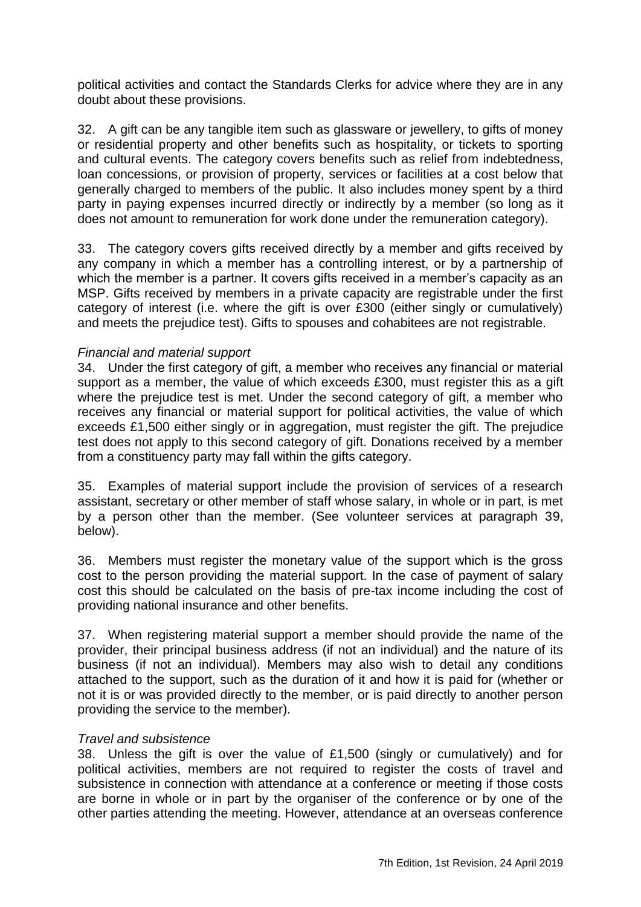political activities and contact the Standards Clerks for advice where they are in any doubt about these provisions.

32. A gift can be any tangible item such as glassware or jewellery, to gifts of money or residential property and other benefits such as hospitality, or tickets to sporting and cultural events. The category covers benefits such as relief from indebtedness, loan concessions, or provision of property, services or facilities at a cost below that generally charged to members of the public. It also includes money spent by a third party in paying expenses incurred directly or indirectly by a member (so long as it does not amount to remuneration for work done under the remuneration category).

33. The category covers gifts received directly by a member and gifts received by any company in which a member has a controlling interest, or by a partnership of which the member is a partner. It covers gifts received in a member's capacity as an MSP. Gifts received by members in a private capacity are registrable under the first category of interest (i.e. where the gift is over £300 (either singly or cumulatively) and meets the prejudice test). Gifts to spouses and cohabitees are not registrable.

*Financial and material support*

34. Under the first category of gift, a member who receives any financial or material support as a member, the value of which exceeds £300, must register this as a gift where the prejudice test is met. Under the second category of gift, a member who receives any financial or material support for political activities, the value of which exceeds £1,500 either singly or in aggregation, must register the gift. The prejudice test does not apply to this second category of gift. Donations received by a member from a constituency party may fall within the gifts category.

35. Examples of material support include the provision of services of a research assistant, secretary or other member of staff whose salary, in whole or in part, is met by a person other than the member. (See volunteer services at paragraph 39, below).

36. Members must register the monetary value of the support which is the gross cost to the person providing the material support. In the case of payment of salary cost this should be calculated on the basis of pre-tax income including the cost of providing national insurance and other benefits.

37. When registering material support a member should provide the name of the provider, their principal business address (if not an individual) and the nature of its business (if not an individual). Members may also wish to detail any conditions attached to the support, such as the duration of it and how it is paid for (whether or not it is or was provided directly to the member, or is paid directly to another person providing the service to the member).

*Travel and subsistence*

38. Unless the gift is over the value of £1,500 (singly or cumulatively) and for political activities, members are not required to register the costs of travel and subsistence in connection with attendance at a conference or meeting if those costs are borne in whole or in part by the organiser of the conference or by one of the other parties attending the meeting. However, attendance at an overseas conference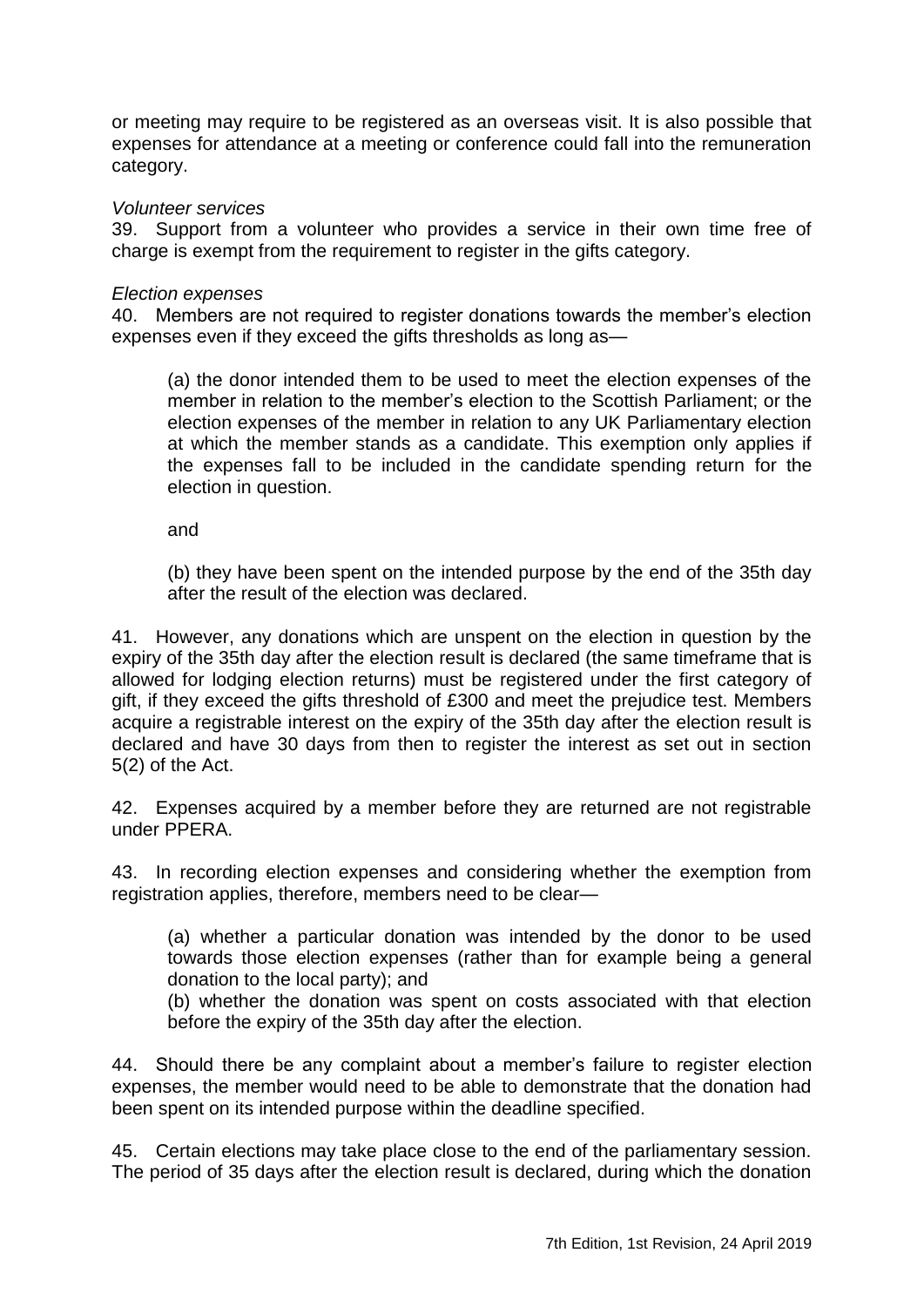or meeting may require to be registered as an overseas visit. It is also possible that expenses for attendance at a meeting or conference could fall into the remuneration category.

*Volunteer services*

39. Support from a volunteer who provides a service in their own time free of charge is exempt from the requirement to register in the gifts category.

*Election expenses*

40. Members are not required to register donations towards the member's election expenses even if they exceed the gifts thresholds as long as—

> (a) the donor intended them to be used to meet the election expenses of the member in relation to the member's election to the Scottish Parliament; or the election expenses of the member in relation to any UK Parliamentary election at which the member stands as a candidate. This exemption only applies if the expenses fall to be included in the candidate spending return for the election in question.
>
> and
>
> (b) they have been spent on the intended purpose by the end of the 35th day after the result of the election was declared.

41. However, any donations which are unspent on the election in question by the expiry of the 35th day after the election result is declared (the same timeframe that is allowed for lodging election returns) must be registered under the first category of gift, if they exceed the gifts threshold of £300 and meet the prejudice test. Members acquire a registrable interest on the expiry of the 35th day after the election result is declared and have 30 days from then to register the interest as set out in section 5(2) of the Act.

42. Expenses acquired by a member before they are returned are not registrable under PPERA.

43. In recording election expenses and considering whether the exemption from registration applies, therefore, members need to be clear—

> (a) whether a particular donation was intended by the donor to be used towards those election expenses (rather than for example being a general donation to the local party); and
>
> (b) whether the donation was spent on costs associated with that election before the expiry of the 35th day after the election.

44. Should there be any complaint about a member's failure to register election expenses, the member would need to be able to demonstrate that the donation had been spent on its intended purpose within the deadline specified.

45. Certain elections may take place close to the end of the parliamentary session. The period of 35 days after the election result is declared, during which the donation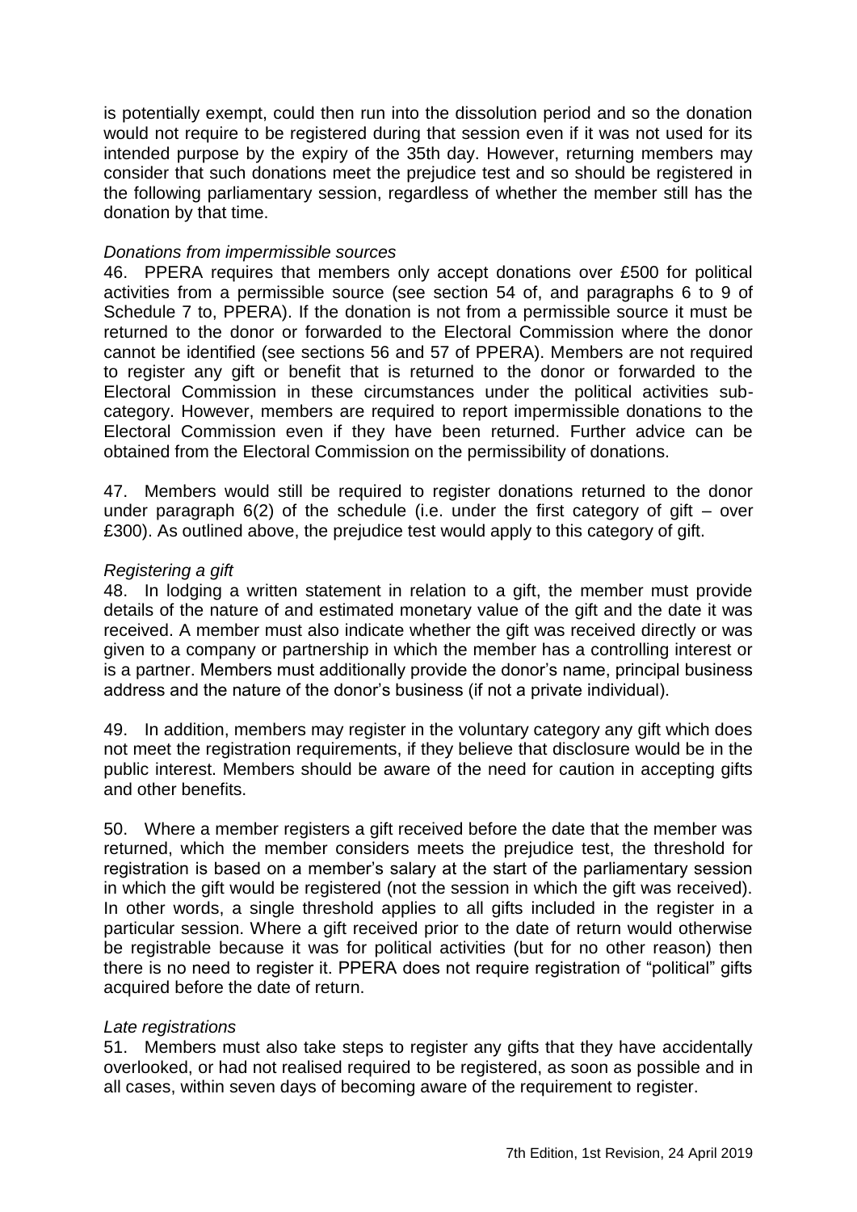is potentially exempt, could then run into the dissolution period and so the donation would not require to be registered during that session even if it was not used for its intended purpose by the expiry of the 35th day. However, returning members may consider that such donations meet the prejudice test and so should be registered in the following parliamentary session, regardless of whether the member still has the donation by that time.

*Donations from impermissible sources*

46. PPERA requires that members only accept donations over £500 for political activities from a permissible source (see section 54 of, and paragraphs 6 to 9 of Schedule 7 to, PPERA). If the donation is not from a permissible source it must be returned to the donor or forwarded to the Electoral Commission where the donor cannot be identified (see sections 56 and 57 of PPERA). Members are not required to register any gift or benefit that is returned to the donor or forwarded to the Electoral Commission in these circumstances under the political activities sub-category. However, members are required to report impermissible donations to the Electoral Commission even if they have been returned. Further advice can be obtained from the Electoral Commission on the permissibility of donations.

47. Members would still be required to register donations returned to the donor under paragraph 6(2) of the schedule (i.e. under the first category of gift – over £300). As outlined above, the prejudice test would apply to this category of gift.

*Registering a gift*

48. In lodging a written statement in relation to a gift, the member must provide details of the nature of and estimated monetary value of the gift and the date it was received. A member must also indicate whether the gift was received directly or was given to a company or partnership in which the member has a controlling interest or is a partner. Members must additionally provide the donor's name, principal business address and the nature of the donor's business (if not a private individual).

49. In addition, members may register in the voluntary category any gift which does not meet the registration requirements, if they believe that disclosure would be in the public interest. Members should be aware of the need for caution in accepting gifts and other benefits.

50. Where a member registers a gift received before the date that the member was returned, which the member considers meets the prejudice test, the threshold for registration is based on a member's salary at the start of the parliamentary session in which the gift would be registered (not the session in which the gift was received). In other words, a single threshold applies to all gifts included in the register in a particular session. Where a gift received prior to the date of return would otherwise be registrable because it was for political activities (but for no other reason) then there is no need to register it. PPERA does not require registration of "political" gifts acquired before the date of return.

*Late registrations*

51. Members must also take steps to register any gifts that they have accidentally overlooked, or had not realised required to be registered, as soon as possible and in all cases, within seven days of becoming aware of the requirement to register.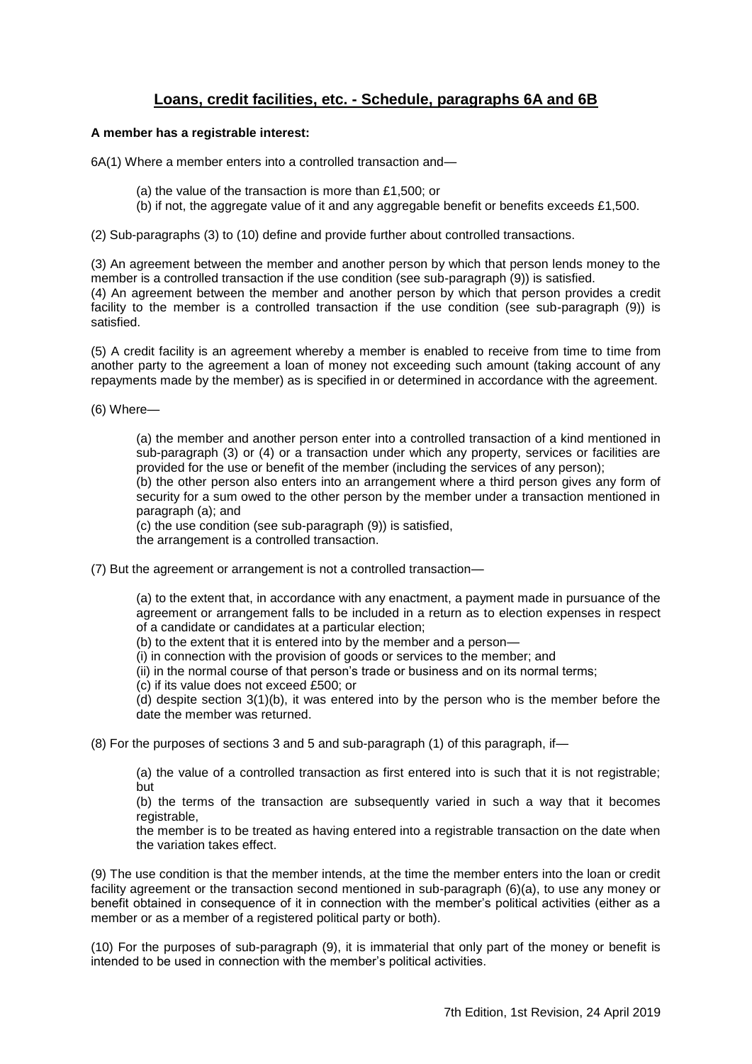## Loans, credit facilities, etc. - Schedule, paragraphs 6A and 6B

**A member has a registrable interest:**

6A(1) Where a member enters into a controlled transaction and—

(a) the value of the transaction is more than £1,500; or
(b) if not, the aggregate value of it and any aggregable benefit or benefits exceeds £1,500.

(2) Sub-paragraphs (3) to (10) define and provide further about controlled transactions.

(3) An agreement between the member and another person by which that person lends money to the member is a controlled transaction if the use condition (see sub-paragraph (9)) is satisfied.
(4) An agreement between the member and another person by which that person provides a credit facility to the member is a controlled transaction if the use condition (see sub-paragraph (9)) is satisfied.

(5) A credit facility is an agreement whereby a member is enabled to receive from time to time from another party to the agreement a loan of money not exceeding such amount (taking account of any repayments made by the member) as is specified in or determined in accordance with the agreement.

(6) Where—

(a) the member and another person enter into a controlled transaction of a kind mentioned in sub-paragraph (3) or (4) or a transaction under which any property, services or facilities are provided for the use or benefit of the member (including the services of any person);
(b) the other person also enters into an arrangement where a third person gives any form of security for a sum owed to the other person by the member under a transaction mentioned in paragraph (a); and
(c) the use condition (see sub-paragraph (9)) is satisfied,
the arrangement is a controlled transaction.

(7) But the agreement or arrangement is not a controlled transaction—

(a) to the extent that, in accordance with any enactment, a payment made in pursuance of the agreement or arrangement falls to be included in a return as to election expenses in respect of a candidate or candidates at a particular election;
(b) to the extent that it is entered into by the member and a person—
(i) in connection with the provision of goods or services to the member; and
(ii) in the normal course of that person's trade or business and on its normal terms;
(c) if its value does not exceed £500; or
(d) despite section 3(1)(b), it was entered into by the person who is the member before the date the member was returned.

(8) For the purposes of sections 3 and 5 and sub-paragraph (1) of this paragraph, if—

(a) the value of a controlled transaction as first entered into is such that it is not registrable; but
(b) the terms of the transaction are subsequently varied in such a way that it becomes registrable,
the member is to be treated as having entered into a registrable transaction on the date when the variation takes effect.

(9) The use condition is that the member intends, at the time the member enters into the loan or credit facility agreement or the transaction second mentioned in sub-paragraph (6)(a), to use any money or benefit obtained in consequence of it in connection with the member's political activities (either as a member or as a member of a registered political party or both).

(10) For the purposes of sub-paragraph (9), it is immaterial that only part of the money or benefit is intended to be used in connection with the member's political activities.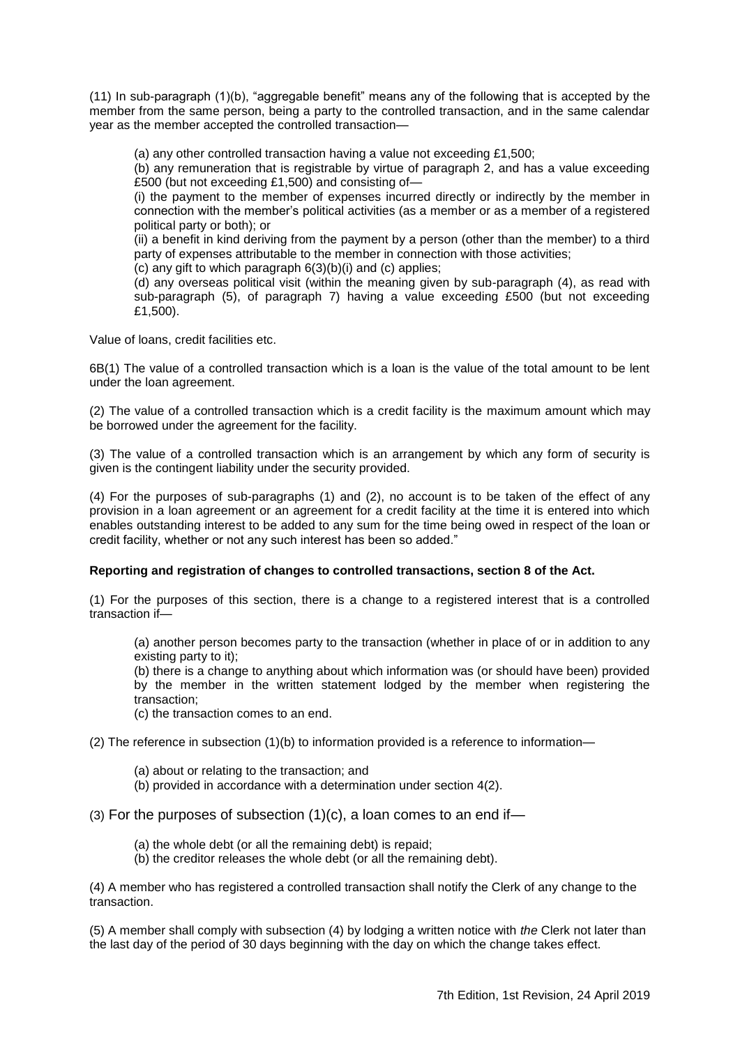(11) In sub-paragraph (1)(b), "aggregable benefit" means any of the following that is accepted by the member from the same person, being a party to the controlled transaction, and in the same calendar year as the member accepted the controlled transaction—

(a) any other controlled transaction having a value not exceeding £1,500;

(b) any remuneration that is registrable by virtue of paragraph 2, and has a value exceeding £500 (but not exceeding £1,500) and consisting of—

(i) the payment to the member of expenses incurred directly or indirectly by the member in connection with the member's political activities (as a member or as a member of a registered political party or both); or

(ii) a benefit in kind deriving from the payment by a person (other than the member) to a third party of expenses attributable to the member in connection with those activities;

(c) any gift to which paragraph 6(3)(b)(i) and (c) applies;

(d) any overseas political visit (within the meaning given by sub-paragraph (4), as read with sub-paragraph (5), of paragraph 7) having a value exceeding £500 (but not exceeding £1,500).

Value of loans, credit facilities etc.

6B(1) The value of a controlled transaction which is a loan is the value of the total amount to be lent under the loan agreement.

(2) The value of a controlled transaction which is a credit facility is the maximum amount which may be borrowed under the agreement for the facility.

(3) The value of a controlled transaction which is an arrangement by which any form of security is given is the contingent liability under the security provided.

(4) For the purposes of sub-paragraphs (1) and (2), no account is to be taken of the effect of any provision in a loan agreement or an agreement for a credit facility at the time it is entered into which enables outstanding interest to be added to any sum for the time being owed in respect of the loan or credit facility, whether or not any such interest has been so added."

**Reporting and registration of changes to controlled transactions, section 8 of the Act.**

(1) For the purposes of this section, there is a change to a registered interest that is a controlled transaction if—

(a) another person becomes party to the transaction (whether in place of or in addition to any existing party to it);

(b) there is a change to anything about which information was (or should have been) provided by the member in the written statement lodged by the member when registering the transaction;

(c) the transaction comes to an end.

(2) The reference in subsection (1)(b) to information provided is a reference to information—

(a) about or relating to the transaction; and

(b) provided in accordance with a determination under section 4(2).

(3) For the purposes of subsection (1)(c), a loan comes to an end if—

(a) the whole debt (or all the remaining debt) is repaid;

(b) the creditor releases the whole debt (or all the remaining debt).

(4) A member who has registered a controlled transaction shall notify the Clerk of any change to the transaction.

(5) A member shall comply with subsection (4) by lodging a written notice with *the* Clerk not later than the last day of the period of 30 days beginning with the day on which the change takes effect.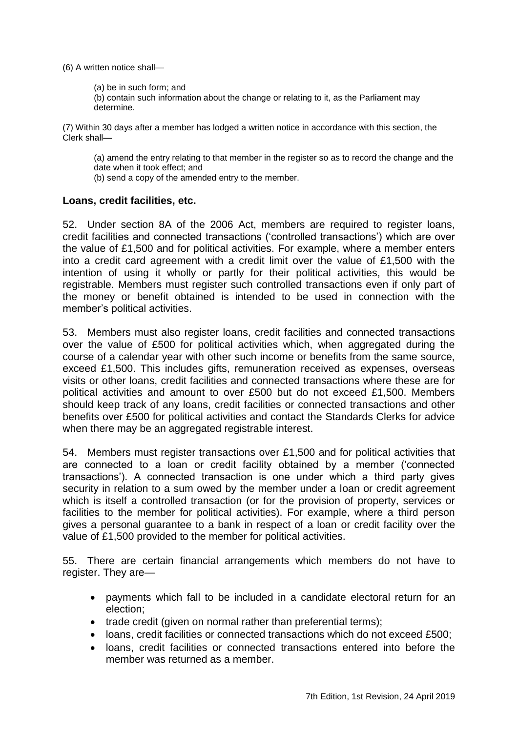(6) A written notice shall—

(a) be in such form; and
(b) contain such information about the change or relating to it, as the Parliament may determine.

(7) Within 30 days after a member has lodged a written notice in accordance with this section, the Clerk shall—

(a) amend the entry relating to that member in the register so as to record the change and the date when it took effect; and
(b) send a copy of the amended entry to the member.

### Loans, credit facilities, etc.

52. Under section 8A of the 2006 Act, members are required to register loans, credit facilities and connected transactions ('controlled transactions') which are over the value of £1,500 and for political activities. For example, where a member enters into a credit card agreement with a credit limit over the value of £1,500 with the intention of using it wholly or partly for their political activities, this would be registrable. Members must register such controlled transactions even if only part of the money or benefit obtained is intended to be used in connection with the member's political activities.

53. Members must also register loans, credit facilities and connected transactions over the value of £500 for political activities which, when aggregated during the course of a calendar year with other such income or benefits from the same source, exceed £1,500. This includes gifts, remuneration received as expenses, overseas visits or other loans, credit facilities and connected transactions where these are for political activities and amount to over £500 but do not exceed £1,500. Members should keep track of any loans, credit facilities or connected transactions and other benefits over £500 for political activities and contact the Standards Clerks for advice when there may be an aggregated registrable interest.

54. Members must register transactions over £1,500 and for political activities that are connected to a loan or credit facility obtained by a member ('connected transactions'). A connected transaction is one under which a third party gives security in relation to a sum owed by the member under a loan or credit agreement which is itself a controlled transaction (or for the provision of property, services or facilities to the member for political activities). For example, where a third person gives a personal guarantee to a bank in respect of a loan or credit facility over the value of £1,500 provided to the member for political activities.

55. There are certain financial arrangements which members do not have to register. They are—

- payments which fall to be included in a candidate electoral return for an election;
- trade credit (given on normal rather than preferential terms);
- loans, credit facilities or connected transactions which do not exceed £500;
- loans, credit facilities or connected transactions entered into before the member was returned as a member.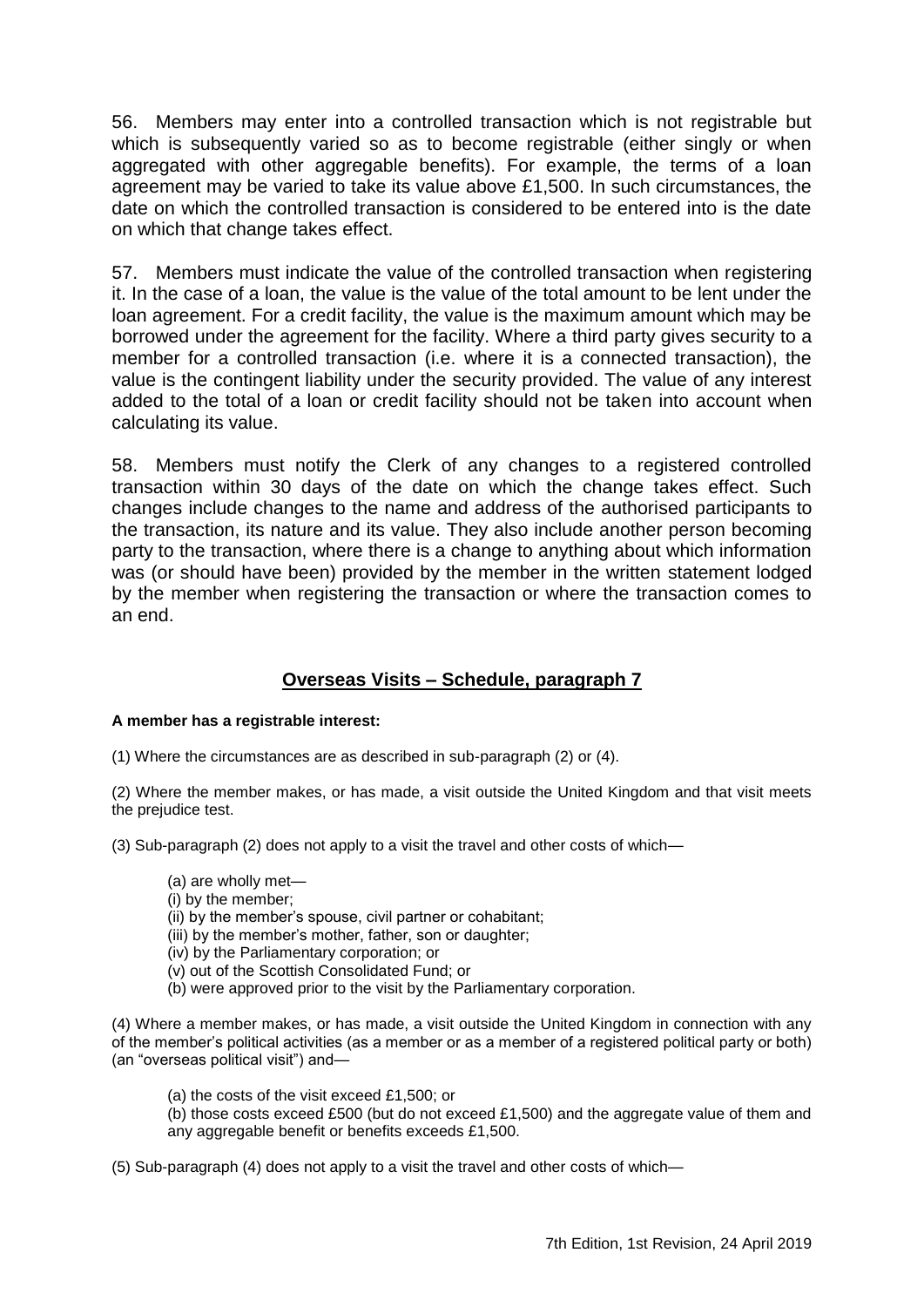56. Members may enter into a controlled transaction which is not registrable but which is subsequently varied so as to become registrable (either singly or when aggregated with other aggregable benefits). For example, the terms of a loan agreement may be varied to take its value above £1,500. In such circumstances, the date on which the controlled transaction is considered to be entered into is the date on which that change takes effect.

57. Members must indicate the value of the controlled transaction when registering it. In the case of a loan, the value is the value of the total amount to be lent under the loan agreement. For a credit facility, the value is the maximum amount which may be borrowed under the agreement for the facility. Where a third party gives security to a member for a controlled transaction (i.e. where it is a connected transaction), the value is the contingent liability under the security provided. The value of any interest added to the total of a loan or credit facility should not be taken into account when calculating its value.

58. Members must notify the Clerk of any changes to a registered controlled transaction within 30 days of the date on which the change takes effect. Such changes include changes to the name and address of the authorised participants to the transaction, its nature and its value. They also include another person becoming party to the transaction, where there is a change to anything about which information was (or should have been) provided by the member in the written statement lodged by the member when registering the transaction or where the transaction comes to an end.

## Overseas Visits – Schedule, paragraph 7

**A member has a registrable interest:**

(1) Where the circumstances are as described in sub-paragraph (2) or (4).

(2) Where the member makes, or has made, a visit outside the United Kingdom and that visit meets the prejudice test.

(3) Sub-paragraph (2) does not apply to a visit the travel and other costs of which—

(a) are wholly met—
(i) by the member;
(ii) by the member's spouse, civil partner or cohabitant;
(iii) by the member's mother, father, son or daughter;
(iv) by the Parliamentary corporation; or
(v) out of the Scottish Consolidated Fund; or
(b) were approved prior to the visit by the Parliamentary corporation.

(4) Where a member makes, or has made, a visit outside the United Kingdom in connection with any of the member's political activities (as a member or as a member of a registered political party or both) (an "overseas political visit") and—

(a) the costs of the visit exceed £1,500; or
(b) those costs exceed £500 (but do not exceed £1,500) and the aggregate value of them and any aggregable benefit or benefits exceeds £1,500.

(5) Sub-paragraph (4) does not apply to a visit the travel and other costs of which—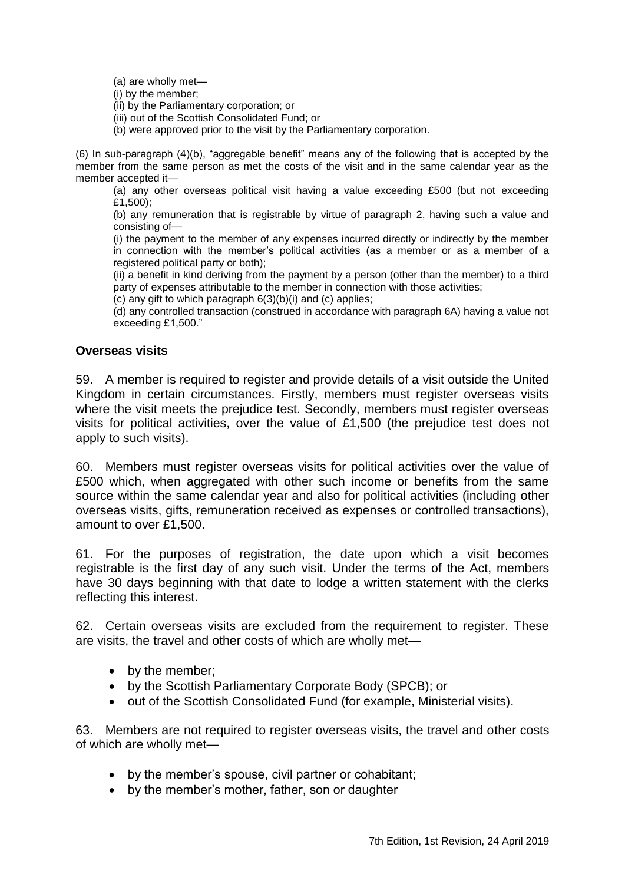(a) are wholly met—

(i) by the member;

(ii) by the Parliamentary corporation; or

(iii) out of the Scottish Consolidated Fund; or

(b) were approved prior to the visit by the Parliamentary corporation.

(6) In sub-paragraph (4)(b), "aggregable benefit" means any of the following that is accepted by the member from the same person as met the costs of the visit and in the same calendar year as the member accepted it—

(a) any other overseas political visit having a value exceeding £500 (but not exceeding £1,500);

(b) any remuneration that is registrable by virtue of paragraph 2, having such a value and consisting of—

(i) the payment to the member of any expenses incurred directly or indirectly by the member in connection with the member's political activities (as a member or as a member of a registered political party or both);

(ii) a benefit in kind deriving from the payment by a person (other than the member) to a third party of expenses attributable to the member in connection with those activities;

(c) any gift to which paragraph 6(3)(b)(i) and (c) applies;

(d) any controlled transaction (construed in accordance with paragraph 6A) having a value not exceeding £1,500."

## Overseas visits

59. A member is required to register and provide details of a visit outside the United Kingdom in certain circumstances. Firstly, members must register overseas visits where the visit meets the prejudice test. Secondly, members must register overseas visits for political activities, over the value of £1,500 (the prejudice test does not apply to such visits).

60. Members must register overseas visits for political activities over the value of £500 which, when aggregated with other such income or benefits from the same source within the same calendar year and also for political activities (including other overseas visits, gifts, remuneration received as expenses or controlled transactions), amount to over £1,500.

61. For the purposes of registration, the date upon which a visit becomes registrable is the first day of any such visit. Under the terms of the Act, members have 30 days beginning with that date to lodge a written statement with the clerks reflecting this interest.

62. Certain overseas visits are excluded from the requirement to register. These are visits, the travel and other costs of which are wholly met—

- by the member;
- by the Scottish Parliamentary Corporate Body (SPCB); or
- out of the Scottish Consolidated Fund (for example, Ministerial visits).

63. Members are not required to register overseas visits, the travel and other costs of which are wholly met—

- by the member's spouse, civil partner or cohabitant;
- by the member's mother, father, son or daughter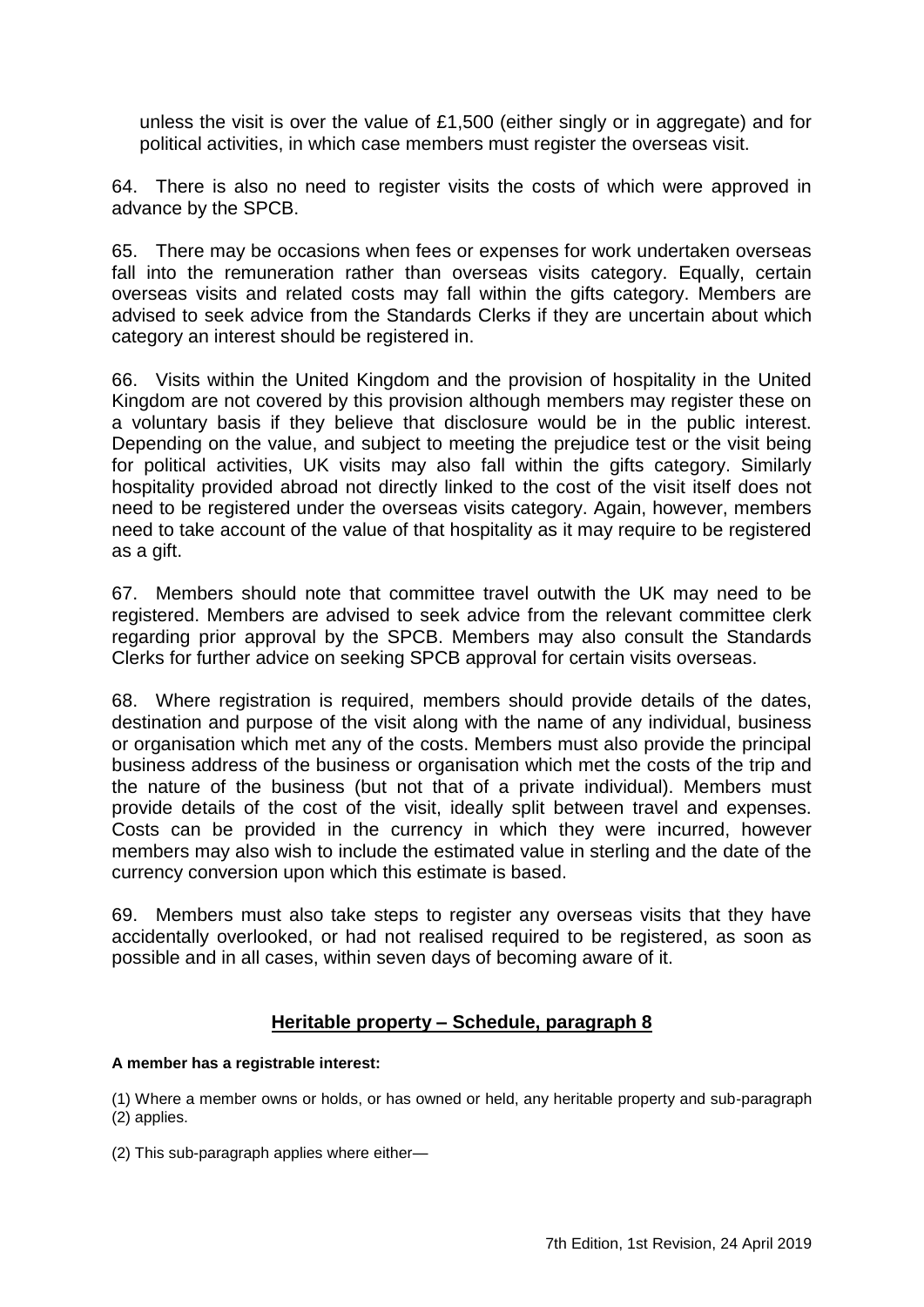unless the visit is over the value of £1,500 (either singly or in aggregate) and for political activities, in which case members must register the overseas visit.

64. There is also no need to register visits the costs of which were approved in advance by the SPCB.

65. There may be occasions when fees or expenses for work undertaken overseas fall into the remuneration rather than overseas visits category. Equally, certain overseas visits and related costs may fall within the gifts category. Members are advised to seek advice from the Standards Clerks if they are uncertain about which category an interest should be registered in.

66. Visits within the United Kingdom and the provision of hospitality in the United Kingdom are not covered by this provision although members may register these on a voluntary basis if they believe that disclosure would be in the public interest. Depending on the value, and subject to meeting the prejudice test or the visit being for political activities, UK visits may also fall within the gifts category. Similarly hospitality provided abroad not directly linked to the cost of the visit itself does not need to be registered under the overseas visits category. Again, however, members need to take account of the value of that hospitality as it may require to be registered as a gift.

67. Members should note that committee travel outwith the UK may need to be registered. Members are advised to seek advice from the relevant committee clerk regarding prior approval by the SPCB. Members may also consult the Standards Clerks for further advice on seeking SPCB approval for certain visits overseas.

68. Where registration is required, members should provide details of the dates, destination and purpose of the visit along with the name of any individual, business or organisation which met any of the costs. Members must also provide the principal business address of the business or organisation which met the costs of the trip and the nature of the business (but not that of a private individual). Members must provide details of the cost of the visit, ideally split between travel and expenses. Costs can be provided in the currency in which they were incurred, however members may also wish to include the estimated value in sterling and the date of the currency conversion upon which this estimate is based.

69. Members must also take steps to register any overseas visits that they have accidentally overlooked, or had not realised required to be registered, as soon as possible and in all cases, within seven days of becoming aware of it.

## Heritable property – Schedule, paragraph 8

**A member has a registrable interest:**

(1) Where a member owns or holds, or has owned or held, any heritable property and sub-paragraph (2) applies.

(2) This sub-paragraph applies where either—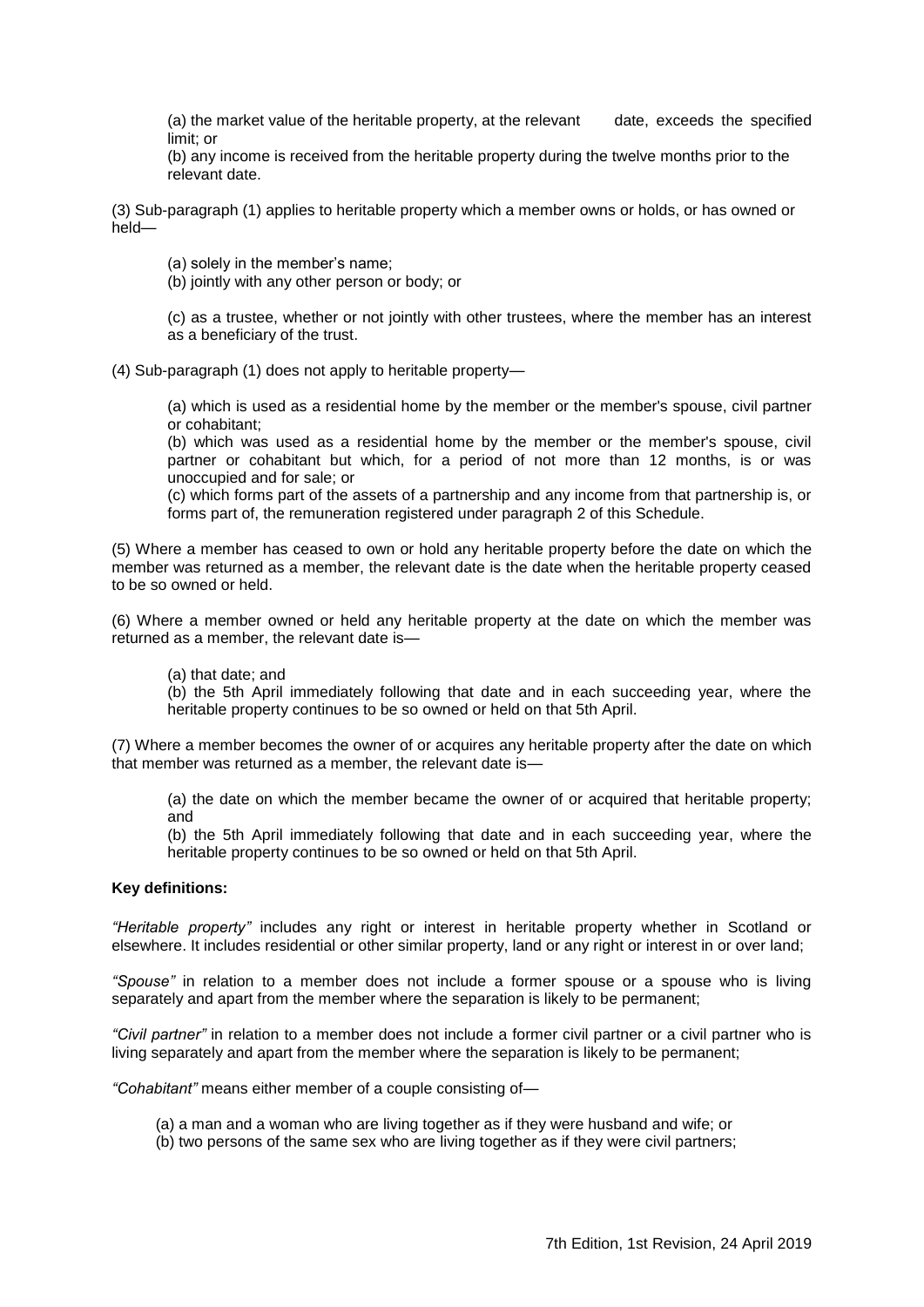(a) the market value of the heritable property, at the relevant date, exceeds the specified limit; or

(b) any income is received from the heritable property during the twelve months prior to the relevant date.

(3) Sub-paragraph (1) applies to heritable property which a member owns or holds, or has owned or held—

(a) solely in the member's name;

(b) jointly with any other person or body; or

(c) as a trustee, whether or not jointly with other trustees, where the member has an interest as a beneficiary of the trust.

(4) Sub-paragraph (1) does not apply to heritable property—

(a) which is used as a residential home by the member or the member's spouse, civil partner or cohabitant;

(b) which was used as a residential home by the member or the member's spouse, civil partner or cohabitant but which, for a period of not more than 12 months, is or was unoccupied and for sale; or

(c) which forms part of the assets of a partnership and any income from that partnership is, or forms part of, the remuneration registered under paragraph 2 of this Schedule.

(5) Where a member has ceased to own or hold any heritable property before the date on which the member was returned as a member, the relevant date is the date when the heritable property ceased to be so owned or held.

(6) Where a member owned or held any heritable property at the date on which the member was returned as a member, the relevant date is—

(a) that date; and

(b) the 5th April immediately following that date and in each succeeding year, where the heritable property continues to be so owned or held on that 5th April.

(7) Where a member becomes the owner of or acquires any heritable property after the date on which that member was returned as a member, the relevant date is—

(a) the date on which the member became the owner of or acquired that heritable property; and

(b) the 5th April immediately following that date and in each succeeding year, where the heritable property continues to be so owned or held on that 5th April.

**Key definitions:**

*"Heritable property"* includes any right or interest in heritable property whether in Scotland or elsewhere. It includes residential or other similar property, land or any right or interest in or over land;

*"Spouse"* in relation to a member does not include a former spouse or a spouse who is living separately and apart from the member where the separation is likely to be permanent;

*"Civil partner"* in relation to a member does not include a former civil partner or a civil partner who is living separately and apart from the member where the separation is likely to be permanent;

*"Cohabitant"* means either member of a couple consisting of—

(a) a man and a woman who are living together as if they were husband and wife; or

(b) two persons of the same sex who are living together as if they were civil partners;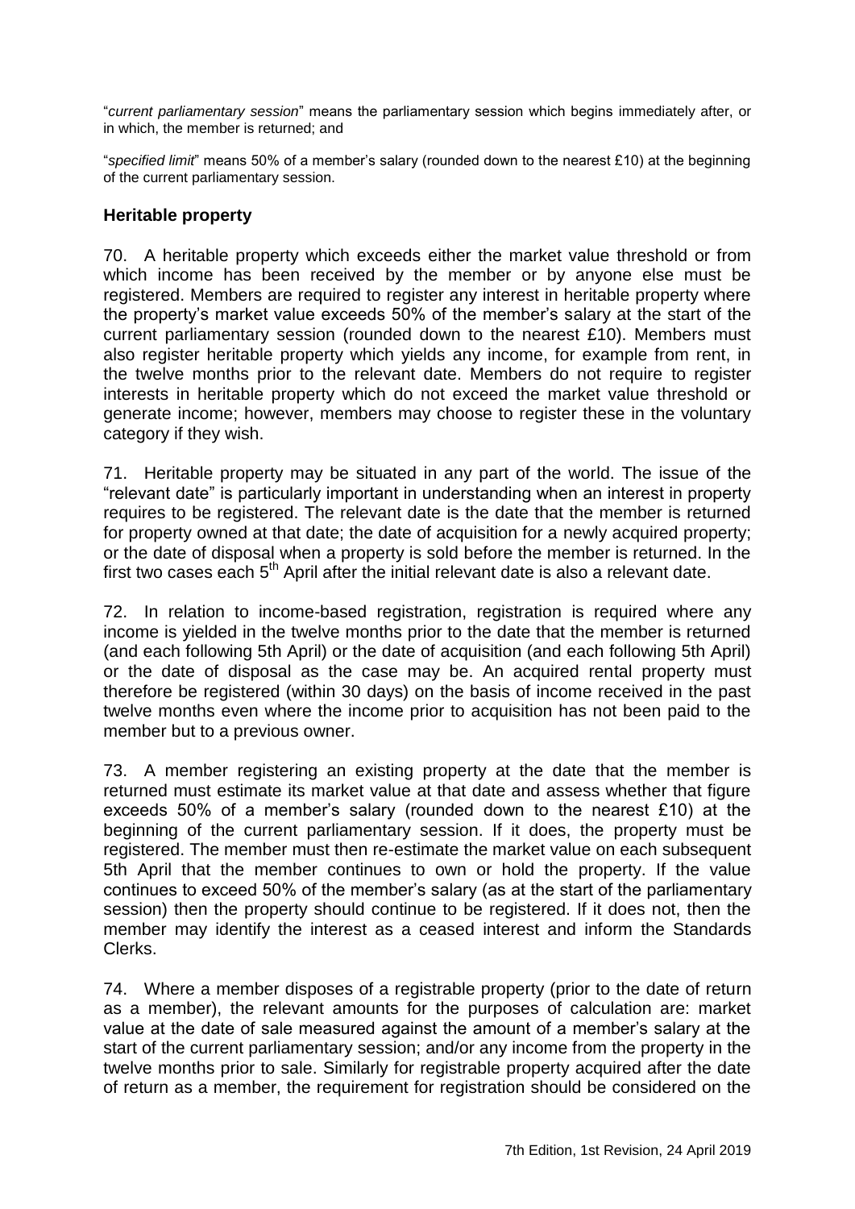"*current parliamentary session*" means the parliamentary session which begins immediately after, or in which, the member is returned; and

"*specified limit*" means 50% of a member's salary (rounded down to the nearest £10) at the beginning of the current parliamentary session.

### Heritable property

70. A heritable property which exceeds either the market value threshold or from which income has been received by the member or by anyone else must be registered. Members are required to register any interest in heritable property where the property's market value exceeds 50% of the member's salary at the start of the current parliamentary session (rounded down to the nearest £10). Members must also register heritable property which yields any income, for example from rent, in the twelve months prior to the relevant date. Members do not require to register interests in heritable property which do not exceed the market value threshold or generate income; however, members may choose to register these in the voluntary category if they wish.

71. Heritable property may be situated in any part of the world. The issue of the "relevant date" is particularly important in understanding when an interest in property requires to be registered. The relevant date is the date that the member is returned for property owned at that date; the date of acquisition for a newly acquired property; or the date of disposal when a property is sold before the member is returned. In the first two cases each 5th April after the initial relevant date is also a relevant date.

72. In relation to income-based registration, registration is required where any income is yielded in the twelve months prior to the date that the member is returned (and each following 5th April) or the date of acquisition (and each following 5th April) or the date of disposal as the case may be. An acquired rental property must therefore be registered (within 30 days) on the basis of income received in the past twelve months even where the income prior to acquisition has not been paid to the member but to a previous owner.

73. A member registering an existing property at the date that the member is returned must estimate its market value at that date and assess whether that figure exceeds 50% of a member's salary (rounded down to the nearest £10) at the beginning of the current parliamentary session. If it does, the property must be registered. The member must then re-estimate the market value on each subsequent 5th April that the member continues to own or hold the property. If the value continues to exceed 50% of the member's salary (as at the start of the parliamentary session) then the property should continue to be registered. If it does not, then the member may identify the interest as a ceased interest and inform the Standards Clerks.

74. Where a member disposes of a registrable property (prior to the date of return as a member), the relevant amounts for the purposes of calculation are: market value at the date of sale measured against the amount of a member's salary at the start of the current parliamentary session; and/or any income from the property in the twelve months prior to sale. Similarly for registrable property acquired after the date of return as a member, the requirement for registration should be considered on the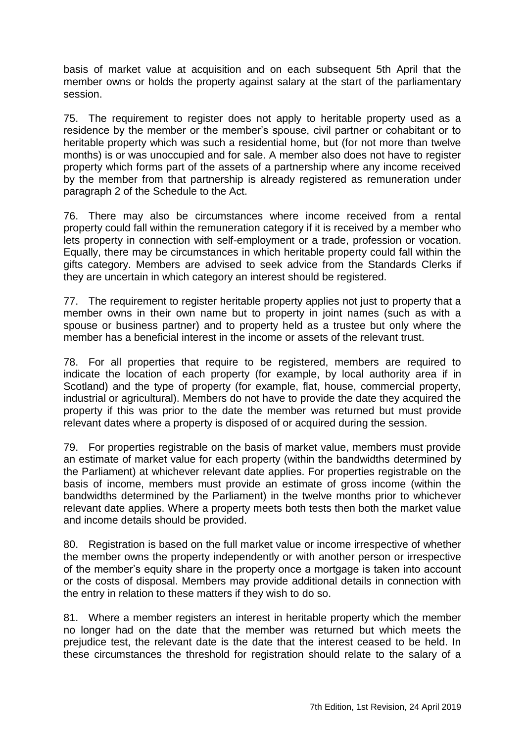basis of market value at acquisition and on each subsequent 5th April that the member owns or holds the property against salary at the start of the parliamentary session.

75. The requirement to register does not apply to heritable property used as a residence by the member or the member's spouse, civil partner or cohabitant or to heritable property which was such a residential home, but (for not more than twelve months) is or was unoccupied and for sale. A member also does not have to register property which forms part of the assets of a partnership where any income received by the member from that partnership is already registered as remuneration under paragraph 2 of the Schedule to the Act.

76. There may also be circumstances where income received from a rental property could fall within the remuneration category if it is received by a member who lets property in connection with self-employment or a trade, profession or vocation. Equally, there may be circumstances in which heritable property could fall within the gifts category. Members are advised to seek advice from the Standards Clerks if they are uncertain in which category an interest should be registered.

77. The requirement to register heritable property applies not just to property that a member owns in their own name but to property in joint names (such as with a spouse or business partner) and to property held as a trustee but only where the member has a beneficial interest in the income or assets of the relevant trust.

78. For all properties that require to be registered, members are required to indicate the location of each property (for example, by local authority area if in Scotland) and the type of property (for example, flat, house, commercial property, industrial or agricultural). Members do not have to provide the date they acquired the property if this was prior to the date the member was returned but must provide relevant dates where a property is disposed of or acquired during the session.

79. For properties registrable on the basis of market value, members must provide an estimate of market value for each property (within the bandwidths determined by the Parliament) at whichever relevant date applies. For properties registrable on the basis of income, members must provide an estimate of gross income (within the bandwidths determined by the Parliament) in the twelve months prior to whichever relevant date applies. Where a property meets both tests then both the market value and income details should be provided.

80. Registration is based on the full market value or income irrespective of whether the member owns the property independently or with another person or irrespective of the member's equity share in the property once a mortgage is taken into account or the costs of disposal. Members may provide additional details in connection with the entry in relation to these matters if they wish to do so.

81. Where a member registers an interest in heritable property which the member no longer had on the date that the member was returned but which meets the prejudice test, the relevant date is the date that the interest ceased to be held. In these circumstances the threshold for registration should relate to the salary of a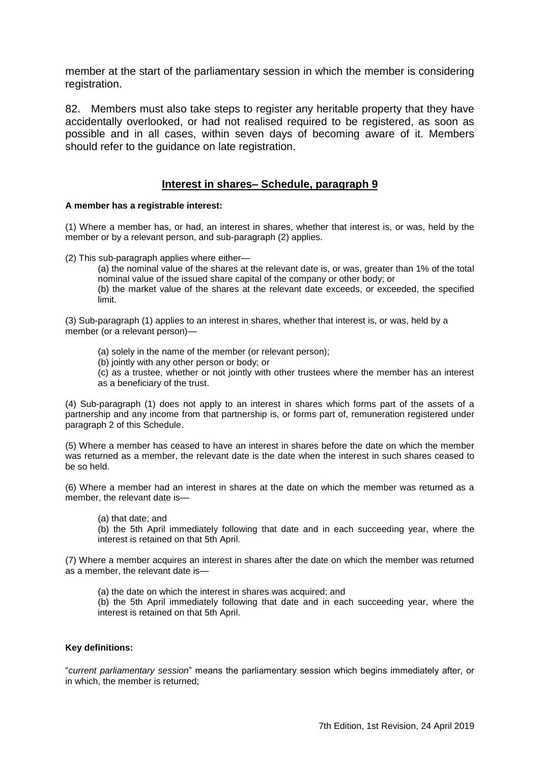member at the start of the parliamentary session in which the member is considering registration.

82. Members must also take steps to register any heritable property that they have accidentally overlooked, or had not realised required to be registered, as soon as possible and in all cases, within seven days of becoming aware of it. Members should refer to the guidance on late registration.

## Interest in shares– Schedule, paragraph 9

**A member has a registrable interest:**

(1) Where a member has, or had, an interest in shares, whether that interest is, or was, held by the member or by a relevant person, and sub-paragraph (2) applies.

(2) This sub-paragraph applies where either—

(a) the nominal value of the shares at the relevant date is, or was, greater than 1% of the total nominal value of the issued share capital of the company or other body; or
(b) the market value of the shares at the relevant date exceeds, or exceeded, the specified limit.

(3) Sub-paragraph (1) applies to an interest in shares, whether that interest is, or was, held by a member (or a relevant person)—

(a) solely in the name of the member (or relevant person);
(b) jointly with any other person or body; or
(c) as a trustee, whether or not jointly with other trustees where the member has an interest as a beneficiary of the trust.

(4) Sub-paragraph (1) does not apply to an interest in shares which forms part of the assets of a partnership and any income from that partnership is, or forms part of, remuneration registered under paragraph 2 of this Schedule.

(5) Where a member has ceased to have an interest in shares before the date on which the member was returned as a member, the relevant date is the date when the interest in such shares ceased to be so held.

(6) Where a member had an interest in shares at the date on which the member was returned as a member, the relevant date is—

(a) that date; and
(b) the 5th April immediately following that date and in each succeeding year, where the interest is retained on that 5th April.

(7) Where a member acquires an interest in shares after the date on which the member was returned as a member, the relevant date is—

(a) the date on which the interest in shares was acquired; and
(b) the 5th April immediately following that date and in each succeeding year, where the interest is retained on that 5th April.

**Key definitions:**

"*current parliamentary session*" means the parliamentary session which begins immediately after, or in which, the member is returned;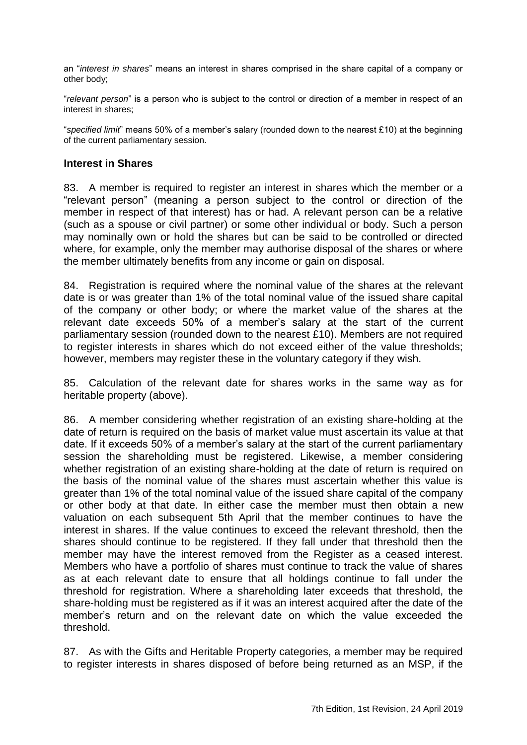an "*interest in shares*" means an interest in shares comprised in the share capital of a company or other body;

"*relevant person*" is a person who is subject to the control or direction of a member in respect of an interest in shares;

"*specified limit*" means 50% of a member's salary (rounded down to the nearest £10) at the beginning of the current parliamentary session.

## Interest in Shares

83. A member is required to register an interest in shares which the member or a "relevant person" (meaning a person subject to the control or direction of the member in respect of that interest) has or had. A relevant person can be a relative (such as a spouse or civil partner) or some other individual or body. Such a person may nominally own or hold the shares but can be said to be controlled or directed where, for example, only the member may authorise disposal of the shares or where the member ultimately benefits from any income or gain on disposal.

84. Registration is required where the nominal value of the shares at the relevant date is or was greater than 1% of the total nominal value of the issued share capital of the company or other body; or where the market value of the shares at the relevant date exceeds 50% of a member's salary at the start of the current parliamentary session (rounded down to the nearest £10). Members are not required to register interests in shares which do not exceed either of the value thresholds; however, members may register these in the voluntary category if they wish.

85. Calculation of the relevant date for shares works in the same way as for heritable property (above).

86. A member considering whether registration of an existing share-holding at the date of return is required on the basis of market value must ascertain its value at that date. If it exceeds 50% of a member's salary at the start of the current parliamentary session the shareholding must be registered. Likewise, a member considering whether registration of an existing share-holding at the date of return is required on the basis of the nominal value of the shares must ascertain whether this value is greater than 1% of the total nominal value of the issued share capital of the company or other body at that date. In either case the member must then obtain a new valuation on each subsequent 5th April that the member continues to have the interest in shares. If the value continues to exceed the relevant threshold, then the shares should continue to be registered. If they fall under that threshold then the member may have the interest removed from the Register as a ceased interest. Members who have a portfolio of shares must continue to track the value of shares as at each relevant date to ensure that all holdings continue to fall under the threshold for registration. Where a shareholding later exceeds that threshold, the share-holding must be registered as if it was an interest acquired after the date of the member's return and on the relevant date on which the value exceeded the threshold.

87. As with the Gifts and Heritable Property categories, a member may be required to register interests in shares disposed of before being returned as an MSP, if the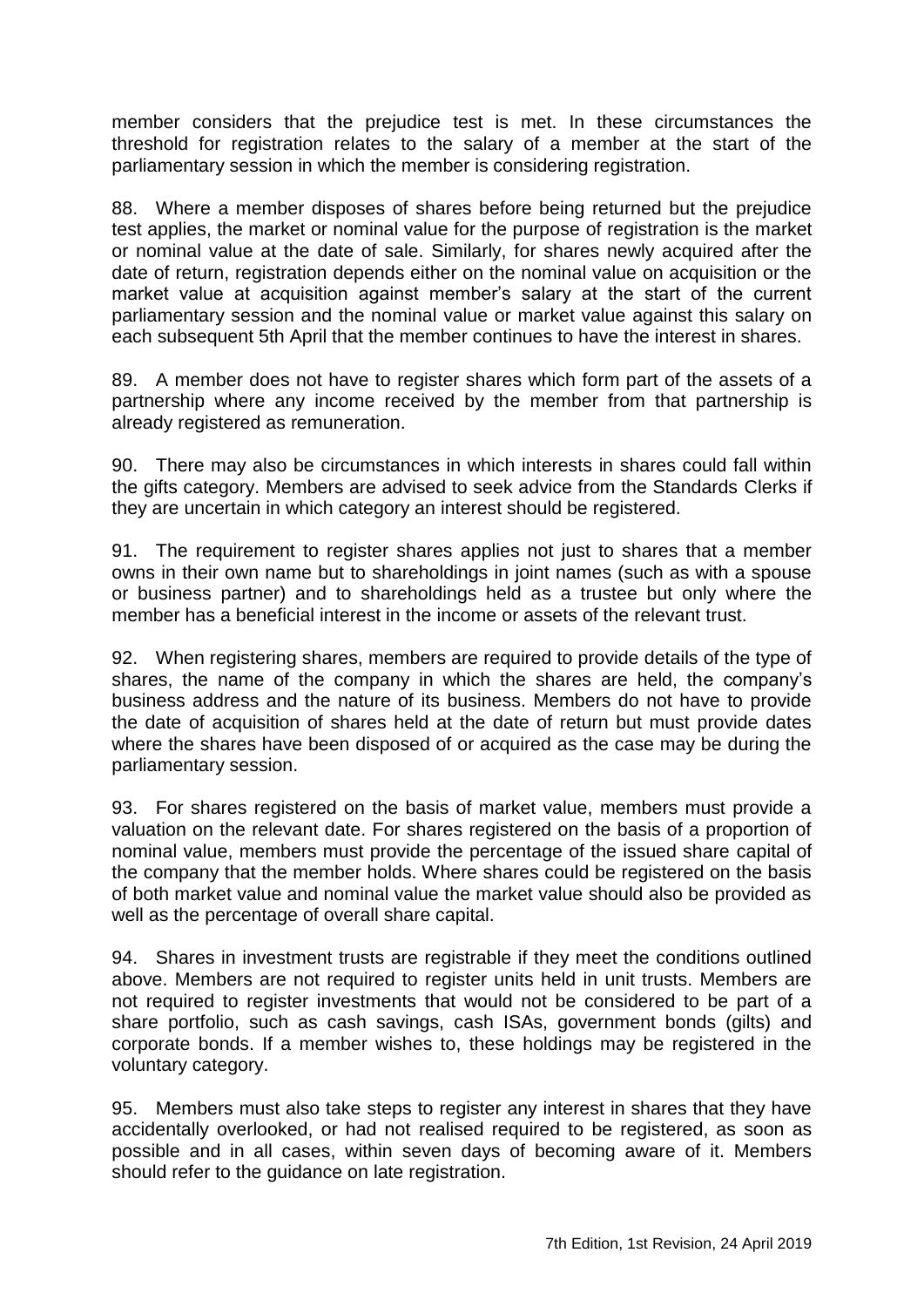member considers that the prejudice test is met. In these circumstances the threshold for registration relates to the salary of a member at the start of the parliamentary session in which the member is considering registration.

88. Where a member disposes of shares before being returned but the prejudice test applies, the market or nominal value for the purpose of registration is the market or nominal value at the date of sale. Similarly, for shares newly acquired after the date of return, registration depends either on the nominal value on acquisition or the market value at acquisition against member's salary at the start of the current parliamentary session and the nominal value or market value against this salary on each subsequent 5th April that the member continues to have the interest in shares.

89. A member does not have to register shares which form part of the assets of a partnership where any income received by the member from that partnership is already registered as remuneration.

90. There may also be circumstances in which interests in shares could fall within the gifts category. Members are advised to seek advice from the Standards Clerks if they are uncertain in which category an interest should be registered.

91. The requirement to register shares applies not just to shares that a member owns in their own name but to shareholdings in joint names (such as with a spouse or business partner) and to shareholdings held as a trustee but only where the member has a beneficial interest in the income or assets of the relevant trust.

92. When registering shares, members are required to provide details of the type of shares, the name of the company in which the shares are held, the company's business address and the nature of its business. Members do not have to provide the date of acquisition of shares held at the date of return but must provide dates where the shares have been disposed of or acquired as the case may be during the parliamentary session.

93. For shares registered on the basis of market value, members must provide a valuation on the relevant date. For shares registered on the basis of a proportion of nominal value, members must provide the percentage of the issued share capital of the company that the member holds. Where shares could be registered on the basis of both market value and nominal value the market value should also be provided as well as the percentage of overall share capital.

94. Shares in investment trusts are registrable if they meet the conditions outlined above. Members are not required to register units held in unit trusts. Members are not required to register investments that would not be considered to be part of a share portfolio, such as cash savings, cash ISAs, government bonds (gilts) and corporate bonds. If a member wishes to, these holdings may be registered in the voluntary category.

95. Members must also take steps to register any interest in shares that they have accidentally overlooked, or had not realised required to be registered, as soon as possible and in all cases, within seven days of becoming aware of it. Members should refer to the guidance on late registration.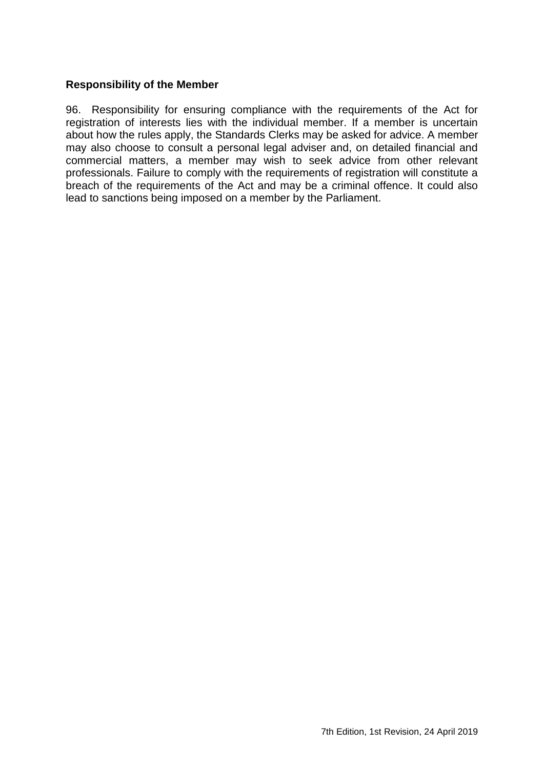**Responsibility of the Member**

96. Responsibility for ensuring compliance with the requirements of the Act for registration of interests lies with the individual member. If a member is uncertain about how the rules apply, the Standards Clerks may be asked for advice. A member may also choose to consult a personal legal adviser and, on detailed financial and commercial matters, a member may wish to seek advice from other relevant professionals. Failure to comply with the requirements of registration will constitute a breach of the requirements of the Act and may be a criminal offence. It could also lead to sanctions being imposed on a member by the Parliament.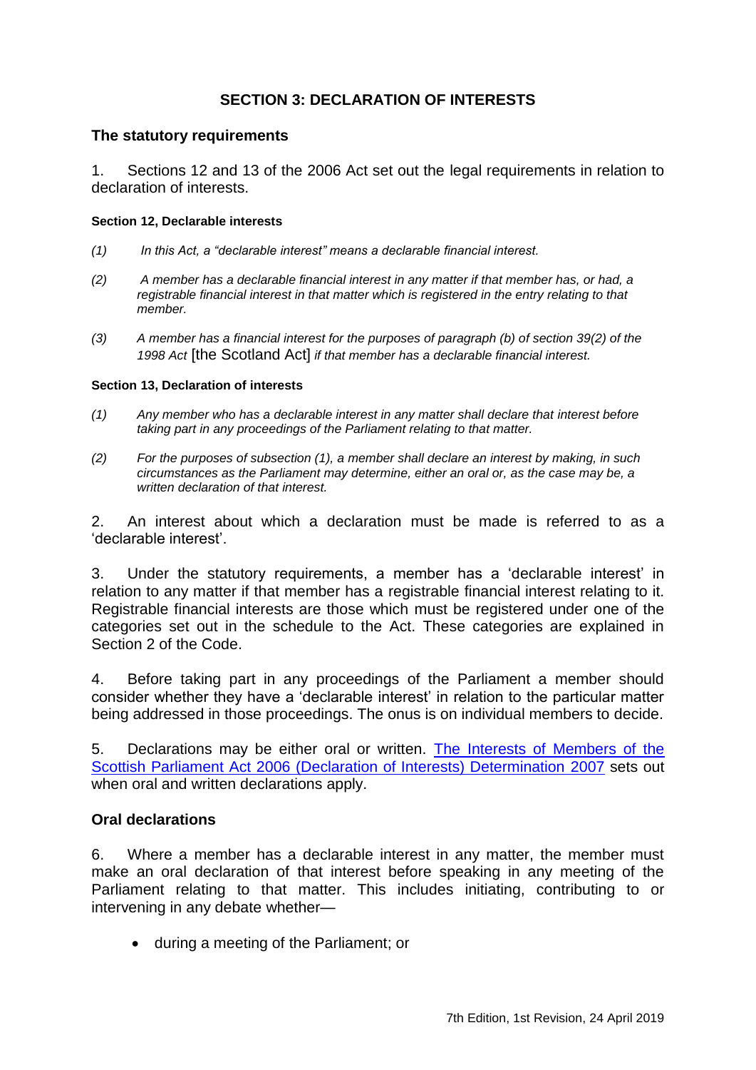## SECTION 3: DECLARATION OF INTERESTS

### The statutory requirements

1. Sections 12 and 13 of the 2006 Act set out the legal requirements in relation to declaration of interests.

**Section 12, Declarable interests**

*(1) In this Act, a "declarable interest" means a declarable financial interest.*

*(2) A member has a declarable financial interest in any matter if that member has, or had, a registrable financial interest in that matter which is registered in the entry relating to that member.*

*(3) A member has a financial interest for the purposes of paragraph (b) of section 39(2) of the 1998 Act* [the Scotland Act] *if that member has a declarable financial interest.*

**Section 13, Declaration of interests**

*(1) Any member who has a declarable interest in any matter shall declare that interest before taking part in any proceedings of the Parliament relating to that matter.*

*(2) For the purposes of subsection (1), a member shall declare an interest by making, in such circumstances as the Parliament may determine, either an oral or, as the case may be, a written declaration of that interest.*

2. An interest about which a declaration must be made is referred to as a 'declarable interest'.

3. Under the statutory requirements, a member has a 'declarable interest' in relation to any matter if that member has a registrable financial interest relating to it. Registrable financial interests are those which must be registered under one of the categories set out in the schedule to the Act. These categories are explained in Section 2 of the Code.

4. Before taking part in any proceedings of the Parliament a member should consider whether they have a 'declarable interest' in relation to the particular matter being addressed in those proceedings. The onus is on individual members to decide.

5. Declarations may be either oral or written. The Interests of Members of the Scottish Parliament Act 2006 (Declaration of Interests) Determination 2007 sets out when oral and written declarations apply.

### Oral declarations

6. Where a member has a declarable interest in any matter, the member must make an oral declaration of that interest before speaking in any meeting of the Parliament relating to that matter. This includes initiating, contributing to or intervening in any debate whether—

- during a meeting of the Parliament; or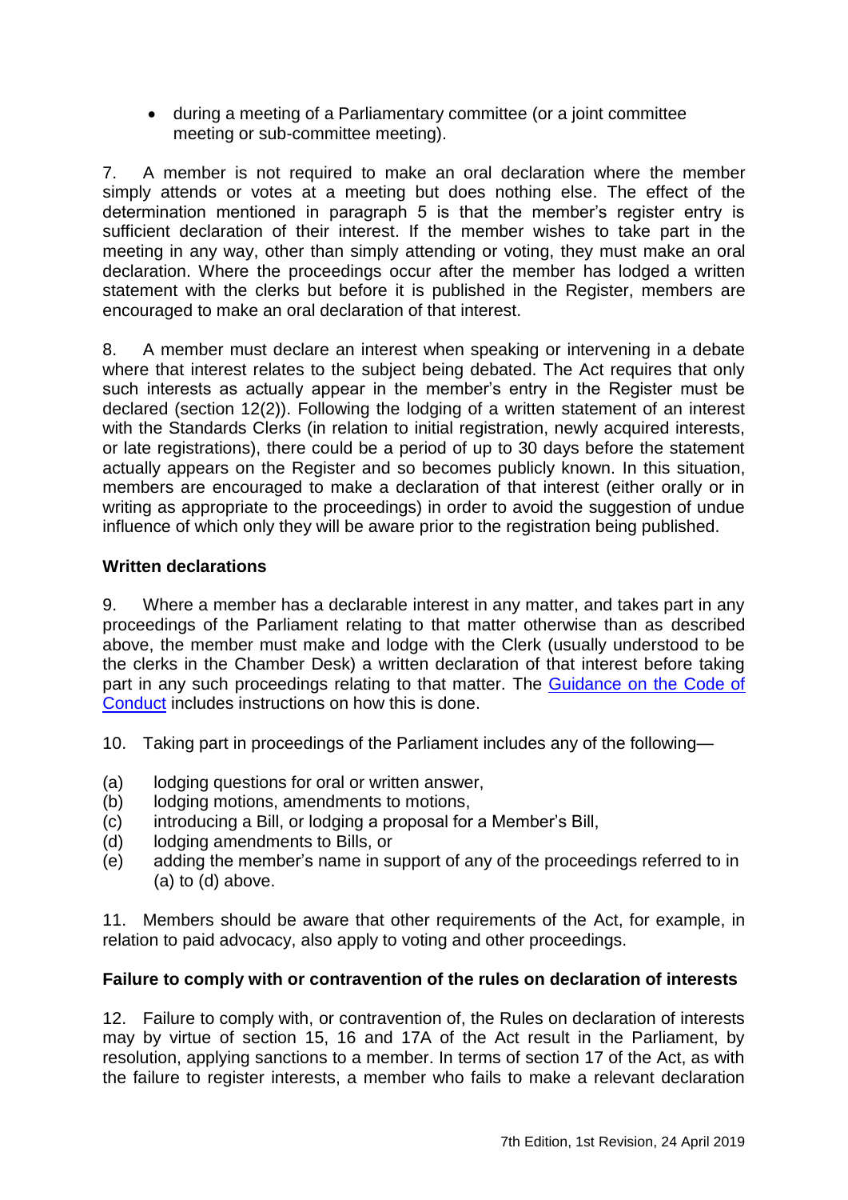- during a meeting of a Parliamentary committee (or a joint committee meeting or sub-committee meeting).

7. A member is not required to make an oral declaration where the member simply attends or votes at a meeting but does nothing else. The effect of the determination mentioned in paragraph 5 is that the member's register entry is sufficient declaration of their interest. If the member wishes to take part in the meeting in any way, other than simply attending or voting, they must make an oral declaration. Where the proceedings occur after the member has lodged a written statement with the clerks but before it is published in the Register, members are encouraged to make an oral declaration of that interest.

8. A member must declare an interest when speaking or intervening in a debate where that interest relates to the subject being debated. The Act requires that only such interests as actually appear in the member's entry in the Register must be declared (section 12(2)). Following the lodging of a written statement of an interest with the Standards Clerks (in relation to initial registration, newly acquired interests, or late registrations), there could be a period of up to 30 days before the statement actually appears on the Register and so becomes publicly known. In this situation, members are encouraged to make a declaration of that interest (either orally or in writing as appropriate to the proceedings) in order to avoid the suggestion of undue influence of which only they will be aware prior to the registration being published.

**Written declarations**

9. Where a member has a declarable interest in any matter, and takes part in any proceedings of the Parliament relating to that matter otherwise than as described above, the member must make and lodge with the Clerk (usually understood to be the clerks in the Chamber Desk) a written declaration of that interest before taking part in any such proceedings relating to that matter. The Guidance on the Code of Conduct includes instructions on how this is done.

10. Taking part in proceedings of the Parliament includes any of the following—

(a) lodging questions for oral or written answer,
(b) lodging motions, amendments to motions,
(c) introducing a Bill, or lodging a proposal for a Member's Bill,
(d) lodging amendments to Bills, or
(e) adding the member's name in support of any of the proceedings referred to in (a) to (d) above.

11. Members should be aware that other requirements of the Act, for example, in relation to paid advocacy, also apply to voting and other proceedings.

**Failure to comply with or contravention of the rules on declaration of interests**

12. Failure to comply with, or contravention of, the Rules on declaration of interests may by virtue of section 15, 16 and 17A of the Act result in the Parliament, by resolution, applying sanctions to a member. In terms of section 17 of the Act, as with the failure to register interests, a member who fails to make a relevant declaration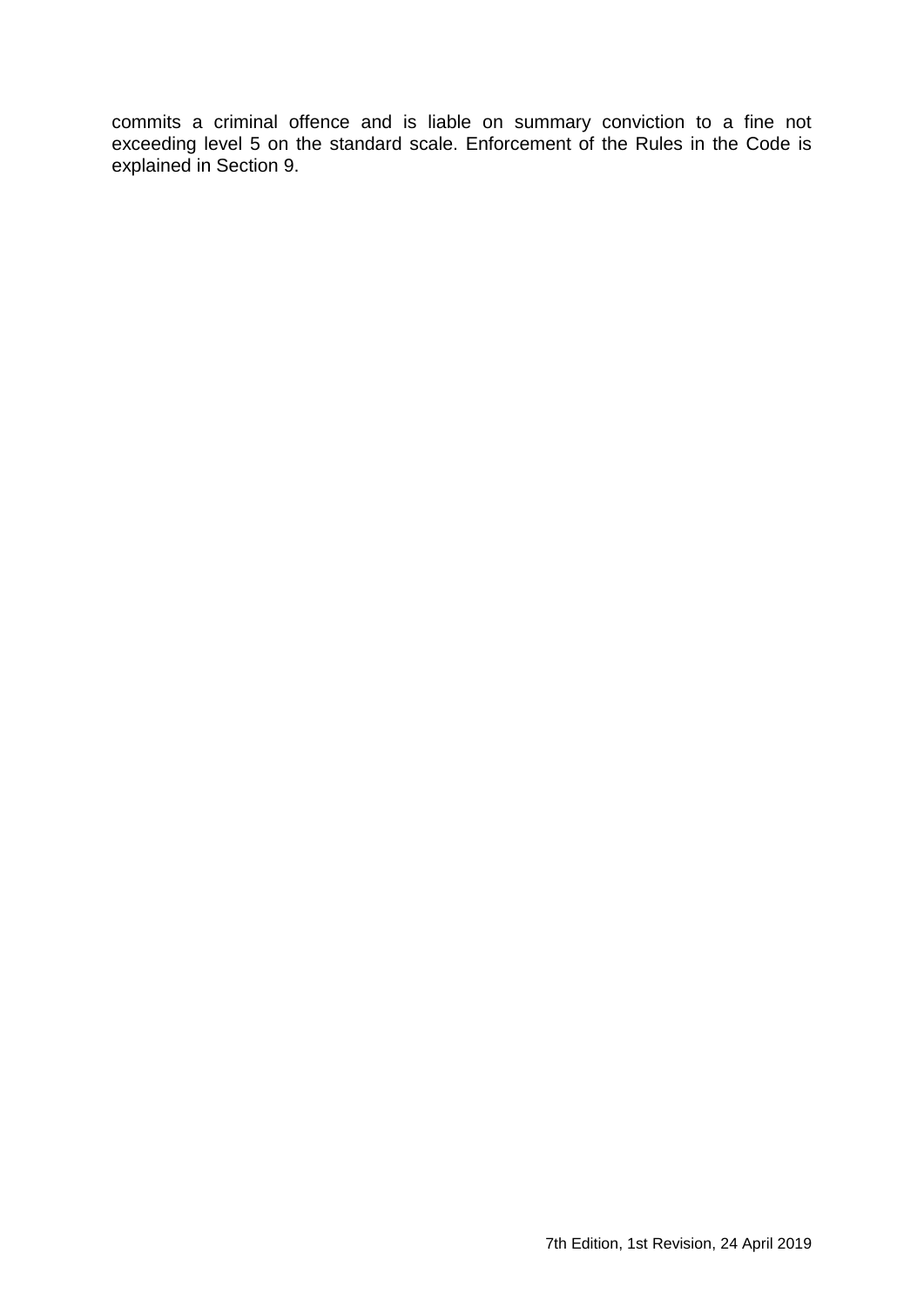commits a criminal offence and is liable on summary conviction to a fine not exceeding level 5 on the standard scale. Enforcement of the Rules in the Code is explained in Section 9.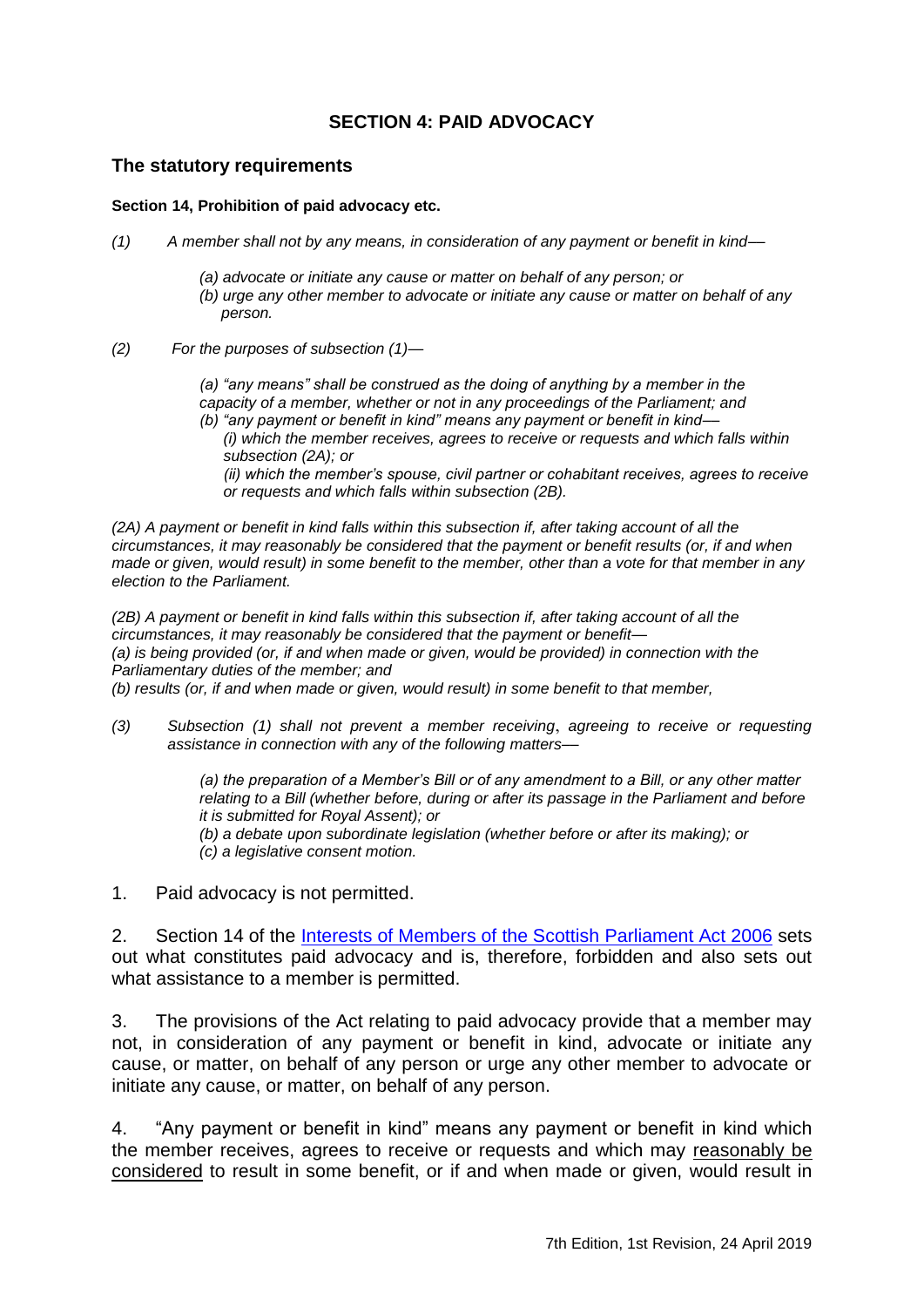## SECTION 4: PAID ADVOCACY

### The statutory requirements

**Section 14, Prohibition of paid advocacy etc.**

*(1) A member shall not by any means, in consideration of any payment or benefit in kind—*

*(a) advocate or initiate any cause or matter on behalf of any person; or*
*(b) urge any other member to advocate or initiate any cause or matter on behalf of any person.*

*(2) For the purposes of subsection (1)—*

*(a) "any means" shall be construed as the doing of anything by a member in the capacity of a member, whether or not in any proceedings of the Parliament; and*
*(b) "any payment or benefit in kind" means any payment or benefit in kind—*
*(i) which the member receives, agrees to receive or requests and which falls within subsection (2A); or*
*(ii) which the member's spouse, civil partner or cohabitant receives, agrees to receive or requests and which falls within subsection (2B).*

*(2A) A payment or benefit in kind falls within this subsection if, after taking account of all the circumstances, it may reasonably be considered that the payment or benefit results (or, if and when made or given, would result) in some benefit to the member, other than a vote for that member in any election to the Parliament.*

*(2B) A payment or benefit in kind falls within this subsection if, after taking account of all the circumstances, it may reasonably be considered that the payment or benefit—*
*(a) is being provided (or, if and when made or given, would be provided) in connection with the Parliamentary duties of the member; and*
*(b) results (or, if and when made or given, would result) in some benefit to that member,*

*(3) Subsection (1) shall not prevent a member receiving, agreeing to receive or requesting assistance in connection with any of the following matters—*

*(a) the preparation of a Member's Bill or of any amendment to a Bill, or any other matter relating to a Bill (whether before, during or after its passage in the Parliament and before it is submitted for Royal Assent); or*
*(b) a debate upon subordinate legislation (whether before or after its making); or*
*(c) a legislative consent motion.*

1. Paid advocacy is not permitted.

2. Section 14 of the Interests of Members of the Scottish Parliament Act 2006 sets out what constitutes paid advocacy and is, therefore, forbidden and also sets out what assistance to a member is permitted.

3. The provisions of the Act relating to paid advocacy provide that a member may not, in consideration of any payment or benefit in kind, advocate or initiate any cause, or matter, on behalf of any person or urge any other member to advocate or initiate any cause, or matter, on behalf of any person.

4. "Any payment or benefit in kind" means any payment or benefit in kind which the member receives, agrees to receive or requests and which may reasonably be considered to result in some benefit, or if and when made or given, would result in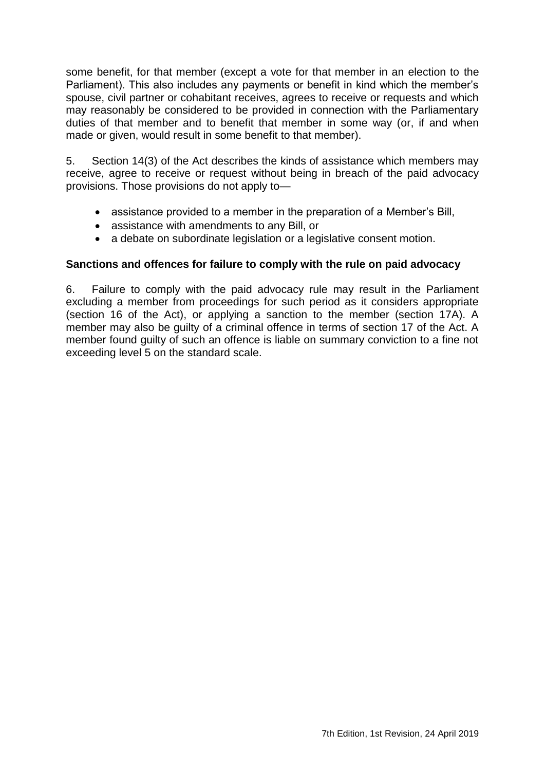some benefit, for that member (except a vote for that member in an election to the Parliament). This also includes any payments or benefit in kind which the member's spouse, civil partner or cohabitant receives, agrees to receive or requests and which may reasonably be considered to be provided in connection with the Parliamentary duties of that member and to benefit that member in some way (or, if and when made or given, would result in some benefit to that member).

5. Section 14(3) of the Act describes the kinds of assistance which members may receive, agree to receive or request without being in breach of the paid advocacy provisions. Those provisions do not apply to—

- assistance provided to a member in the preparation of a Member's Bill,
- assistance with amendments to any Bill, or
- a debate on subordinate legislation or a legislative consent motion.

**Sanctions and offences for failure to comply with the rule on paid advocacy**

6. Failure to comply with the paid advocacy rule may result in the Parliament excluding a member from proceedings for such period as it considers appropriate (section 16 of the Act), or applying a sanction to the member (section 17A). A member may also be guilty of a criminal offence in terms of section 17 of the Act. A member found guilty of such an offence is liable on summary conviction to a fine not exceeding level 5 on the standard scale.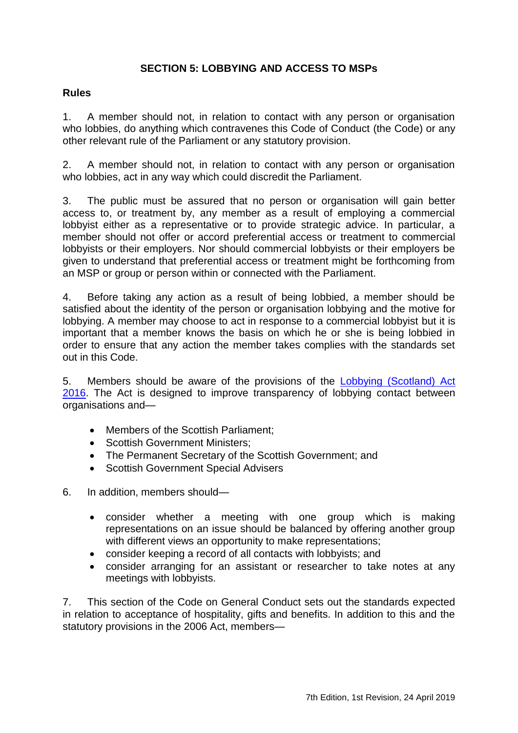## SECTION 5: LOBBYING AND ACCESS TO MSPs

### Rules

1. A member should not, in relation to contact with any person or organisation who lobbies, do anything which contravenes this Code of Conduct (the Code) or any other relevant rule of the Parliament or any statutory provision.

2. A member should not, in relation to contact with any person or organisation who lobbies, act in any way which could discredit the Parliament.

3. The public must be assured that no person or organisation will gain better access to, or treatment by, any member as a result of employing a commercial lobbyist either as a representative or to provide strategic advice. In particular, a member should not offer or accord preferential access or treatment to commercial lobbyists or their employers. Nor should commercial lobbyists or their employers be given to understand that preferential access or treatment might be forthcoming from an MSP or group or person within or connected with the Parliament.

4. Before taking any action as a result of being lobbied, a member should be satisfied about the identity of the person or organisation lobbying and the motive for lobbying. A member may choose to act in response to a commercial lobbyist but it is important that a member knows the basis on which he or she is being lobbied in order to ensure that any action the member takes complies with the standards set out in this Code.

5. Members should be aware of the provisions of the Lobbying (Scotland) Act 2016. The Act is designed to improve transparency of lobbying contact between organisations and—

- Members of the Scottish Parliament;
- Scottish Government Ministers;
- The Permanent Secretary of the Scottish Government; and
- Scottish Government Special Advisers

6. In addition, members should—

- consider whether a meeting with one group which is making representations on an issue should be balanced by offering another group with different views an opportunity to make representations;
- consider keeping a record of all contacts with lobbyists; and
- consider arranging for an assistant or researcher to take notes at any meetings with lobbyists.

7. This section of the Code on General Conduct sets out the standards expected in relation to acceptance of hospitality, gifts and benefits. In addition to this and the statutory provisions in the 2006 Act, members—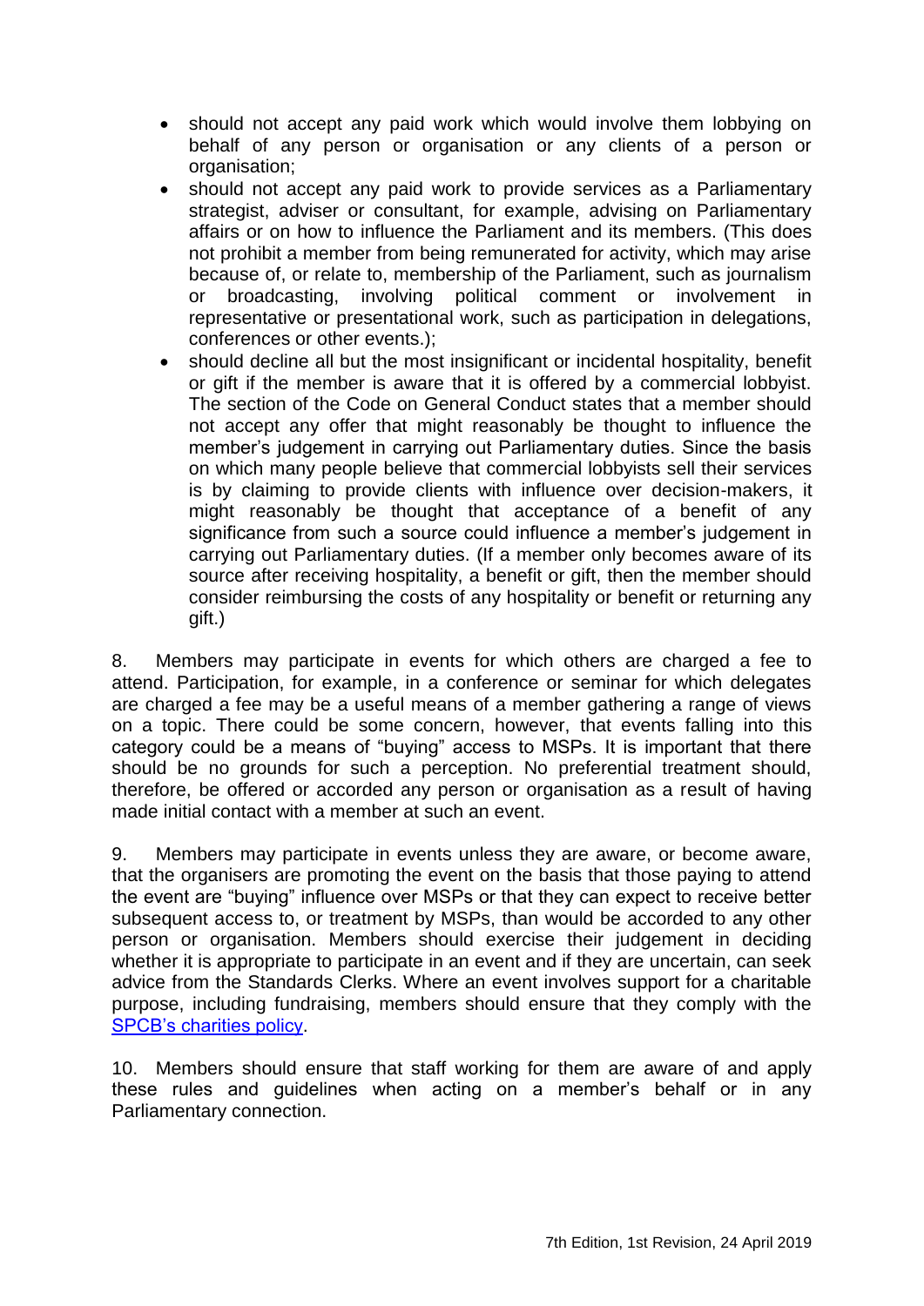- should not accept any paid work which would involve them lobbying on behalf of any person or organisation or any clients of a person or organisation;
- should not accept any paid work to provide services as a Parliamentary strategist, adviser or consultant, for example, advising on Parliamentary affairs or on how to influence the Parliament and its members. (This does not prohibit a member from being remunerated for activity, which may arise because of, or relate to, membership of the Parliament, such as journalism or broadcasting, involving political comment or involvement in representative or presentational work, such as participation in delegations, conferences or other events.);
- should decline all but the most insignificant or incidental hospitality, benefit or gift if the member is aware that it is offered by a commercial lobbyist. The section of the Code on General Conduct states that a member should not accept any offer that might reasonably be thought to influence the member's judgement in carrying out Parliamentary duties. Since the basis on which many people believe that commercial lobbyists sell their services is by claiming to provide clients with influence over decision-makers, it might reasonably be thought that acceptance of a benefit of any significance from such a source could influence a member's judgement in carrying out Parliamentary duties. (If a member only becomes aware of its source after receiving hospitality, a benefit or gift, then the member should consider reimbursing the costs of any hospitality or benefit or returning any gift.)

8. Members may participate in events for which others are charged a fee to attend. Participation, for example, in a conference or seminar for which delegates are charged a fee may be a useful means of a member gathering a range of views on a topic. There could be some concern, however, that events falling into this category could be a means of "buying" access to MSPs. It is important that there should be no grounds for such a perception. No preferential treatment should, therefore, be offered or accorded any person or organisation as a result of having made initial contact with a member at such an event.

9. Members may participate in events unless they are aware, or become aware, that the organisers are promoting the event on the basis that those paying to attend the event are "buying" influence over MSPs or that they can expect to receive better subsequent access to, or treatment by MSPs, than would be accorded to any other person or organisation. Members should exercise their judgement in deciding whether it is appropriate to participate in an event and if they are uncertain, can seek advice from the Standards Clerks. Where an event involves support for a charitable purpose, including fundraising, members should ensure that they comply with the [SPCB's charities policy](SPCB's charities policy).

10. Members should ensure that staff working for them are aware of and apply these rules and guidelines when acting on a member's behalf or in any Parliamentary connection.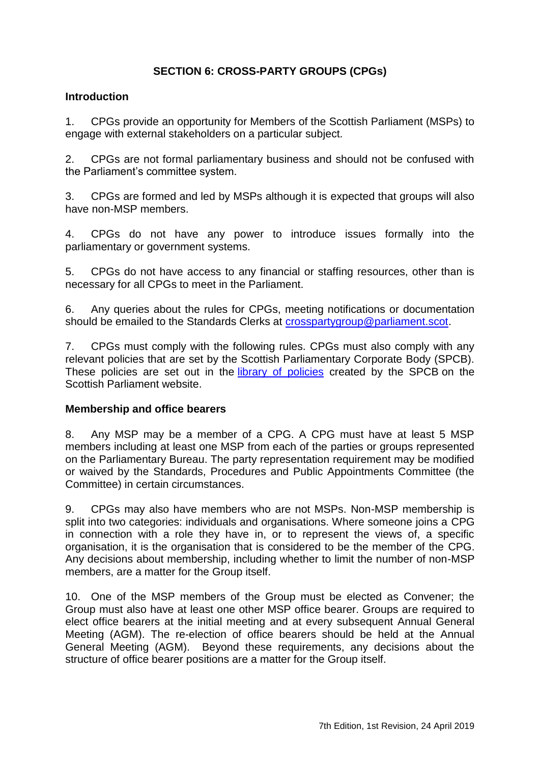## SECTION 6: CROSS-PARTY GROUPS (CPGs)

### Introduction

1. CPGs provide an opportunity for Members of the Scottish Parliament (MSPs) to engage with external stakeholders on a particular subject.

2. CPGs are not formal parliamentary business and should not be confused with the Parliament's committee system.

3. CPGs are formed and led by MSPs although it is expected that groups will also have non-MSP members.

4. CPGs do not have any power to introduce issues formally into the parliamentary or government systems.

5. CPGs do not have access to any financial or staffing resources, other than is necessary for all CPGs to meet in the Parliament.

6. Any queries about the rules for CPGs, meeting notifications or documentation should be emailed to the Standards Clerks at crosspartygroup@parliament.scot.

7. CPGs must comply with the following rules. CPGs must also comply with any relevant policies that are set by the Scottish Parliamentary Corporate Body (SPCB). These policies are set out in the library of policies created by the SPCB on the Scottish Parliament website.

### Membership and office bearers

8. Any MSP may be a member of a CPG. A CPG must have at least 5 MSP members including at least one MSP from each of the parties or groups represented on the Parliamentary Bureau. The party representation requirement may be modified or waived by the Standards, Procedures and Public Appointments Committee (the Committee) in certain circumstances.

9. CPGs may also have members who are not MSPs. Non-MSP membership is split into two categories: individuals and organisations. Where someone joins a CPG in connection with a role they have in, or to represent the views of, a specific organisation, it is the organisation that is considered to be the member of the CPG. Any decisions about membership, including whether to limit the number of non-MSP members, are a matter for the Group itself.

10. One of the MSP members of the Group must be elected as Convener; the Group must also have at least one other MSP office bearer. Groups are required to elect office bearers at the initial meeting and at every subsequent Annual General Meeting (AGM). The re-election of office bearers should be held at the Annual General Meeting (AGM). Beyond these requirements, any decisions about the structure of office bearer positions are a matter for the Group itself.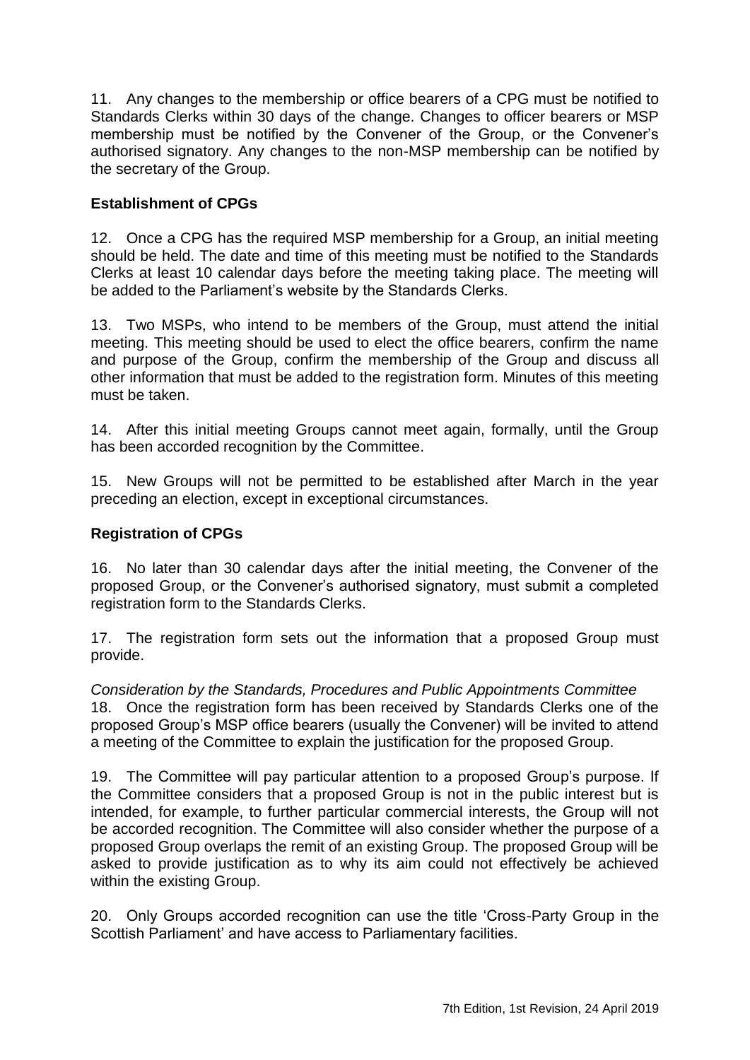11. Any changes to the membership or office bearers of a CPG must be notified to Standards Clerks within 30 days of the change. Changes to officer bearers or MSP membership must be notified by the Convener of the Group, or the Convener's authorised signatory. Any changes to the non-MSP membership can be notified by the secretary of the Group.

**Establishment of CPGs**

12. Once a CPG has the required MSP membership for a Group, an initial meeting should be held. The date and time of this meeting must be notified to the Standards Clerks at least 10 calendar days before the meeting taking place. The meeting will be added to the Parliament's website by the Standards Clerks.

13. Two MSPs, who intend to be members of the Group, must attend the initial meeting. This meeting should be used to elect the office bearers, confirm the name and purpose of the Group, confirm the membership of the Group and discuss all other information that must be added to the registration form. Minutes of this meeting must be taken.

14. After this initial meeting Groups cannot meet again, formally, until the Group has been accorded recognition by the Committee.

15. New Groups will not be permitted to be established after March in the year preceding an election, except in exceptional circumstances.

**Registration of CPGs**

16. No later than 30 calendar days after the initial meeting, the Convener of the proposed Group, or the Convener's authorised signatory, must submit a completed registration form to the Standards Clerks.

17. The registration form sets out the information that a proposed Group must provide.

*Consideration by the Standards, Procedures and Public Appointments Committee*

18. Once the registration form has been received by Standards Clerks one of the proposed Group's MSP office bearers (usually the Convener) will be invited to attend a meeting of the Committee to explain the justification for the proposed Group.

19. The Committee will pay particular attention to a proposed Group's purpose. If the Committee considers that a proposed Group is not in the public interest but is intended, for example, to further particular commercial interests, the Group will not be accorded recognition. The Committee will also consider whether the purpose of a proposed Group overlaps the remit of an existing Group. The proposed Group will be asked to provide justification as to why its aim could not effectively be achieved within the existing Group.

20. Only Groups accorded recognition can use the title 'Cross-Party Group in the Scottish Parliament' and have access to Parliamentary facilities.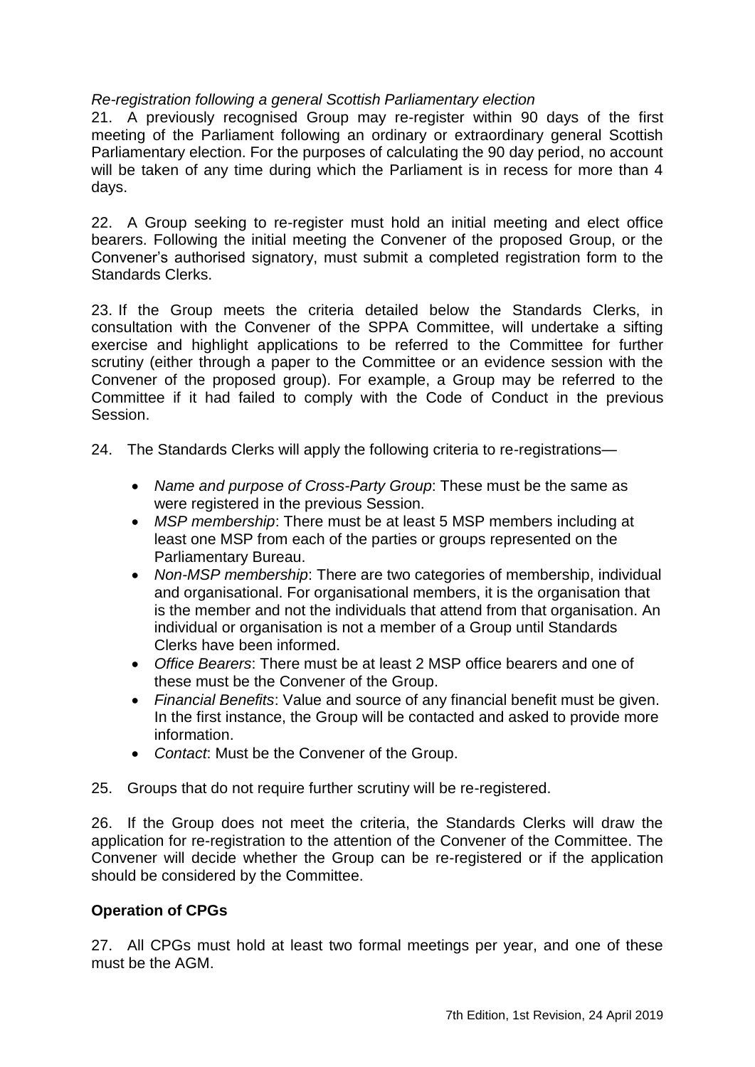*Re-registration following a general Scottish Parliamentary election*

21. A previously recognised Group may re-register within 90 days of the first meeting of the Parliament following an ordinary or extraordinary general Scottish Parliamentary election. For the purposes of calculating the 90 day period, no account will be taken of any time during which the Parliament is in recess for more than 4 days.

22. A Group seeking to re-register must hold an initial meeting and elect office bearers. Following the initial meeting the Convener of the proposed Group, or the Convener's authorised signatory, must submit a completed registration form to the Standards Clerks.

23. If the Group meets the criteria detailed below the Standards Clerks, in consultation with the Convener of the SPPA Committee, will undertake a sifting exercise and highlight applications to be referred to the Committee for further scrutiny (either through a paper to the Committee or an evidence session with the Convener of the proposed group). For example, a Group may be referred to the Committee if it had failed to comply with the Code of Conduct in the previous Session.

24. The Standards Clerks will apply the following criteria to re-registrations—

- *Name and purpose of Cross-Party Group*: These must be the same as were registered in the previous Session.
- *MSP membership*: There must be at least 5 MSP members including at least one MSP from each of the parties or groups represented on the Parliamentary Bureau.
- *Non-MSP membership*: There are two categories of membership, individual and organisational. For organisational members, it is the organisation that is the member and not the individuals that attend from that organisation. An individual or organisation is not a member of a Group until Standards Clerks have been informed.
- *Office Bearers*: There must be at least 2 MSP office bearers and one of these must be the Convener of the Group.
- *Financial Benefits*: Value and source of any financial benefit must be given. In the first instance, the Group will be contacted and asked to provide more information.
- *Contact*: Must be the Convener of the Group.

25. Groups that do not require further scrutiny will be re-registered.

26. If the Group does not meet the criteria, the Standards Clerks will draw the application for re-registration to the attention of the Convener of the Committee. The Convener will decide whether the Group can be re-registered or if the application should be considered by the Committee.

## Operation of CPGs

27. All CPGs must hold at least two formal meetings per year, and one of these must be the AGM.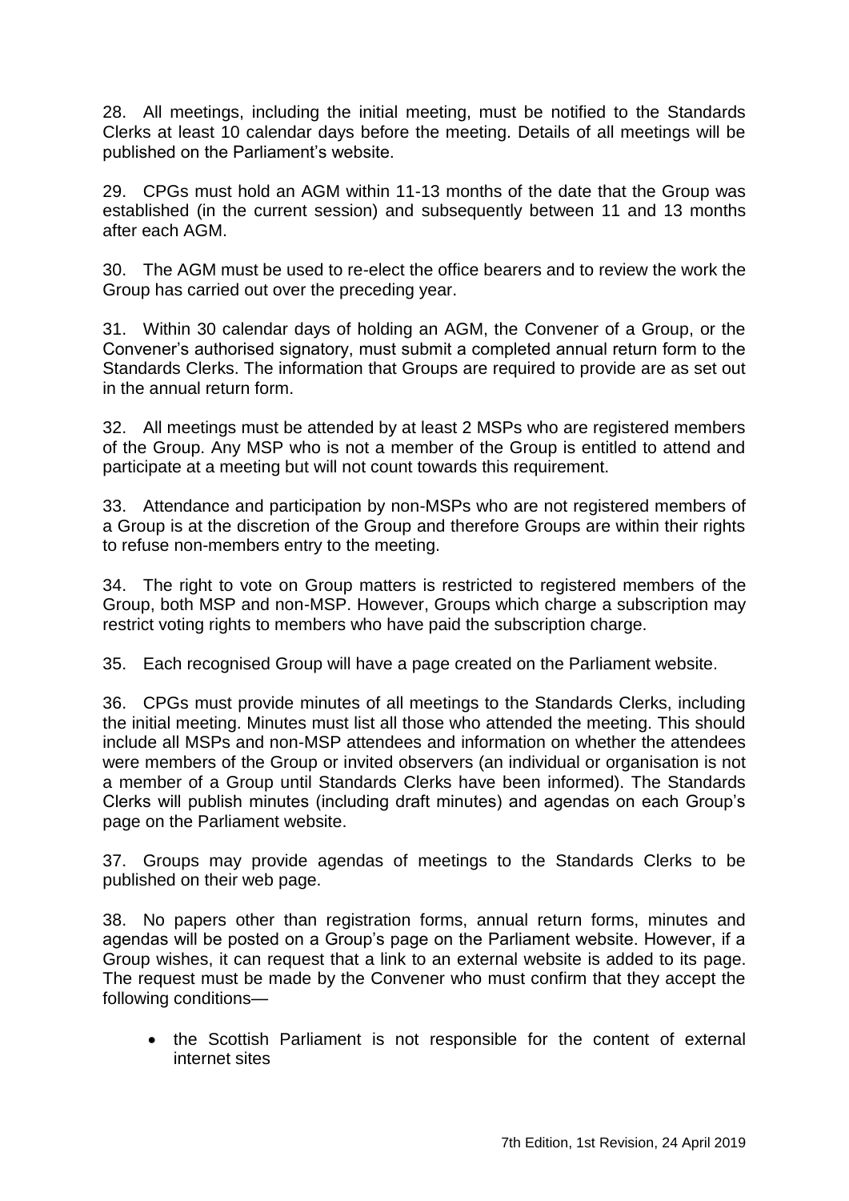28. All meetings, including the initial meeting, must be notified to the Standards Clerks at least 10 calendar days before the meeting. Details of all meetings will be published on the Parliament's website.

29. CPGs must hold an AGM within 11-13 months of the date that the Group was established (in the current session) and subsequently between 11 and 13 months after each AGM.

30. The AGM must be used to re-elect the office bearers and to review the work the Group has carried out over the preceding year.

31. Within 30 calendar days of holding an AGM, the Convener of a Group, or the Convener's authorised signatory, must submit a completed annual return form to the Standards Clerks. The information that Groups are required to provide are as set out in the annual return form.

32. All meetings must be attended by at least 2 MSPs who are registered members of the Group. Any MSP who is not a member of the Group is entitled to attend and participate at a meeting but will not count towards this requirement.

33. Attendance and participation by non-MSPs who are not registered members of a Group is at the discretion of the Group and therefore Groups are within their rights to refuse non-members entry to the meeting.

34. The right to vote on Group matters is restricted to registered members of the Group, both MSP and non-MSP. However, Groups which charge a subscription may restrict voting rights to members who have paid the subscription charge.

35. Each recognised Group will have a page created on the Parliament website.

36. CPGs must provide minutes of all meetings to the Standards Clerks, including the initial meeting. Minutes must list all those who attended the meeting. This should include all MSPs and non-MSP attendees and information on whether the attendees were members of the Group or invited observers (an individual or organisation is not a member of a Group until Standards Clerks have been informed). The Standards Clerks will publish minutes (including draft minutes) and agendas on each Group's page on the Parliament website.

37. Groups may provide agendas of meetings to the Standards Clerks to be published on their web page.

38. No papers other than registration forms, annual return forms, minutes and agendas will be posted on a Group's page on the Parliament website. However, if a Group wishes, it can request that a link to an external website is added to its page. The request must be made by the Convener who must confirm that they accept the following conditions—

- the Scottish Parliament is not responsible for the content of external internet sites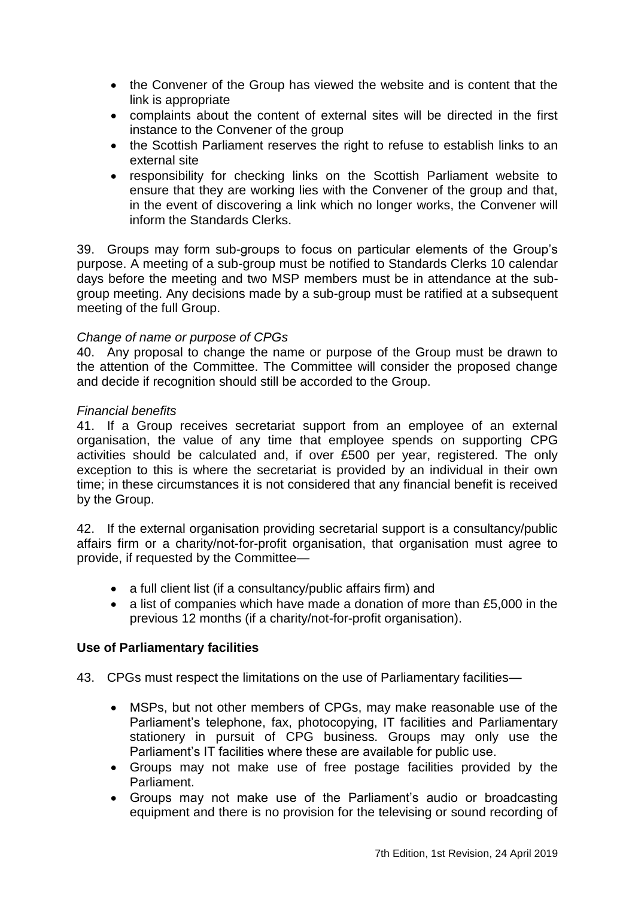- the Convener of the Group has viewed the website and is content that the link is appropriate
- complaints about the content of external sites will be directed in the first instance to the Convener of the group
- the Scottish Parliament reserves the right to refuse to establish links to an external site
- responsibility for checking links on the Scottish Parliament website to ensure that they are working lies with the Convener of the group and that, in the event of discovering a link which no longer works, the Convener will inform the Standards Clerks.

39. Groups may form sub-groups to focus on particular elements of the Group's purpose. A meeting of a sub-group must be notified to Standards Clerks 10 calendar days before the meeting and two MSP members must be in attendance at the sub-group meeting. Any decisions made by a sub-group must be ratified at a subsequent meeting of the full Group.

*Change of name or purpose of CPGs*

40. Any proposal to change the name or purpose of the Group must be drawn to the attention of the Committee. The Committee will consider the proposed change and decide if recognition should still be accorded to the Group.

*Financial benefits*

41. If a Group receives secretariat support from an employee of an external organisation, the value of any time that employee spends on supporting CPG activities should be calculated and, if over £500 per year, registered. The only exception to this is where the secretariat is provided by an individual in their own time; in these circumstances it is not considered that any financial benefit is received by the Group.

42. If the external organisation providing secretarial support is a consultancy/public affairs firm or a charity/not-for-profit organisation, that organisation must agree to provide, if requested by the Committee—

- a full client list (if a consultancy/public affairs firm) and
- a list of companies which have made a donation of more than £5,000 in the previous 12 months (if a charity/not-for-profit organisation).

**Use of Parliamentary facilities**

43. CPGs must respect the limitations on the use of Parliamentary facilities—

- MSPs, but not other members of CPGs, may make reasonable use of the Parliament's telephone, fax, photocopying, IT facilities and Parliamentary stationery in pursuit of CPG business. Groups may only use the Parliament's IT facilities where these are available for public use.
- Groups may not make use of free postage facilities provided by the Parliament.
- Groups may not make use of the Parliament's audio or broadcasting equipment and there is no provision for the televising or sound recording of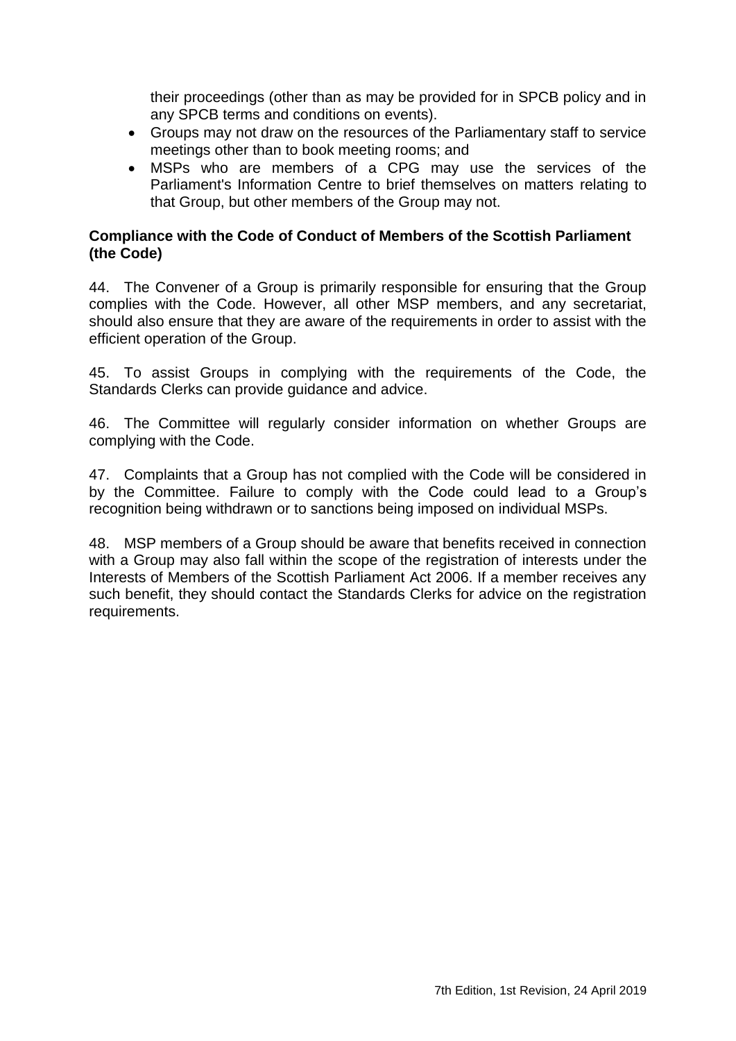their proceedings (other than as may be provided for in SPCB policy and in any SPCB terms and conditions on events).

- Groups may not draw on the resources of the Parliamentary staff to service meetings other than to book meeting rooms; and
- MSPs who are members of a CPG may use the services of the Parliament's Information Centre to brief themselves on matters relating to that Group, but other members of the Group may not.

**Compliance with the Code of Conduct of Members of the Scottish Parliament (the Code)**

44. The Convener of a Group is primarily responsible for ensuring that the Group complies with the Code. However, all other MSP members, and any secretariat, should also ensure that they are aware of the requirements in order to assist with the efficient operation of the Group.

45. To assist Groups in complying with the requirements of the Code, the Standards Clerks can provide guidance and advice.

46. The Committee will regularly consider information on whether Groups are complying with the Code.

47. Complaints that a Group has not complied with the Code will be considered in by the Committee. Failure to comply with the Code could lead to a Group's recognition being withdrawn or to sanctions being imposed on individual MSPs.

48. MSP members of a Group should be aware that benefits received in connection with a Group may also fall within the scope of the registration of interests under the Interests of Members of the Scottish Parliament Act 2006. If a member receives any such benefit, they should contact the Standards Clerks for advice on the registration requirements.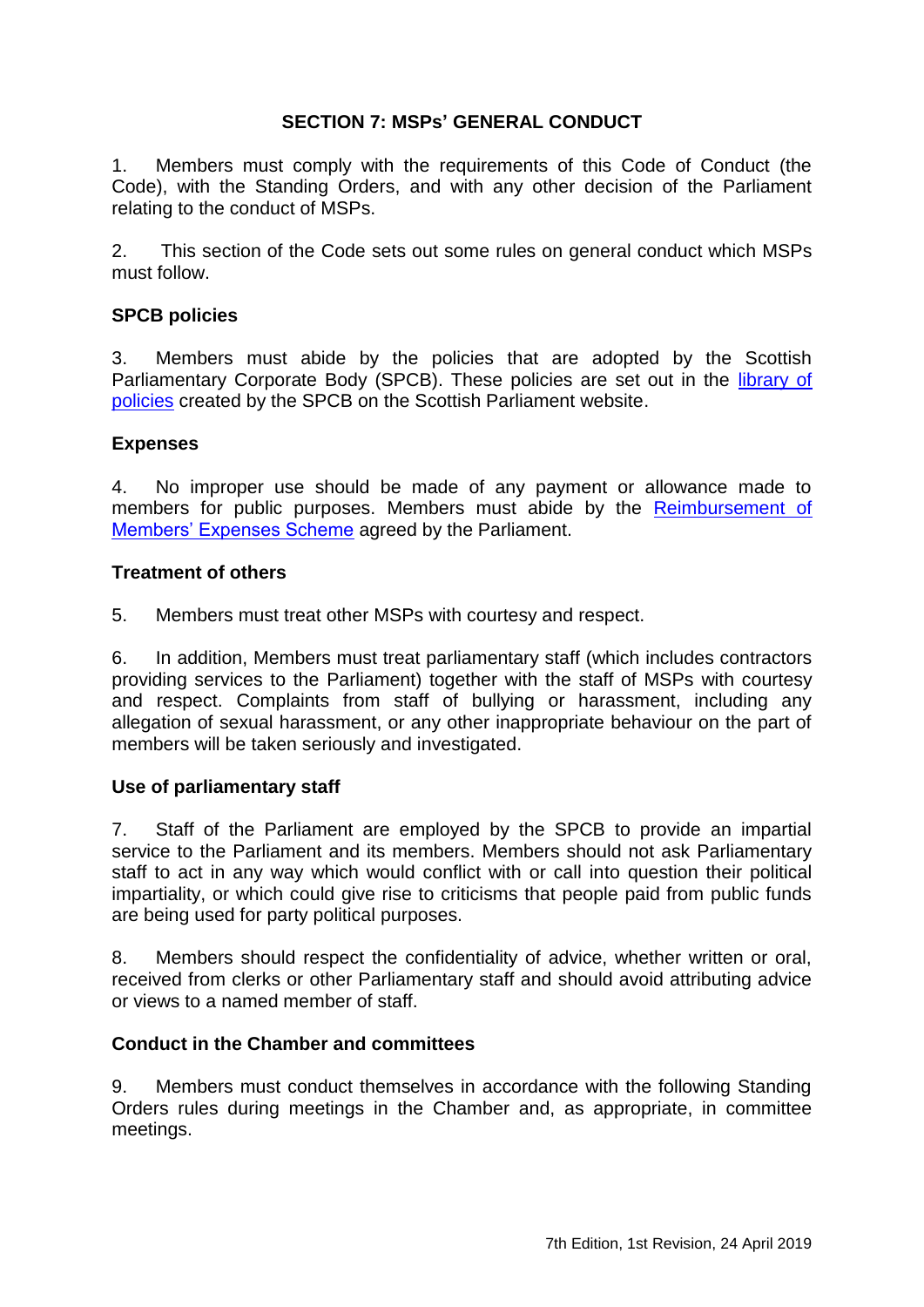## SECTION 7: MSPs' GENERAL CONDUCT

1. Members must comply with the requirements of this Code of Conduct (the Code), with the Standing Orders, and with any other decision of the Parliament relating to the conduct of MSPs.

2. This section of the Code sets out some rules on general conduct which MSPs must follow.

### SPCB policies

3. Members must abide by the policies that are adopted by the Scottish Parliamentary Corporate Body (SPCB). These policies are set out in the library of policies created by the SPCB on the Scottish Parliament website.

### Expenses

4. No improper use should be made of any payment or allowance made to members for public purposes. Members must abide by the Reimbursement of Members' Expenses Scheme agreed by the Parliament.

### Treatment of others

5. Members must treat other MSPs with courtesy and respect.

6. In addition, Members must treat parliamentary staff (which includes contractors providing services to the Parliament) together with the staff of MSPs with courtesy and respect. Complaints from staff of bullying or harassment, including any allegation of sexual harassment, or any other inappropriate behaviour on the part of members will be taken seriously and investigated.

### Use of parliamentary staff

7. Staff of the Parliament are employed by the SPCB to provide an impartial service to the Parliament and its members. Members should not ask Parliamentary staff to act in any way which would conflict with or call into question their political impartiality, or which could give rise to criticisms that people paid from public funds are being used for party political purposes.

8. Members should respect the confidentiality of advice, whether written or oral, received from clerks or other Parliamentary staff and should avoid attributing advice or views to a named member of staff.

### Conduct in the Chamber and committees

9. Members must conduct themselves in accordance with the following Standing Orders rules during meetings in the Chamber and, as appropriate, in committee meetings.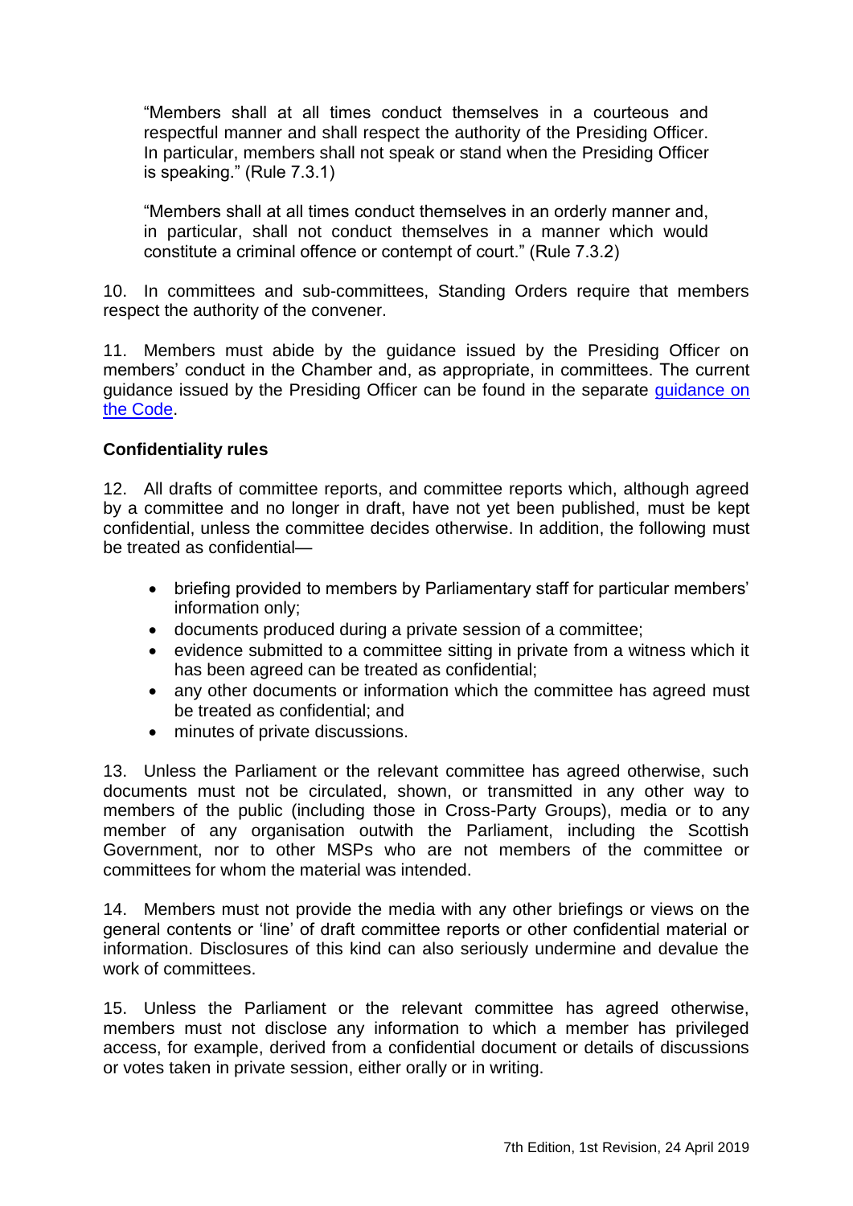> "Members shall at all times conduct themselves in a courteous and respectful manner and shall respect the authority of the Presiding Officer. In particular, members shall not speak or stand when the Presiding Officer is speaking." (Rule 7.3.1)

> "Members shall at all times conduct themselves in an orderly manner and, in particular, shall not conduct themselves in a manner which would constitute a criminal offence or contempt of court." (Rule 7.3.2)

10. In committees and sub-committees, Standing Orders require that members respect the authority of the convener.

11. Members must abide by the guidance issued by the Presiding Officer on members' conduct in the Chamber and, as appropriate, in committees. The current guidance issued by the Presiding Officer can be found in the separate guidance on the Code.

**Confidentiality rules**

12. All drafts of committee reports, and committee reports which, although agreed by a committee and no longer in draft, have not yet been published, must be kept confidential, unless the committee decides otherwise. In addition, the following must be treated as confidential—

- briefing provided to members by Parliamentary staff for particular members' information only;
- documents produced during a private session of a committee;
- evidence submitted to a committee sitting in private from a witness which it has been agreed can be treated as confidential;
- any other documents or information which the committee has agreed must be treated as confidential; and
- minutes of private discussions.

13. Unless the Parliament or the relevant committee has agreed otherwise, such documents must not be circulated, shown, or transmitted in any other way to members of the public (including those in Cross-Party Groups), media or to any member of any organisation outwith the Parliament, including the Scottish Government, nor to other MSPs who are not members of the committee or committees for whom the material was intended.

14. Members must not provide the media with any other briefings or views on the general contents or 'line' of draft committee reports or other confidential material or information. Disclosures of this kind can also seriously undermine and devalue the work of committees.

15. Unless the Parliament or the relevant committee has agreed otherwise, members must not disclose any information to which a member has privileged access, for example, derived from a confidential document or details of discussions or votes taken in private session, either orally or in writing.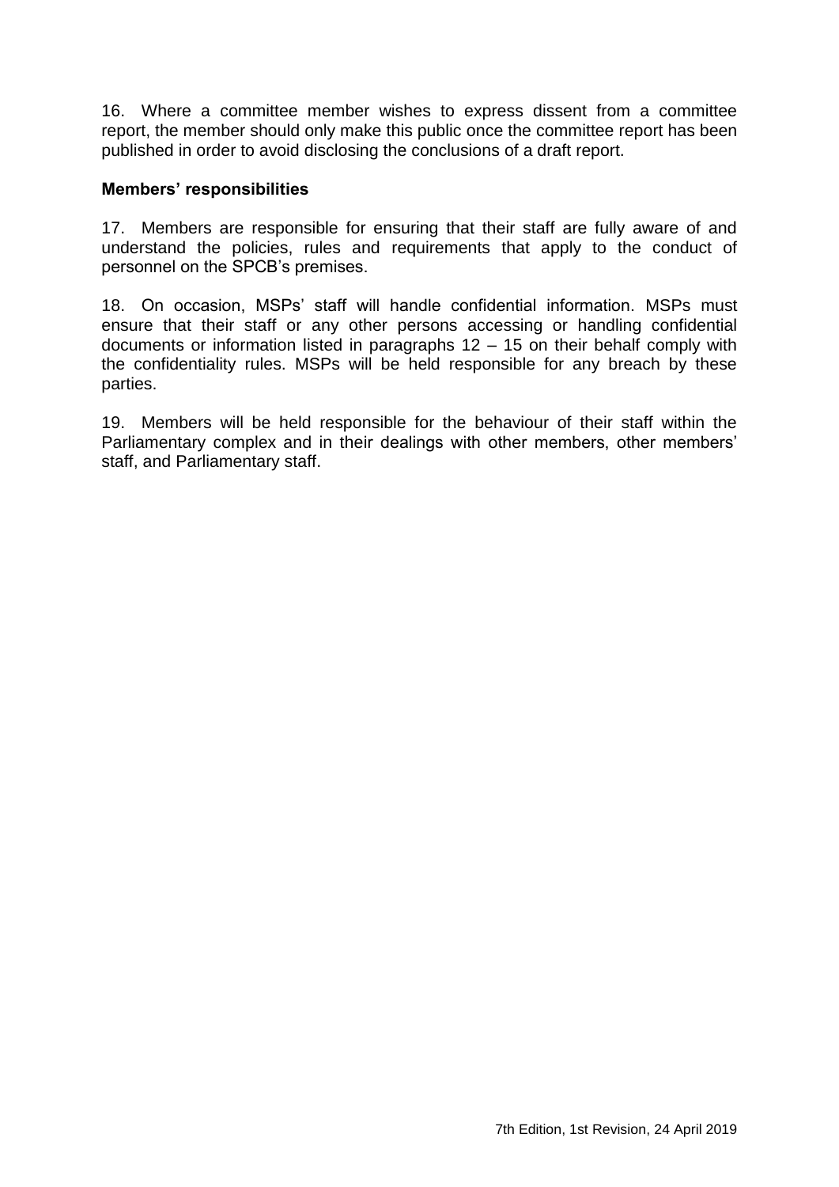16. Where a committee member wishes to express dissent from a committee report, the member should only make this public once the committee report has been published in order to avoid disclosing the conclusions of a draft report.

**Members' responsibilities**

17. Members are responsible for ensuring that their staff are fully aware of and understand the policies, rules and requirements that apply to the conduct of personnel on the SPCB's premises.

18. On occasion, MSPs' staff will handle confidential information. MSPs must ensure that their staff or any other persons accessing or handling confidential documents or information listed in paragraphs 12 – 15 on their behalf comply with the confidentiality rules. MSPs will be held responsible for any breach by these parties.

19. Members will be held responsible for the behaviour of their staff within the Parliamentary complex and in their dealings with other members, other members' staff, and Parliamentary staff.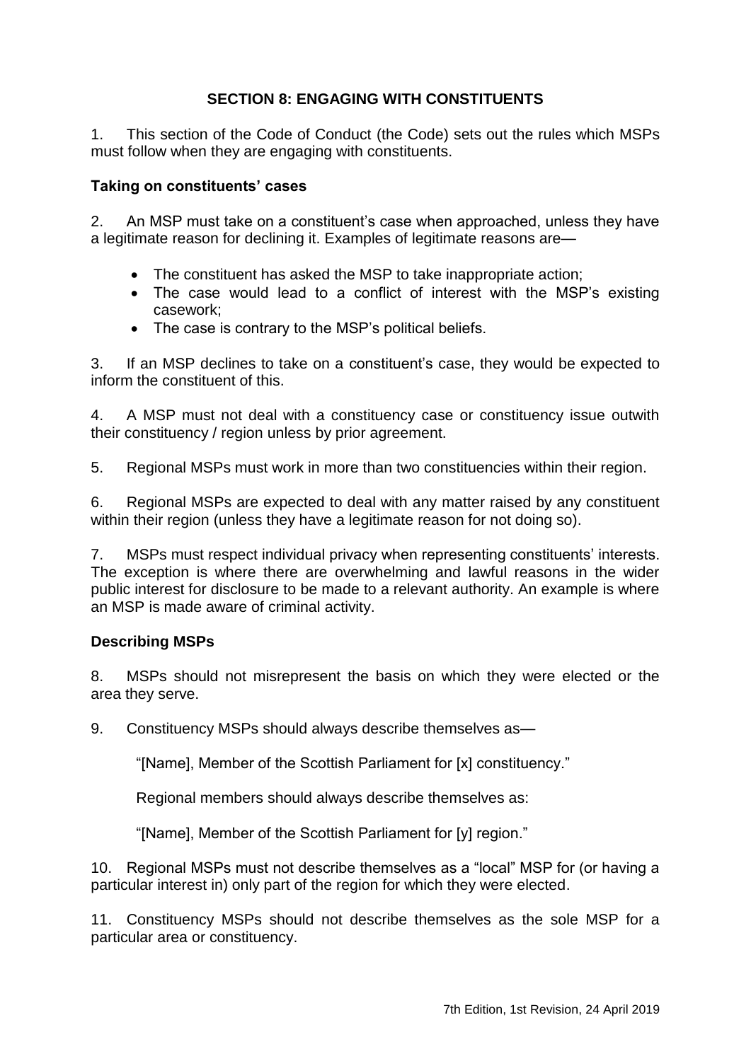## SECTION 8: ENGAGING WITH CONSTITUENTS

1. This section of the Code of Conduct (the Code) sets out the rules which MSPs must follow when they are engaging with constituents.

### Taking on constituents' cases

2. An MSP must take on a constituent's case when approached, unless they have a legitimate reason for declining it. Examples of legitimate reasons are—

- The constituent has asked the MSP to take inappropriate action;
- The case would lead to a conflict of interest with the MSP's existing casework;
- The case is contrary to the MSP's political beliefs.

3. If an MSP declines to take on a constituent's case, they would be expected to inform the constituent of this.

4. A MSP must not deal with a constituency case or constituency issue outwith their constituency / region unless by prior agreement.

5. Regional MSPs must work in more than two constituencies within their region.

6. Regional MSPs are expected to deal with any matter raised by any constituent within their region (unless they have a legitimate reason for not doing so).

7. MSPs must respect individual privacy when representing constituents' interests. The exception is where there are overwhelming and lawful reasons in the wider public interest for disclosure to be made to a relevant authority. An example is where an MSP is made aware of criminal activity.

### Describing MSPs

8. MSPs should not misrepresent the basis on which they were elected or the area they serve.

9. Constituency MSPs should always describe themselves as—

"[Name], Member of the Scottish Parliament for [x] constituency."

Regional members should always describe themselves as:

"[Name], Member of the Scottish Parliament for [y] region."

10. Regional MSPs must not describe themselves as a "local" MSP for (or having a particular interest in) only part of the region for which they were elected.

11. Constituency MSPs should not describe themselves as the sole MSP for a particular area or constituency.

7th Edition, 1st Revision, 24 April 2019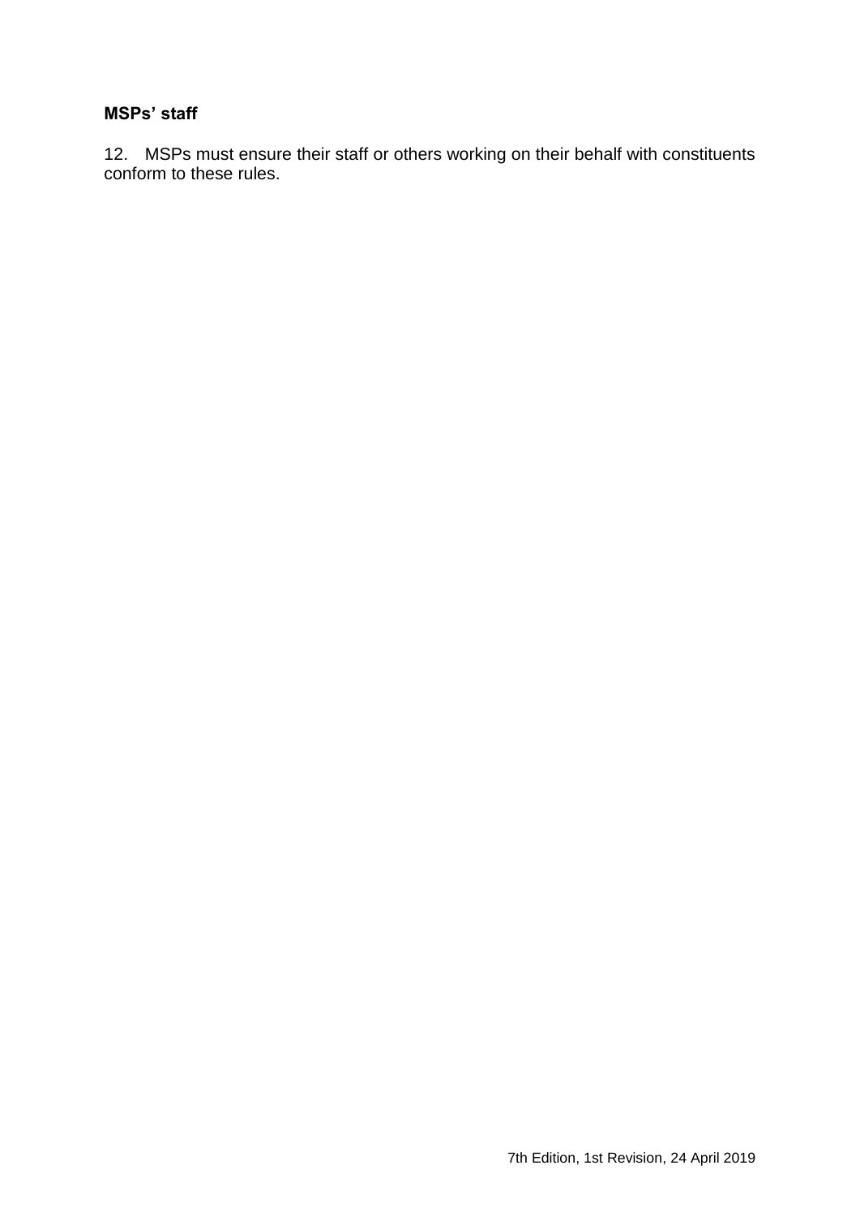**MSPs' staff**

12. MSPs must ensure their staff or others working on their behalf with constituents conform to these rules.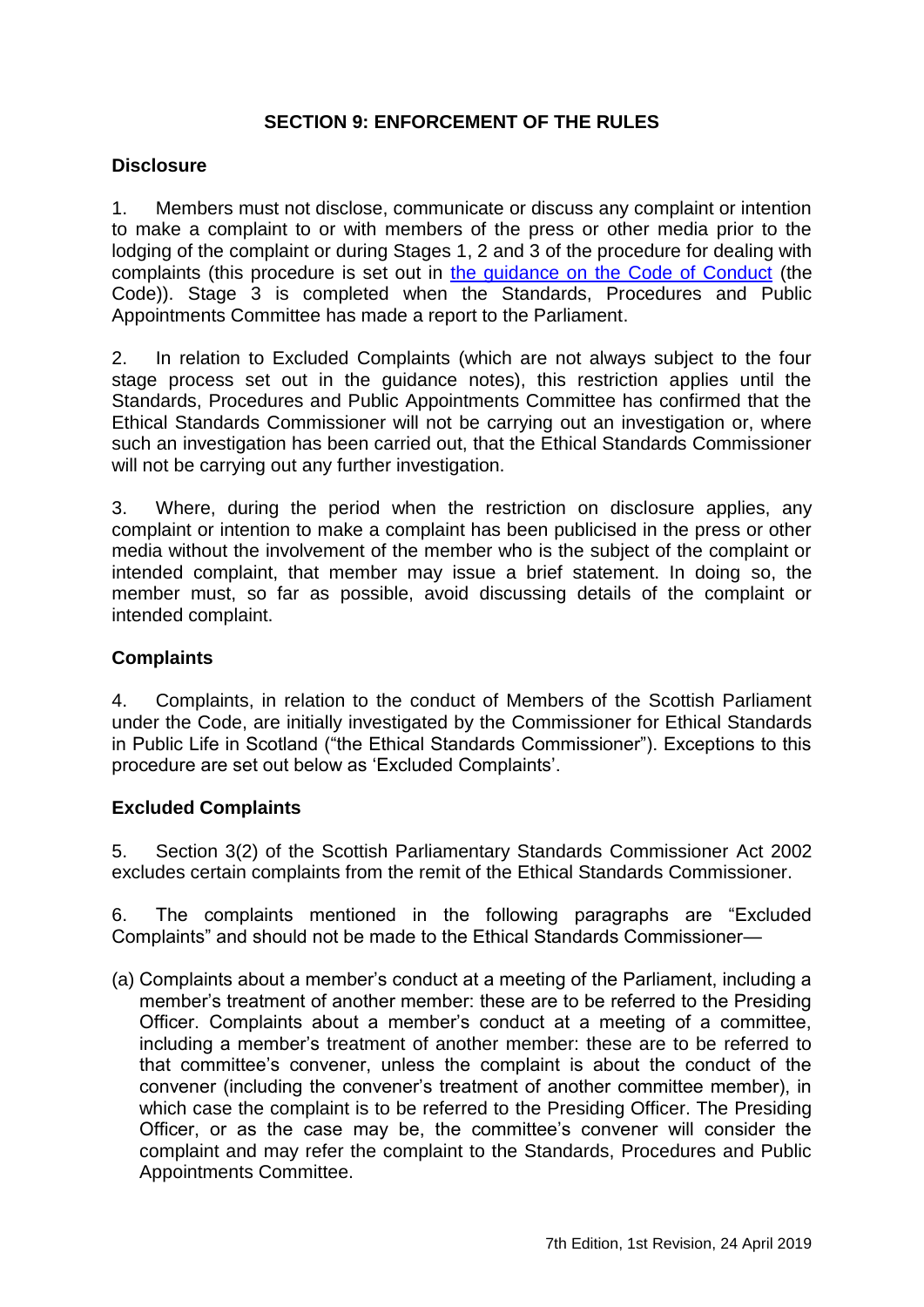## SECTION 9: ENFORCEMENT OF THE RULES

### Disclosure

1. Members must not disclose, communicate or discuss any complaint or intention to make a complaint to or with members of the press or other media prior to the lodging of the complaint or during Stages 1, 2 and 3 of the procedure for dealing with complaints (this procedure is set out in the guidance on the Code of Conduct (the Code)). Stage 3 is completed when the Standards, Procedures and Public Appointments Committee has made a report to the Parliament.

2. In relation to Excluded Complaints (which are not always subject to the four stage process set out in the guidance notes), this restriction applies until the Standards, Procedures and Public Appointments Committee has confirmed that the Ethical Standards Commissioner will not be carrying out an investigation or, where such an investigation has been carried out, that the Ethical Standards Commissioner will not be carrying out any further investigation.

3. Where, during the period when the restriction on disclosure applies, any complaint or intention to make a complaint has been publicised in the press or other media without the involvement of the member who is the subject of the complaint or intended complaint, that member may issue a brief statement. In doing so, the member must, so far as possible, avoid discussing details of the complaint or intended complaint.

### Complaints

4. Complaints, in relation to the conduct of Members of the Scottish Parliament under the Code, are initially investigated by the Commissioner for Ethical Standards in Public Life in Scotland ("the Ethical Standards Commissioner"). Exceptions to this procedure are set out below as 'Excluded Complaints'.

### Excluded Complaints

5. Section 3(2) of the Scottish Parliamentary Standards Commissioner Act 2002 excludes certain complaints from the remit of the Ethical Standards Commissioner.

6. The complaints mentioned in the following paragraphs are "Excluded Complaints" and should not be made to the Ethical Standards Commissioner—

(a) Complaints about a member's conduct at a meeting of the Parliament, including a member's treatment of another member: these are to be referred to the Presiding Officer. Complaints about a member's conduct at a meeting of a committee, including a member's treatment of another member: these are to be referred to that committee's convener, unless the complaint is about the conduct of the convener (including the convener's treatment of another committee member), in which case the complaint is to be referred to the Presiding Officer. The Presiding Officer, or as the case may be, the committee's convener will consider the complaint and may refer the complaint to the Standards, Procedures and Public Appointments Committee.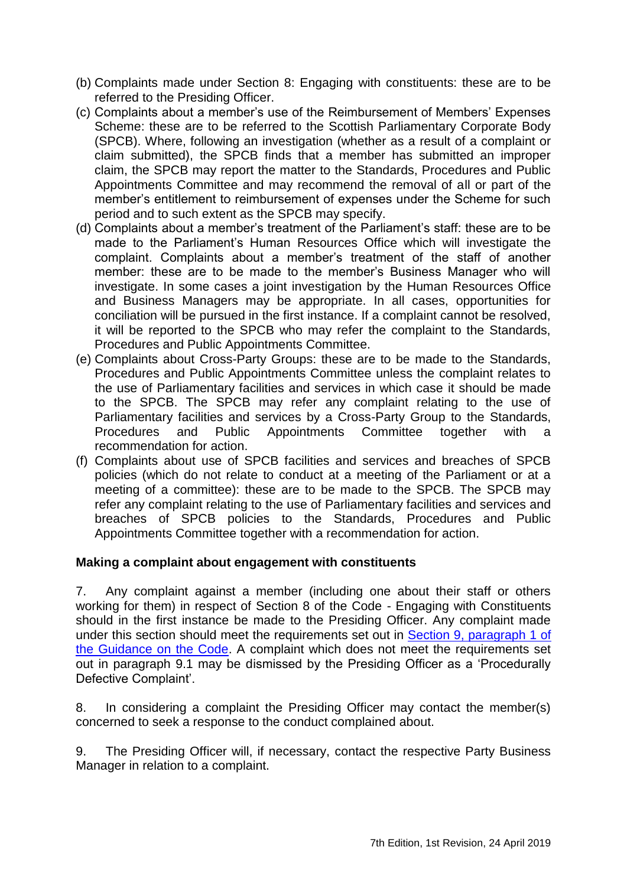(b) Complaints made under Section 8: Engaging with constituents: these are to be referred to the Presiding Officer.

(c) Complaints about a member's use of the Reimbursement of Members' Expenses Scheme: these are to be referred to the Scottish Parliamentary Corporate Body (SPCB). Where, following an investigation (whether as a result of a complaint or claim submitted), the SPCB finds that a member has submitted an improper claim, the SPCB may report the matter to the Standards, Procedures and Public Appointments Committee and may recommend the removal of all or part of the member's entitlement to reimbursement of expenses under the Scheme for such period and to such extent as the SPCB may specify.

(d) Complaints about a member's treatment of the Parliament's staff: these are to be made to the Parliament's Human Resources Office which will investigate the complaint. Complaints about a member's treatment of the staff of another member: these are to be made to the member's Business Manager who will investigate. In some cases a joint investigation by the Human Resources Office and Business Managers may be appropriate. In all cases, opportunities for conciliation will be pursued in the first instance. If a complaint cannot be resolved, it will be reported to the SPCB who may refer the complaint to the Standards, Procedures and Public Appointments Committee.

(e) Complaints about Cross-Party Groups: these are to be made to the Standards, Procedures and Public Appointments Committee unless the complaint relates to the use of Parliamentary facilities and services in which case it should be made to the SPCB. The SPCB may refer any complaint relating to the use of Parliamentary facilities and services by a Cross-Party Group to the Standards, Procedures and Public Appointments Committee together with a recommendation for action.

(f) Complaints about use of SPCB facilities and services and breaches of SPCB policies (which do not relate to conduct at a meeting of the Parliament or at a meeting of a committee): these are to be made to the SPCB. The SPCB may refer any complaint relating to the use of Parliamentary facilities and services and breaches of SPCB policies to the Standards, Procedures and Public Appointments Committee together with a recommendation for action.

**Making a complaint about engagement with constituents**

7. Any complaint against a member (including one about their staff or others working for them) in respect of Section 8 of the Code - Engaging with Constituents should in the first instance be made to the Presiding Officer. Any complaint made under this section should meet the requirements set out in Section 9, paragraph 1 of the Guidance on the Code. A complaint which does not meet the requirements set out in paragraph 9.1 may be dismissed by the Presiding Officer as a 'Procedurally Defective Complaint'.

8. In considering a complaint the Presiding Officer may contact the member(s) concerned to seek a response to the conduct complained about.

9. The Presiding Officer will, if necessary, contact the respective Party Business Manager in relation to a complaint.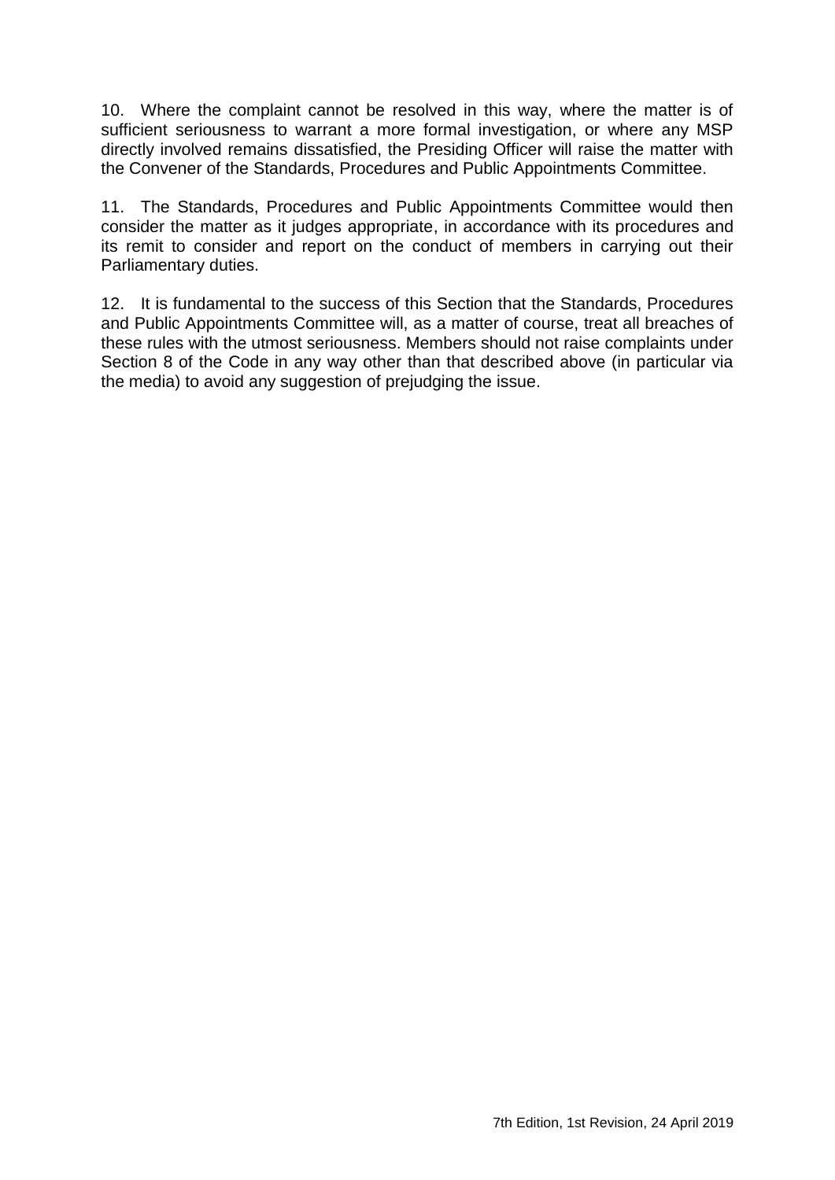10. Where the complaint cannot be resolved in this way, where the matter is of sufficient seriousness to warrant a more formal investigation, or where any MSP directly involved remains dissatisfied, the Presiding Officer will raise the matter with the Convener of the Standards, Procedures and Public Appointments Committee.

11. The Standards, Procedures and Public Appointments Committee would then consider the matter as it judges appropriate, in accordance with its procedures and its remit to consider and report on the conduct of members in carrying out their Parliamentary duties.

12. It is fundamental to the success of this Section that the Standards, Procedures and Public Appointments Committee will, as a matter of course, treat all breaches of these rules with the utmost seriousness. Members should not raise complaints under Section 8 of the Code in any way other than that described above (in particular via the media) to avoid any suggestion of prejudging the issue.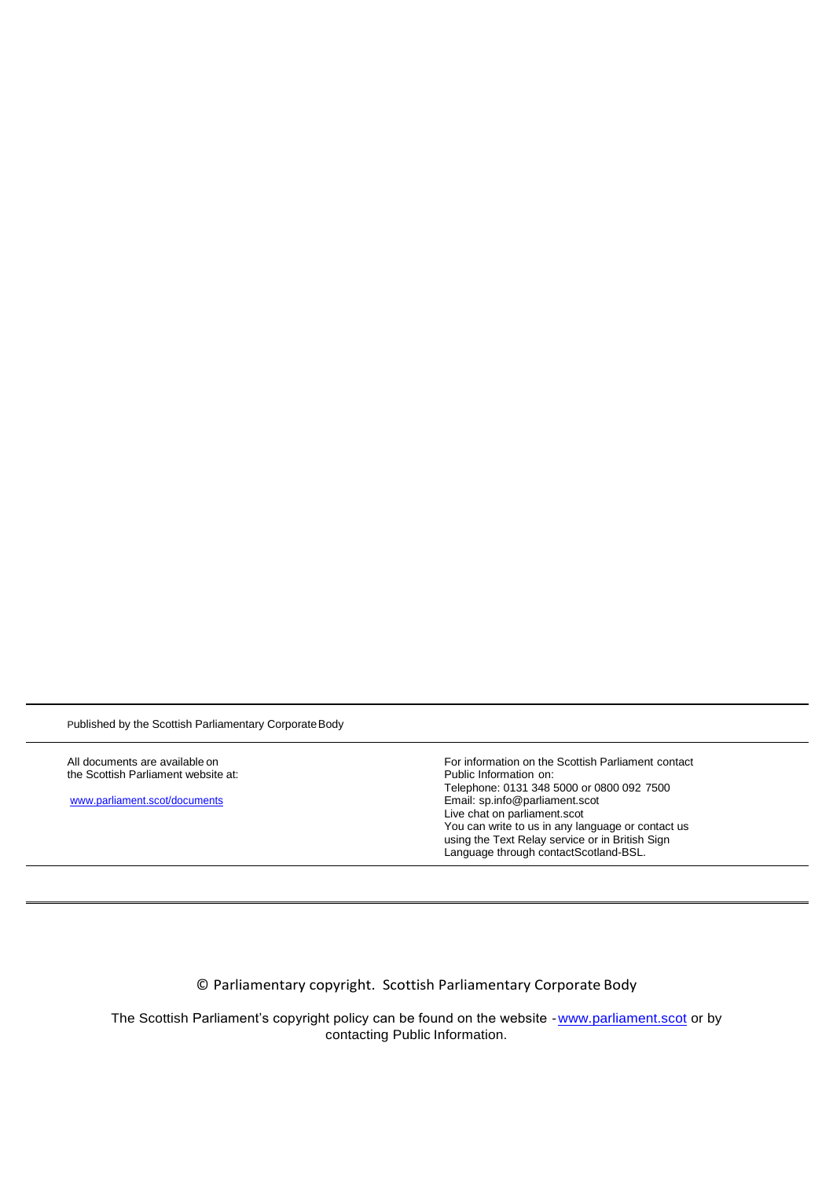Published by the Scottish Parliamentary Corporate Body

All documents are available on the Scottish Parliament website at:

www.parliament.scot/documents

For information on the Scottish Parliament contact Public Information on:
Telephone: 0131 348 5000 or 0800 092 7500
Email: sp.info@parliament.scot
Live chat on parliament.scot
You can write to us in any language or contact us using the Text Relay service or in British Sign Language through contactScotland-BSL.

© Parliamentary copyright. Scottish Parliamentary Corporate Body

The Scottish Parliament's copyright policy can be found on the website - www.parliament.scot or by contacting Public Information.